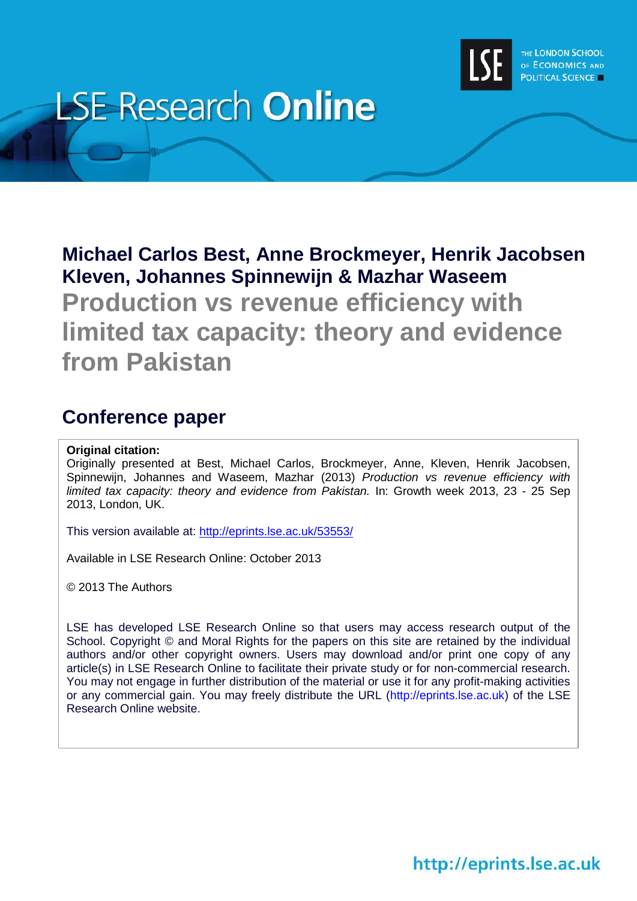# LSE Research Online

**Michael Carlos Best, Anne Brockmeyer, Henrik Jacobsen Kleven, Johannes Spinnewijn & Mazhar Waseem**

## Production vs revenue efficiency with limited tax capacity: theory and evidence from Pakistan

## Conference paper

**Original citation:**
Originally presented at Best, Michael Carlos, Brockmeyer, Anne, Kleven, Henrik Jacobsen, Spinnewijn, Johannes and Waseem, Mazhar (2013) *Production vs revenue efficiency with limited tax capacity: theory and evidence from Pakistan.* In: Growth week 2013, 23 - 25 Sep 2013, London, UK.

This version available at: http://eprints.lse.ac.uk/53553/

Available in LSE Research Online: October 2013

© 2013 The Authors

LSE has developed LSE Research Online so that users may access research output of the School. Copyright © and Moral Rights for the papers on this site are retained by the individual authors and/or other copyright owners. Users may download and/or print one copy of any article(s) in LSE Research Online to facilitate their private study or for non-commercial research. You may not engage in further distribution of the material or use it for any profit-making activities or any commercial gain. You may freely distribute the URL (http://eprints.lse.ac.uk) of the LSE Research Online website.

http://eprints.lse.ac.uk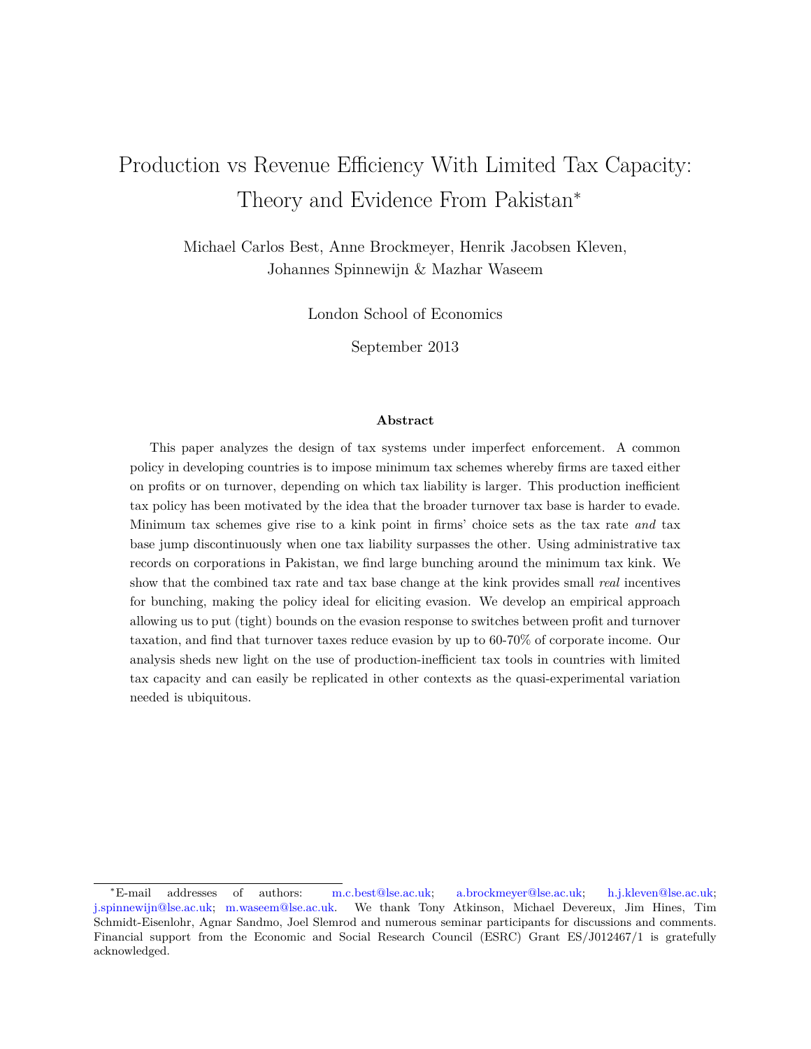# Production vs Revenue Efficiency With Limited Tax Capacity: Theory and Evidence From Pakistan*

Michael Carlos Best, Anne Brockmeyer, Henrik Jacobsen Kleven, Johannes Spinnewijn & Mazhar Waseem

London School of Economics

September 2013

### Abstract

This paper analyzes the design of tax systems under imperfect enforcement. A common policy in developing countries is to impose minimum tax schemes whereby firms are taxed either on profits or on turnover, depending on which tax liability is larger. This production inefficient tax policy has been motivated by the idea that the broader turnover tax base is harder to evade. Minimum tax schemes give rise to a kink point in firms' choice sets as the tax rate *and* tax base jump discontinuously when one tax liability surpasses the other. Using administrative tax records on corporations in Pakistan, we find large bunching around the minimum tax kink. We show that the combined tax rate and tax base change at the kink provides small *real* incentives for bunching, making the policy ideal for eliciting evasion. We develop an empirical approach allowing us to put (tight) bounds on the evasion response to switches between profit and turnover taxation, and find that turnover taxes reduce evasion by up to 60-70% of corporate income. Our analysis sheds new light on the use of production-inefficient tax tools in countries with limited tax capacity and can easily be replicated in other contexts as the quasi-experimental variation needed is ubiquitous.

*E-mail addresses of authors: m.c.best@lse.ac.uk; a.brockmeyer@lse.ac.uk; h.j.kleven@lse.ac.uk; j.spinnewijn@lse.ac.uk; m.waseem@lse.ac.uk. We thank Tony Atkinson, Michael Devereux, Jim Hines, Tim Schmidt-Eisenlohr, Agnar Sandmo, Joel Slemrod and numerous seminar participants for discussions and comments. Financial support from the Economic and Social Research Council (ESRC) Grant ES/J012467/1 is gratefully acknowledged.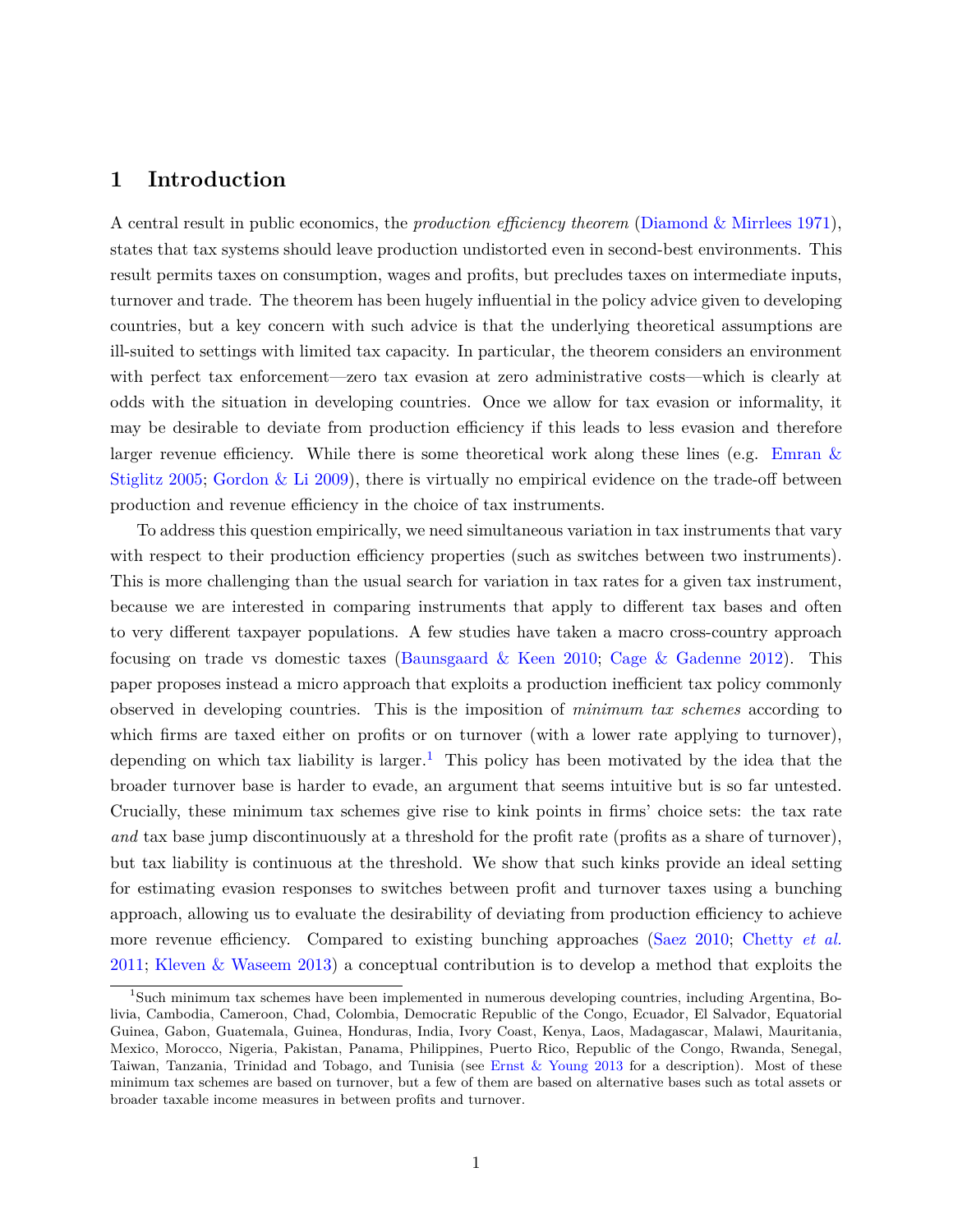# 1 Introduction

A central result in public economics, the *production efficiency theorem* (Diamond & Mirrlees 1971), states that tax systems should leave production undistorted even in second-best environments. This result permits taxes on consumption, wages and profits, but precludes taxes on intermediate inputs, turnover and trade. The theorem has been hugely influential in the policy advice given to developing countries, but a key concern with such advice is that the underlying theoretical assumptions are ill-suited to settings with limited tax capacity. In particular, the theorem considers an environment with perfect tax enforcement—zero tax evasion at zero administrative costs—which is clearly at odds with the situation in developing countries. Once we allow for tax evasion or informality, it may be desirable to deviate from production efficiency if this leads to less evasion and therefore larger revenue efficiency. While there is some theoretical work along these lines (e.g. Emran & Stiglitz 2005; Gordon & Li 2009), there is virtually no empirical evidence on the trade-off between production and revenue efficiency in the choice of tax instruments.

To address this question empirically, we need simultaneous variation in tax instruments that vary with respect to their production efficiency properties (such as switches between two instruments). This is more challenging than the usual search for variation in tax rates for a given tax instrument, because we are interested in comparing instruments that apply to different tax bases and often to very different taxpayer populations. A few studies have taken a macro cross-country approach focusing on trade vs domestic taxes (Baunsgaard & Keen 2010; Cage & Gadenne 2012). This paper proposes instead a micro approach that exploits a production inefficient tax policy commonly observed in developing countries. This is the imposition of *minimum tax schemes* according to which firms are taxed either on profits or on turnover (with a lower rate applying to turnover), depending on which tax liability is larger.[1] This policy has been motivated by the idea that the broader turnover base is harder to evade, an argument that seems intuitive but is so far untested. Crucially, these minimum tax schemes give rise to kink points in firms' choice sets: the tax rate *and* tax base jump discontinuously at a threshold for the profit rate (profits as a share of turnover), but tax liability is continuous at the threshold. We show that such kinks provide an ideal setting for estimating evasion responses to switches between profit and turnover taxes using a bunching approach, allowing us to evaluate the desirability of deviating from production efficiency to achieve more revenue efficiency. Compared to existing bunching approaches (Saez 2010; Chetty *et al.* 2011; Kleven & Waseem 2013) a conceptual contribution is to develop a method that exploits the

[1] Such minimum tax schemes have been implemented in numerous developing countries, including Argentina, Bolivia, Cambodia, Cameroon, Chad, Colombia, Democratic Republic of the Congo, Ecuador, El Salvador, Equatorial Guinea, Gabon, Guatemala, Guinea, Honduras, India, Ivory Coast, Kenya, Laos, Madagascar, Malawi, Mauritania, Mexico, Morocco, Nigeria, Pakistan, Panama, Philippines, Puerto Rico, Republic of the Congo, Rwanda, Senegal, Taiwan, Tanzania, Trinidad and Tobago, and Tunisia (see Ernst & Young 2013 for a description). Most of these minimum tax schemes are based on turnover, but a few of them are based on alternative bases such as total assets or broader taxable income measures in between profits and turnover.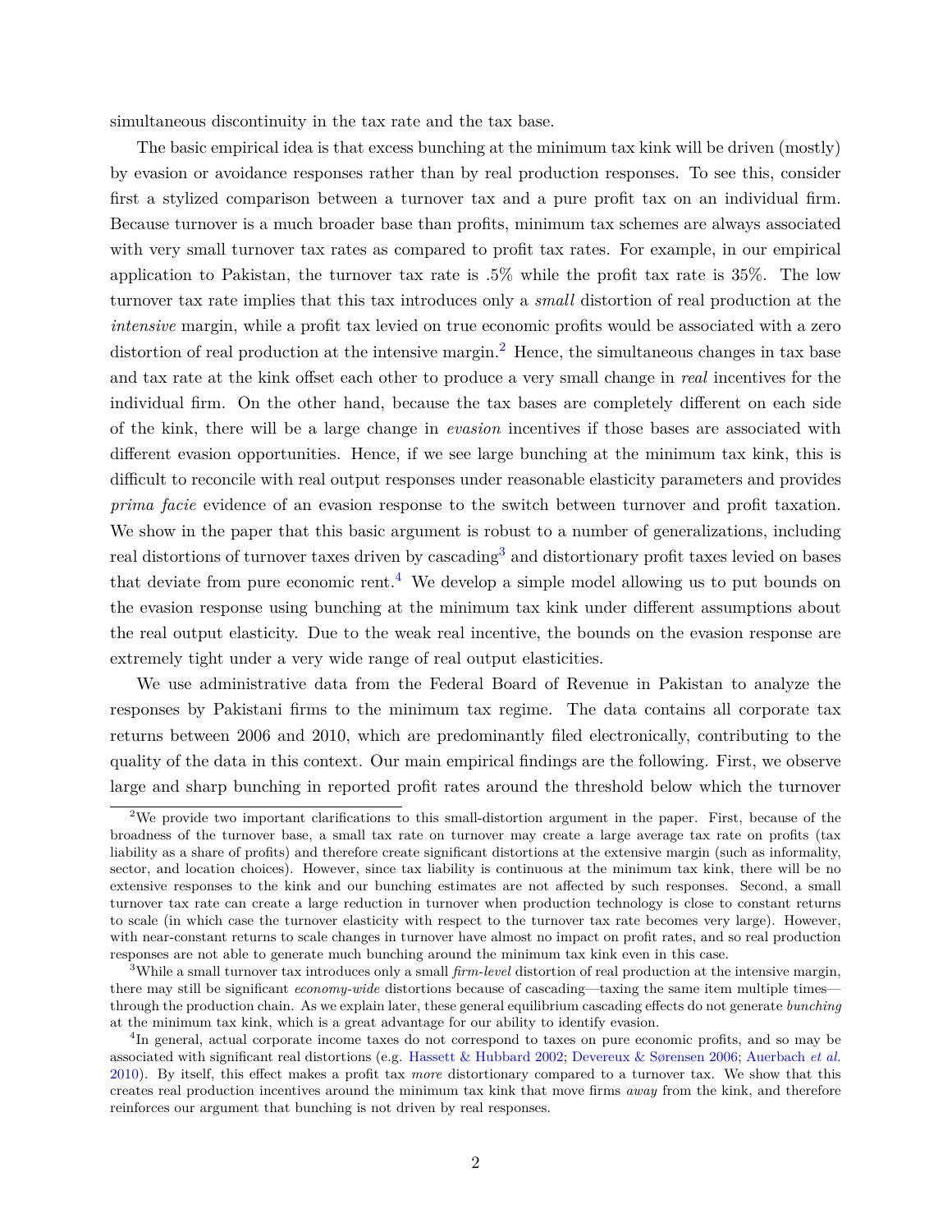simultaneous discontinuity in the tax rate and the tax base.

The basic empirical idea is that excess bunching at the minimum tax kink will be driven (mostly) by evasion or avoidance responses rather than by real production responses. To see this, consider first a stylized comparison between a turnover tax and a pure profit tax on an individual firm. Because turnover is a much broader base than profits, minimum tax schemes are always associated with very small turnover tax rates as compared to profit tax rates. For example, in our empirical application to Pakistan, the turnover tax rate is .5% while the profit tax rate is 35%. The low turnover tax rate implies that this tax introduces only a *small* distortion of real production at the *intensive* margin, while a profit tax levied on true economic profits would be associated with a zero distortion of real production at the intensive margin.[2] Hence, the simultaneous changes in tax base and tax rate at the kink offset each other to produce a very small change in *real* incentives for the individual firm. On the other hand, because the tax bases are completely different on each side of the kink, there will be a large change in *evasion* incentives if those bases are associated with different evasion opportunities. Hence, if we see large bunching at the minimum tax kink, this is difficult to reconcile with real output responses under reasonable elasticity parameters and provides *prima facie* evidence of an evasion response to the switch between turnover and profit taxation. We show in the paper that this basic argument is robust to a number of generalizations, including real distortions of turnover taxes driven by cascading[3] and distortionary profit taxes levied on bases that deviate from pure economic rent.[4] We develop a simple model allowing us to put bounds on the evasion response using bunching at the minimum tax kink under different assumptions about the real output elasticity. Due to the weak real incentive, the bounds on the evasion response are extremely tight under a very wide range of real output elasticities.

We use administrative data from the Federal Board of Revenue in Pakistan to analyze the responses by Pakistani firms to the minimum tax regime. The data contains all corporate tax returns between 2006 and 2010, which are predominantly filed electronically, contributing to the quality of the data in this context. Our main empirical findings are the following. First, we observe large and sharp bunching in reported profit rates around the threshold below which the turnover

---

[2] We provide two important clarifications to this small-distortion argument in the paper. First, because of the broadness of the turnover base, a small tax rate on turnover may create a large average tax rate on profits (tax liability as a share of profits) and therefore create significant distortions at the extensive margin (such as informality, sector, and location choices). However, since tax liability is continuous at the minimum tax kink, there will be no extensive responses to the kink and our bunching estimates are not affected by such responses. Second, a small turnover tax rate can create a large reduction in turnover when production technology is close to constant returns to scale (in which case the turnover elasticity with respect to the turnover tax rate becomes very large). However, with near-constant returns to scale changes in turnover have almost no impact on profit rates, and so real production responses are not able to generate much bunching around the minimum tax kink even in this case.

[3] While a small turnover tax introduces only a small *firm-level* distortion of real production at the intensive margin, there may still be significant *economy-wide* distortions because of cascading—taxing the same item multiple times—through the production chain. As we explain later, these general equilibrium cascading effects do not generate *bunching* at the minimum tax kink, which is a great advantage for our ability to identify evasion.

[4] In general, actual corporate income taxes do not correspond to taxes on pure economic profits, and so may be associated with significant real distortions (e.g. Hassett & Hubbard 2002; Devereux & Sørensen 2006; Auerbach *et al.* 2010). By itself, this effect makes a profit tax *more* distortionary compared to a turnover tax. We show that this creates real production incentives around the minimum tax kink that move firms *away* from the kink, and therefore reinforces our argument that bunching is not driven by real responses.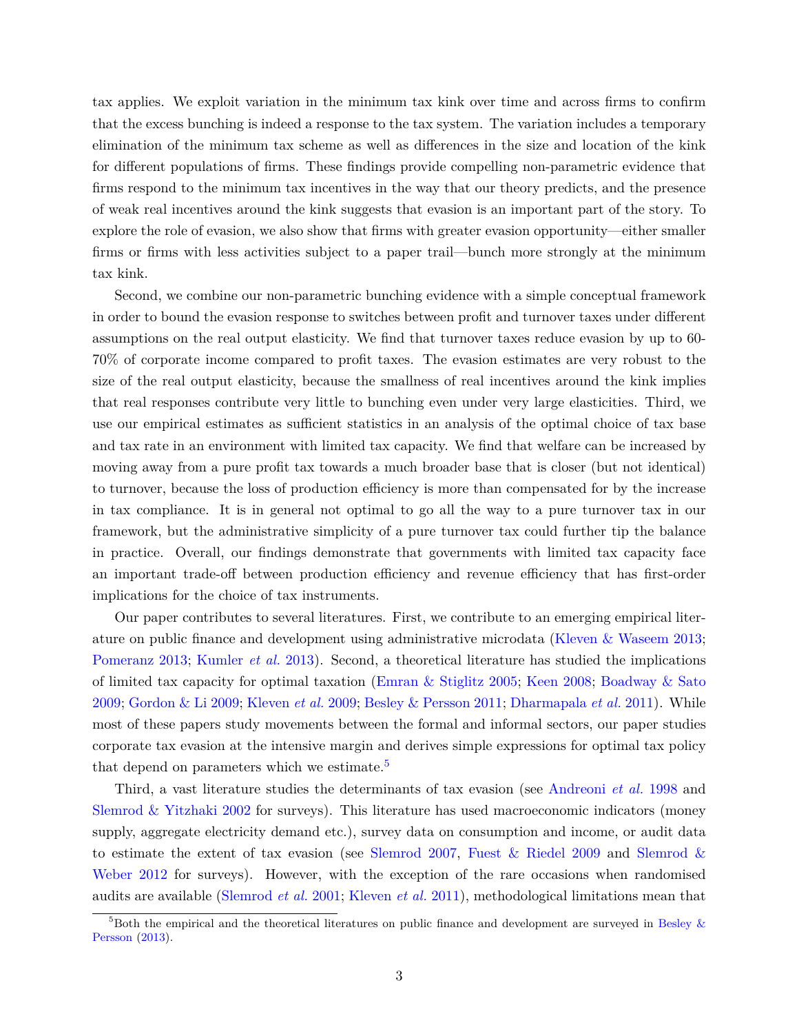tax applies. We exploit variation in the minimum tax kink over time and across firms to confirm that the excess bunching is indeed a response to the tax system. The variation includes a temporary elimination of the minimum tax scheme as well as differences in the size and location of the kink for different populations of firms. These findings provide compelling non-parametric evidence that firms respond to the minimum tax incentives in the way that our theory predicts, and the presence of weak real incentives around the kink suggests that evasion is an important part of the story. To explore the role of evasion, we also show that firms with greater evasion opportunity—either smaller firms or firms with less activities subject to a paper trail—bunch more strongly at the minimum tax kink.

Second, we combine our non-parametric bunching evidence with a simple conceptual framework in order to bound the evasion response to switches between profit and turnover taxes under different assumptions on the real output elasticity. We find that turnover taxes reduce evasion by up to 60-70% of corporate income compared to profit taxes. The evasion estimates are very robust to the size of the real output elasticity, because the smallness of real incentives around the kink implies that real responses contribute very little to bunching even under very large elasticities. Third, we use our empirical estimates as sufficient statistics in an analysis of the optimal choice of tax base and tax rate in an environment with limited tax capacity. We find that welfare can be increased by moving away from a pure profit tax towards a much broader base that is closer (but not identical) to turnover, because the loss of production efficiency is more than compensated for by the increase in tax compliance. It is in general not optimal to go all the way to a pure turnover tax in our framework, but the administrative simplicity of a pure turnover tax could further tip the balance in practice. Overall, our findings demonstrate that governments with limited tax capacity face an important trade-off between production efficiency and revenue efficiency that has first-order implications for the choice of tax instruments.

Our paper contributes to several literatures. First, we contribute to an emerging empirical literature on public finance and development using administrative microdata (Kleven & Waseem 2013; Pomeranz 2013; Kumler *et al.* 2013). Second, a theoretical literature has studied the implications of limited tax capacity for optimal taxation (Emran & Stiglitz 2005; Keen 2008; Boadway & Sato 2009; Gordon & Li 2009; Kleven *et al.* 2009; Besley & Persson 2011; Dharmapala *et al.* 2011). While most of these papers study movements between the formal and informal sectors, our paper studies corporate tax evasion at the intensive margin and derives simple expressions for optimal tax policy that depend on parameters which we estimate.[5]

Third, a vast literature studies the determinants of tax evasion (see Andreoni *et al.* 1998 and Slemrod & Yitzhaki 2002 for surveys). This literature has used macroeconomic indicators (money supply, aggregate electricity demand etc.), survey data on consumption and income, or audit data to estimate the extent of tax evasion (see Slemrod 2007, Fuest & Riedel 2009 and Slemrod & Weber 2012 for surveys). However, with the exception of the rare occasions when randomised audits are available (Slemrod *et al.* 2001; Kleven *et al.* 2011), methodological limitations mean that

[5]Both the empirical and the theoretical literatures on public finance and development are surveyed in Besley & Persson (2013).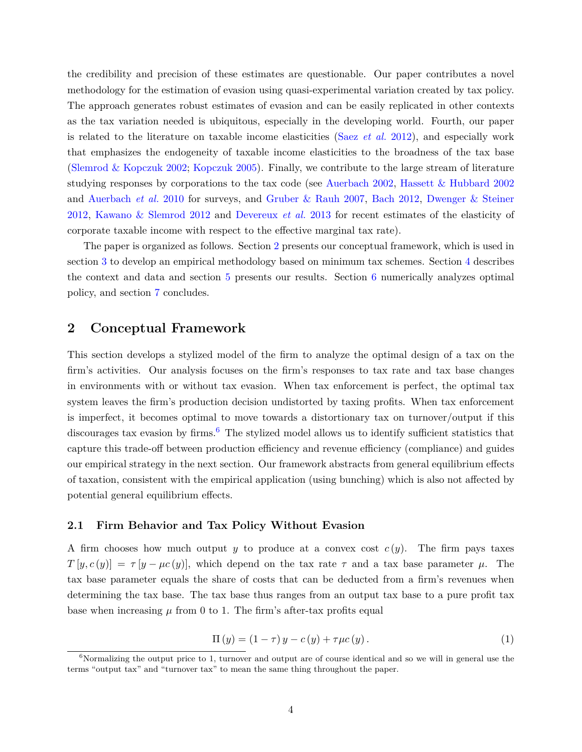the credibility and precision of these estimates are questionable. Our paper contributes a novel methodology for the estimation of evasion using quasi-experimental variation created by tax policy. The approach generates robust estimates of evasion and can be easily replicated in other contexts as the tax variation needed is ubiquitous, especially in the developing world. Fourth, our paper is related to the literature on taxable income elasticities (Saez *et al.* 2012), and especially work that emphasizes the endogeneity of taxable income elasticities to the broadness of the tax base (Slemrod & Kopczuk 2002; Kopczuk 2005). Finally, we contribute to the large stream of literature studying responses by corporations to the tax code (see Auerbach 2002, Hassett & Hubbard 2002 and Auerbach *et al.* 2010 for surveys, and Gruber & Rauh 2007, Bach 2012, Dwenger & Steiner 2012, Kawano & Slemrod 2012 and Devereux *et al.* 2013 for recent estimates of the elasticity of corporate taxable income with respect to the effective marginal tax rate).

The paper is organized as follows. Section 2 presents our conceptual framework, which is used in section 3 to develop an empirical methodology based on minimum tax schemes. Section 4 describes the context and data and section 5 presents our results. Section 6 numerically analyzes optimal policy, and section 7 concludes.

## 2 Conceptual Framework

This section develops a stylized model of the firm to analyze the optimal design of a tax on the firm's activities. Our analysis focuses on the firm's responses to tax rate and tax base changes in environments with or without tax evasion. When tax enforcement is perfect, the optimal tax system leaves the firm's production decision undistorted by taxing profits. When tax enforcement is imperfect, it becomes optimal to move towards a distortionary tax on turnover/output if this discourages tax evasion by firms.[6] The stylized model allows us to identify sufficient statistics that capture this trade-off between production efficiency and revenue efficiency (compliance) and guides our empirical strategy in the next section. Our framework abstracts from general equilibrium effects of taxation, consistent with the empirical application (using bunching) which is also not affected by potential general equilibrium effects.

### 2.1 Firm Behavior and Tax Policy Without Evasion

A firm chooses how much output $y$ to produce at a convex cost $c(y)$. The firm pays taxes $T[y, c(y)] = \tau[y - \mu c(y)]$, which depend on the tax rate $\tau$ and a tax base parameter $\mu$. The tax base parameter equals the share of costs that can be deducted from a firm's revenues when determining the tax base. The tax base thus ranges from an output tax base to a pure profit tax base when increasing $\mu$ from 0 to 1. The firm's after-tax profits equal

$$\Pi(y) = (1-\tau)\,y - c(y) + \tau\mu c(y). \tag{1}$$

[6] Normalizing the output price to 1, turnover and output are of course identical and so we will in general use the terms "output tax" and "turnover tax" to mean the same thing throughout the paper.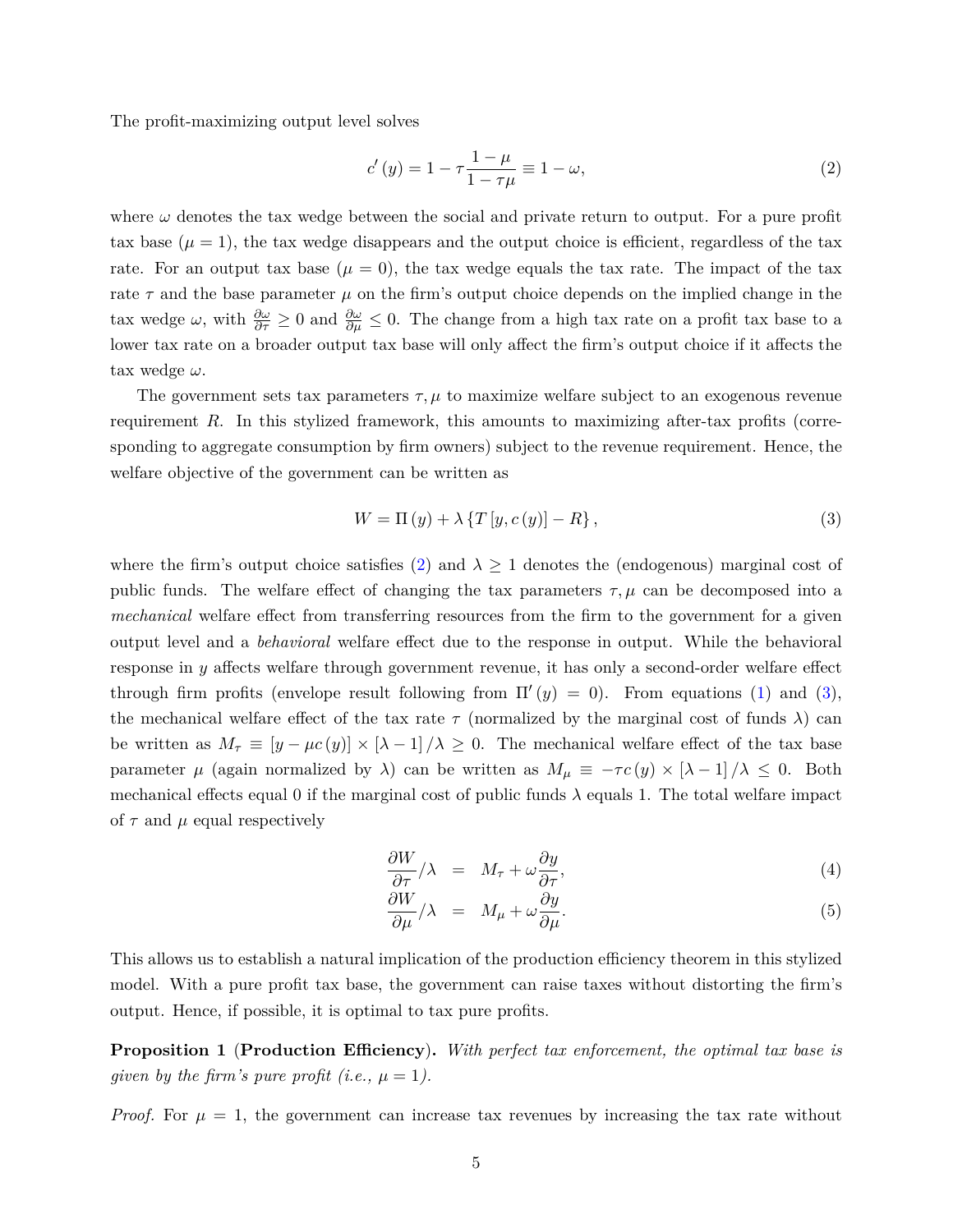The profit-maximizing output level solves

$$c'(y) = 1 - \tau \frac{1-\mu}{1-\tau\mu} \equiv 1 - \omega, \tag{2}$$

where $\omega$ denotes the tax wedge between the social and private return to output. For a pure profit tax base ($\mu = 1$), the tax wedge disappears and the output choice is efficient, regardless of the tax rate. For an output tax base ($\mu = 0$), the tax wedge equals the tax rate. The impact of the tax rate $\tau$ and the base parameter $\mu$ on the firm's output choice depends on the implied change in the tax wedge $\omega$, with $\frac{\partial \omega}{\partial \tau} \geq 0$ and $\frac{\partial \omega}{\partial \mu} \leq 0$. The change from a high tax rate on a profit tax base to a lower tax rate on a broader output tax base will only affect the firm's output choice if it affects the tax wedge $\omega$.

The government sets tax parameters $\tau, \mu$ to maximize welfare subject to an exogenous revenue requirement $R$. In this stylized framework, this amounts to maximizing after-tax profits (corresponding to aggregate consumption by firm owners) subject to the revenue requirement. Hence, the welfare objective of the government can be written as

$$W = \Pi(y) + \lambda \{T[y, c(y)] - R\}, \tag{3}$$

where the firm's output choice satisfies (2) and $\lambda \geq 1$ denotes the (endogenous) marginal cost of public funds. The welfare effect of changing the tax parameters $\tau, \mu$ can be decomposed into a *mechanical* welfare effect from transferring resources from the firm to the government for a given output level and a *behavioral* welfare effect due to the response in output. While the behavioral response in $y$ affects welfare through government revenue, it has only a second-order welfare effect through firm profits (envelope result following from $\Pi'(y) = 0$). From equations (1) and (3), the mechanical welfare effect of the tax rate $\tau$ (normalized by the marginal cost of funds $\lambda$) can be written as $M_\tau \equiv [y - \mu c(y)] \times [\lambda - 1]/\lambda \geq 0$. The mechanical welfare effect of the tax base parameter $\mu$ (again normalized by $\lambda$) can be written as $M_\mu \equiv -\tau c(y) \times [\lambda - 1]/\lambda \leq 0$. Both mechanical effects equal 0 if the marginal cost of public funds $\lambda$ equals 1. The total welfare impact of $\tau$ and $\mu$ equal respectively

$$\frac{\partial W}{\partial \tau}/\lambda = M_\tau + \omega \frac{\partial y}{\partial \tau}, \tag{4}$$

$$\frac{\partial W}{\partial \mu}/\lambda = M_\mu + \omega \frac{\partial y}{\partial \mu}. \tag{5}$$

This allows us to establish a natural implication of the production efficiency theorem in this stylized model. With a pure profit tax base, the government can raise taxes without distorting the firm's output. Hence, if possible, it is optimal to tax pure profits.

**Proposition 1** (**Production Efficiency**). *With perfect tax enforcement, the optimal tax base is given by the firm's pure profit (i.e., $\mu = 1$).*

*Proof.* For $\mu = 1$, the government can increase tax revenues by increasing the tax rate without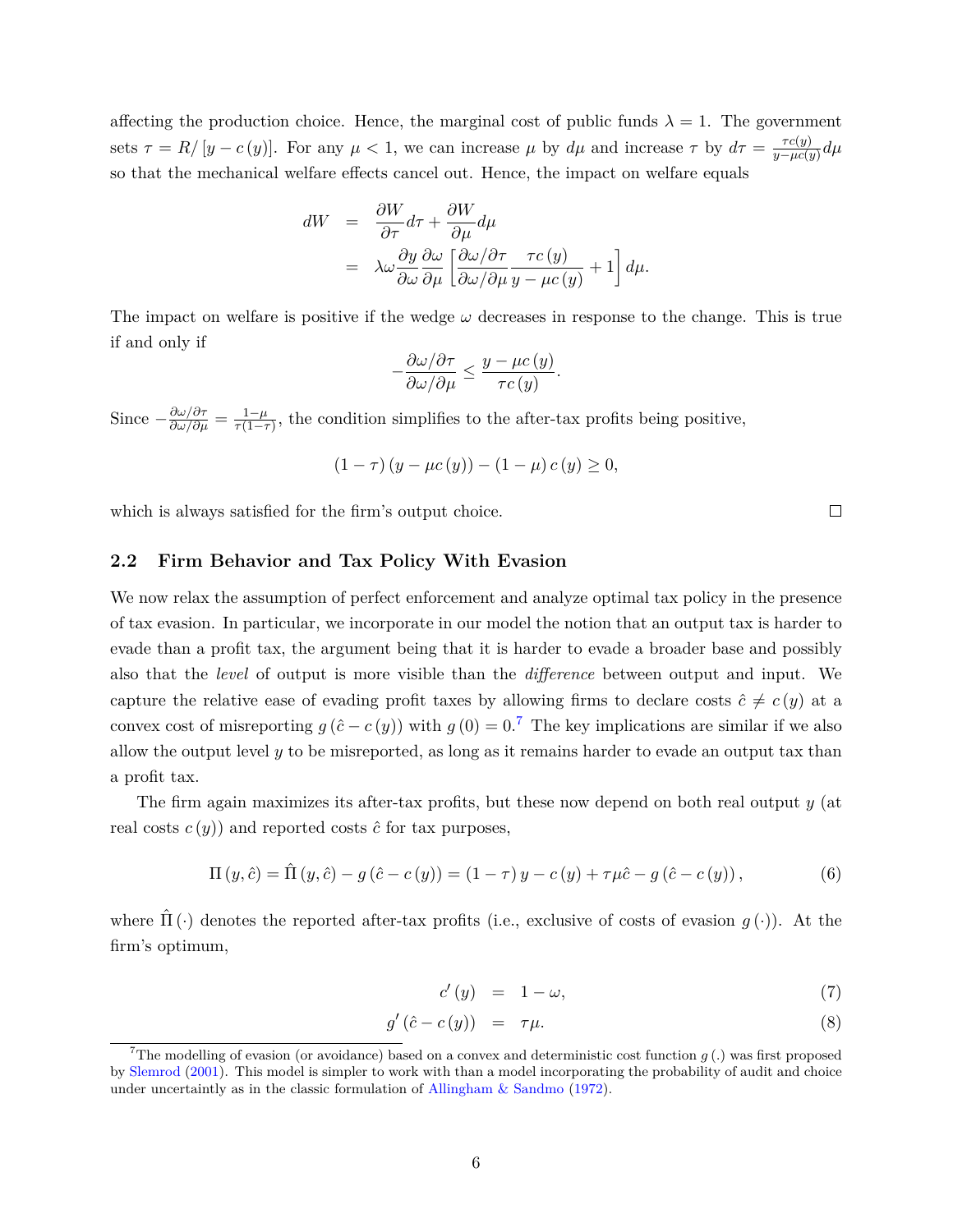affecting the production choice. Hence, the marginal cost of public funds $\lambda = 1$. The government sets $\tau = R/\left[y - c\left(y\right)\right]$. For any $\mu < 1$, we can increase $\mu$ by $d\mu$ and increase $\tau$ by $d\tau = \frac{\tau c(y)}{y - \mu c(y)} d\mu$ so that the mechanical welfare effects cancel out. Hence, the impact on welfare equals

$$
\begin{aligned}
dW &= \frac{\partial W}{\partial \tau} d\tau + \frac{\partial W}{\partial \mu} d\mu \\
&= \lambda \omega \frac{\partial y}{\partial \omega} \frac{\partial \omega}{\partial \mu} \left[ \frac{\partial \omega / \partial \tau}{\partial \omega / \partial \mu} \frac{\tau c\left(y\right)}{y - \mu c\left(y\right)} + 1 \right] d\mu.
\end{aligned}
$$

The impact on welfare is positive if the wedge $\omega$ decreases in response to the change. This is true if and only if

$$
-\frac{\partial \omega / \partial \tau}{\partial \omega / \partial \mu} \leq \frac{y - \mu c\left(y\right)}{\tau c\left(y\right)}.
$$

Since $-\frac{\partial \omega / \partial \tau}{\partial \omega / \partial \mu} = \frac{1-\mu}{\tau(1-\tau)}$, the condition simplifies to the after-tax profits being positive,

$$
\left(1 - \tau\right)\left(y - \mu c\left(y\right)\right) - \left(1 - \mu\right) c\left(y\right) \geq 0,
$$

which is always satisfied for the firm's output choice. □

## 2.2 Firm Behavior and Tax Policy With Evasion

We now relax the assumption of perfect enforcement and analyze optimal tax policy in the presence of tax evasion. In particular, we incorporate in our model the notion that an output tax is harder to evade than a profit tax, the argument being that it is harder to evade a broader base and possibly also that the *level* of output is more visible than the *difference* between output and input. We capture the relative ease of evading profit taxes by allowing firms to declare costs $\hat{c} \neq c\left(y\right)$ at a convex cost of misreporting $g\left(\hat{c} - c\left(y\right)\right)$ with $g\left(0\right) = 0$.[7] The key implications are similar if we also allow the output level $y$ to be misreported, as long as it remains harder to evade an output tax than a profit tax.

The firm again maximizes its after-tax profits, but these now depend on both real output $y$ (at real costs $c\left(y\right)$) and reported costs $\hat{c}$ for tax purposes,

$$
\Pi\left(y, \hat{c}\right) = \hat{\Pi}\left(y, \hat{c}\right) - g\left(\hat{c} - c\left(y\right)\right) = \left(1 - \tau\right) y - c\left(y\right) + \tau \mu \hat{c} - g\left(\hat{c} - c\left(y\right)\right), \tag{6}
$$

where $\hat{\Pi}\left(\cdot\right)$ denotes the reported after-tax profits (i.e., exclusive of costs of evasion $g\left(\cdot\right)$). At the firm's optimum,

$$
c'\left(y\right) = 1 - \omega, \tag{7}
$$

$$
g'\left(\hat{c} - c\left(y\right)\right) = \tau \mu. \tag{8}
$$

[7] The modelling of evasion (or avoidance) based on a convex and deterministic cost function $g\left(.\right)$ was first proposed by Slemrod (2001). This model is simpler to work with than a model incorporating the probability of audit and choice under uncertaintly as in the classic formulation of Allingham & Sandmo (1972).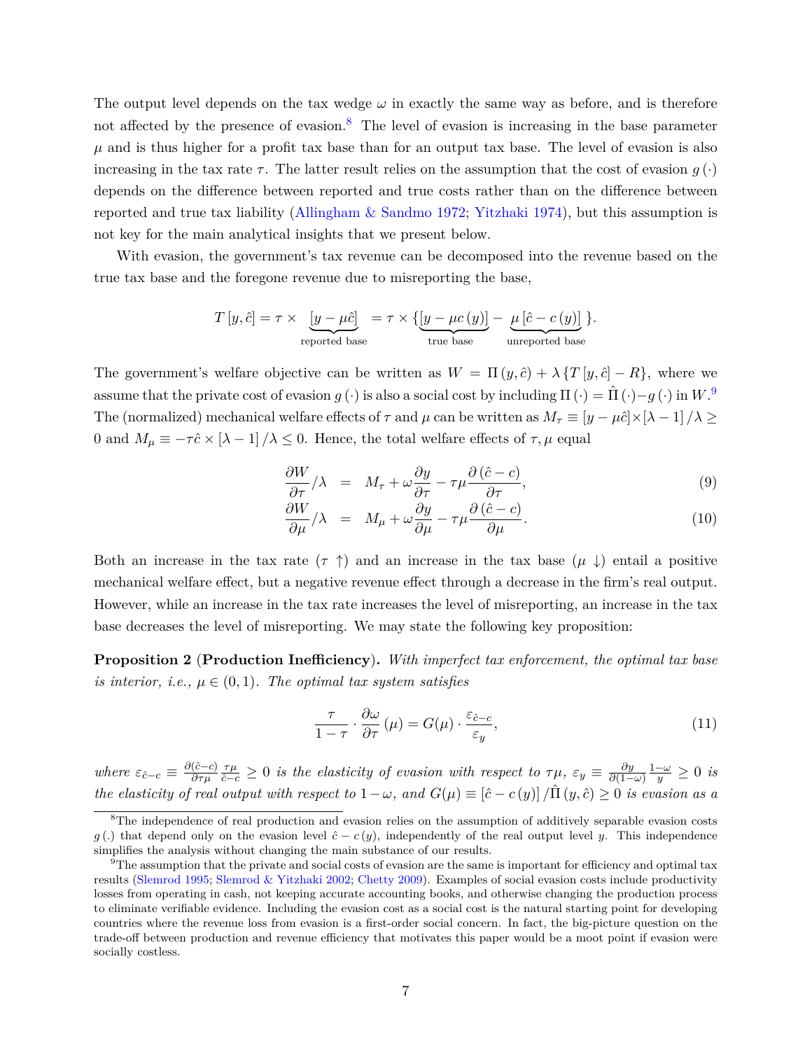The output level depends on the tax wedge $\omega$ in exactly the same way as before, and is therefore not affected by the presence of evasion.[8] The level of evasion is increasing in the base parameter $\mu$ and is thus higher for a profit tax base than for an output tax base. The level of evasion is also increasing in the tax rate $\tau$. The latter result relies on the assumption that the cost of evasion $g(\cdot)$ depends on the difference between reported and true costs rather than on the difference between reported and true tax liability (Allingham & Sandmo 1972; Yitzhaki 1974), but this assumption is not key for the main analytical insights that we present below.

With evasion, the government's tax revenue can be decomposed into the revenue based on the true tax base and the foregone revenue due to misreporting the base,

$$T[y,\hat{c}] = \tau \times \underbrace{[y-\mu\hat{c}]}_{\text{reported base}} = \tau \times \{\underbrace{[y-\mu c(y)]}_{\text{true base}} - \underbrace{\mu[\hat{c}-c(y)]}_{\text{unreported base}}\}.$$

The government's welfare objective can be written as $W = \Pi(y,\hat{c}) + \lambda\{T[y,\hat{c}] - R\}$, where we assume that the private cost of evasion $g(\cdot)$ is also a social cost by including $\Pi(\cdot) = \hat{\Pi}(\cdot) - g(\cdot)$ in $W$.[9] The (normalized) mechanical welfare effects of $\tau$ and $\mu$ can be written as $M_\tau \equiv [y-\mu\hat{c}]\times[\lambda-1]/\lambda \geq 0$ and $M_\mu \equiv -\tau\hat{c}\times[\lambda-1]/\lambda \leq 0$. Hence, the total welfare effects of $\tau, \mu$ equal

$$\frac{\partial W}{\partial \tau}/\lambda = M_\tau + \omega\frac{\partial y}{\partial \tau} - \tau\mu\frac{\partial(\hat{c}-c)}{\partial \tau}, \tag{9}$$

$$\frac{\partial W}{\partial \mu}/\lambda = M_\mu + \omega\frac{\partial y}{\partial \mu} - \tau\mu\frac{\partial(\hat{c}-c)}{\partial \mu}. \tag{10}$$

Both an increase in the tax rate ($\tau\uparrow$) and an increase in the tax base ($\mu\downarrow$) entail a positive mechanical welfare effect, but a negative revenue effect through a decrease in the firm's real output. However, while an increase in the tax rate increases the level of misreporting, an increase in the tax base decreases the level of misreporting. We may state the following key proposition:

**Proposition 2** (**Production Inefficiency**). *With imperfect tax enforcement, the optimal tax base is interior, i.e.,* $\mu \in (0,1)$. *The optimal tax system satisfies*

$$\frac{\tau}{1-\tau}\cdot\frac{\partial\omega}{\partial\tau}(\mu) = G(\mu)\cdot\frac{\varepsilon_{\hat{c}-c}}{\varepsilon_y}, \tag{11}$$

*where* $\varepsilon_{\hat{c}-c} \equiv \frac{\partial(\hat{c}-c)}{\partial\tau\mu}\frac{\tau\mu}{\hat{c}-c} \geq 0$ *is the elasticity of evasion with respect to* $\tau\mu$, $\varepsilon_y \equiv \frac{\partial y}{\partial(1-\omega)}\frac{1-\omega}{y} \geq 0$ *is the elasticity of real output with respect to* $1-\omega$, *and* $G(\mu) \equiv [\hat{c}-c(y)]/\hat{\Pi}(y,\hat{c}) \geq 0$ *is evasion as a*

---

[8] The independence of real production and evasion relies on the assumption of additively separable evasion costs $g(.)$ that depend only on the evasion level $\hat{c}-c(y)$, independently of the real output level $y$. This independence simplifies the analysis without changing the main substance of our results.

[9] The assumption that the private and social costs of evasion are the same is important for efficiency and optimal tax results (Slemrod 1995; Slemrod & Yitzhaki 2002; Chetty 2009). Examples of social evasion costs include productivity losses from operating in cash, not keeping accurate accounting books, and otherwise changing the production process to eliminate verifiable evidence. Including the evasion cost as a social cost is the natural starting point for developing countries where the revenue loss from evasion is a first-order social concern. In fact, the big-picture question on the trade-off between production and revenue efficiency that motivates this paper would be a moot point if evasion were socially costless.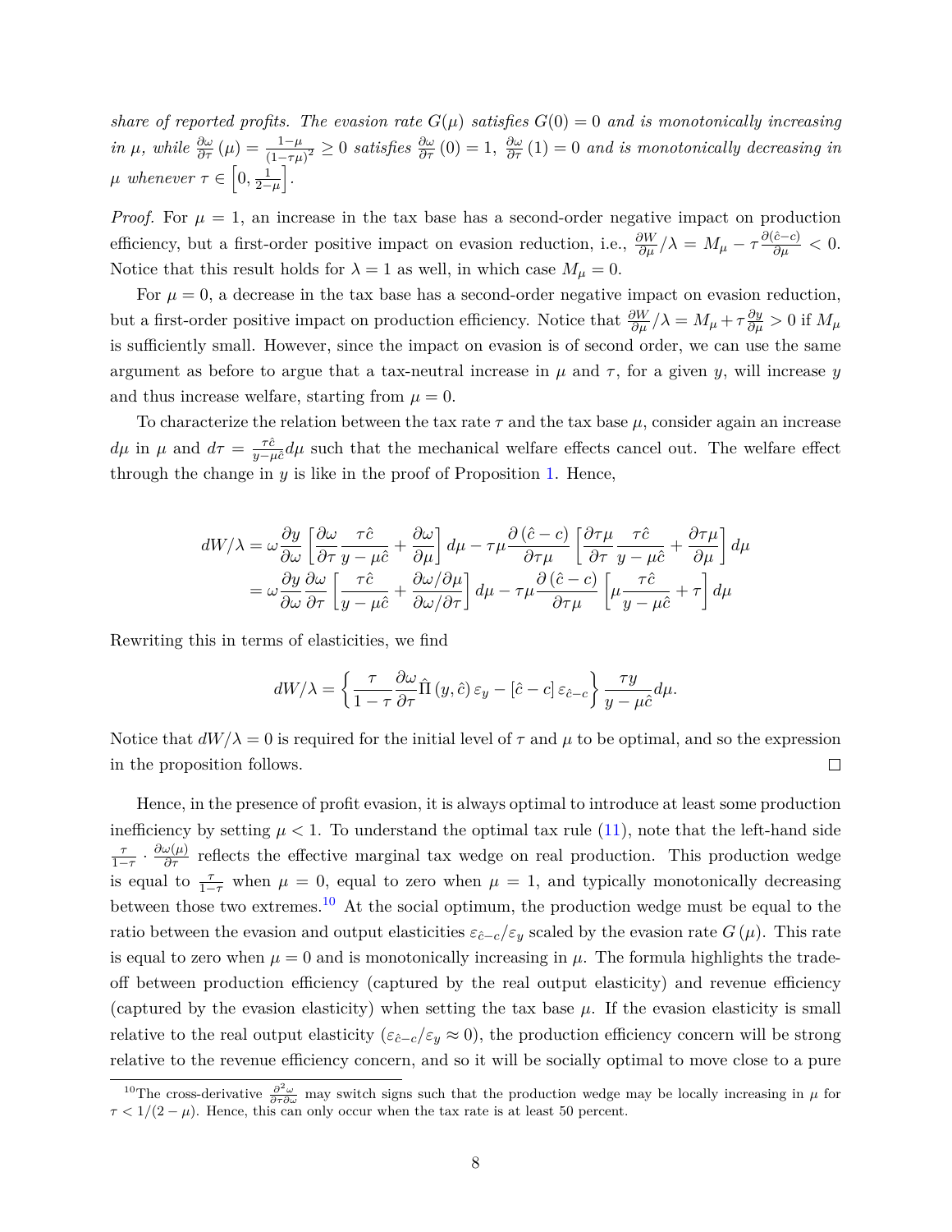*share of reported profits. The evasion rate $G(\mu)$ satisfies $G(0) = 0$ and is monotonically increasing in $\mu$, while $\frac{\partial \omega}{\partial \tau}(\mu) = \frac{1-\mu}{(1-\tau\mu)^2} \geq 0$ satisfies $\frac{\partial \omega}{\partial \tau}(0) = 1$, $\frac{\partial \omega}{\partial \tau}(1) = 0$ and is monotonically decreasing in $\mu$ whenever $\tau \in \left[0, \frac{1}{2-\mu}\right]$.*

*Proof.* For $\mu = 1$, an increase in the tax base has a second-order negative impact on production efficiency, but a first-order positive impact on evasion reduction, i.e., $\frac{\partial W}{\partial \mu}/\lambda = M_\mu - \tau \frac{\partial(\hat{c}-c)}{\partial \mu} < 0$. Notice that this result holds for $\lambda = 1$ as well, in which case $M_\mu = 0$.

For $\mu = 0$, a decrease in the tax base has a second-order negative impact on evasion reduction, but a first-order positive impact on production efficiency. Notice that $\frac{\partial W}{\partial \mu}/\lambda = M_\mu + \tau \frac{\partial y}{\partial \mu} > 0$ if $M_\mu$ is sufficiently small. However, since the impact on evasion is of second order, we can use the same argument as before to argue that a tax-neutral increase in $\mu$ and $\tau$, for a given $y$, will increase $y$ and thus increase welfare, starting from $\mu = 0$.

To characterize the relation between the tax rate $\tau$ and the tax base $\mu$, consider again an increase $d\mu$ in $\mu$ and $d\tau = \frac{\tau \hat{c}}{y - \mu \hat{c}} d\mu$ such that the mechanical welfare effects cancel out. The welfare effect through the change in $y$ is like in the proof of Proposition 1. Hence,

$$
\begin{aligned}
dW/\lambda &= \omega \frac{\partial y}{\partial \omega} \left[ \frac{\partial \omega}{\partial \tau} \frac{\tau \hat{c}}{y - \mu \hat{c}} + \frac{\partial \omega}{\partial \mu} \right] d\mu - \tau \mu \frac{\partial (\hat{c} - c)}{\partial \tau \mu} \left[ \frac{\partial \tau \mu}{\partial \tau} \frac{\tau \hat{c}}{y - \mu \hat{c}} + \frac{\partial \tau \mu}{\partial \mu} \right] d\mu \\
&= \omega \frac{\partial y}{\partial \omega} \frac{\partial \omega}{\partial \tau} \left[ \frac{\tau \hat{c}}{y - \mu \hat{c}} + \frac{\partial \omega / \partial \mu}{\partial \omega / \partial \tau} \right] d\mu - \tau \mu \frac{\partial (\hat{c} - c)}{\partial \tau \mu} \left[ \mu \frac{\tau \hat{c}}{y - \mu \hat{c}} + \tau \right] d\mu
\end{aligned}
$$

Rewriting this in terms of elasticities, we find

$$
dW/\lambda = \left\{ \frac{\tau}{1-\tau} \frac{\partial \omega}{\partial \tau} \hat{\Pi}(y, \hat{c}) \varepsilon_y - [\hat{c} - c] \varepsilon_{\hat{c}-c} \right\} \frac{\tau y}{y - \mu \hat{c}} d\mu.
$$

Notice that $dW/\lambda = 0$ is required for the initial level of $\tau$ and $\mu$ to be optimal, and so the expression in the proposition follows. ☐

Hence, in the presence of profit evasion, it is always optimal to introduce at least some production inefficiency by setting $\mu < 1$. To understand the optimal tax rule (11), note that the left-hand side $\frac{\tau}{1-\tau} \cdot \frac{\partial \omega(\mu)}{\partial \tau}$ reflects the effective marginal tax wedge on real production. This production wedge is equal to $\frac{\tau}{1-\tau}$ when $\mu = 0$, equal to zero when $\mu = 1$, and typically monotonically decreasing between those two extremes.[10] At the social optimum, the production wedge must be equal to the ratio between the evasion and output elasticities $\varepsilon_{\hat{c}-c}/\varepsilon_y$ scaled by the evasion rate $G(\mu)$. This rate is equal to zero when $\mu = 0$ and is monotonically increasing in $\mu$. The formula highlights the trade-off between production efficiency (captured by the real output elasticity) and revenue efficiency (captured by the evasion elasticity) when setting the tax base $\mu$. If the evasion elasticity is small relative to the real output elasticity ($\varepsilon_{\hat{c}-c}/\varepsilon_y \approx 0$), the production efficiency concern will be strong relative to the revenue efficiency concern, and so it will be socially optimal to move close to a pure

[10] The cross-derivative $\frac{\partial^2 \omega}{\partial \tau \partial \omega}$ may switch signs such that the production wedge may be locally increasing in $\mu$ for $\tau < 1/(2-\mu)$. Hence, this can only occur when the tax rate is at least 50 percent.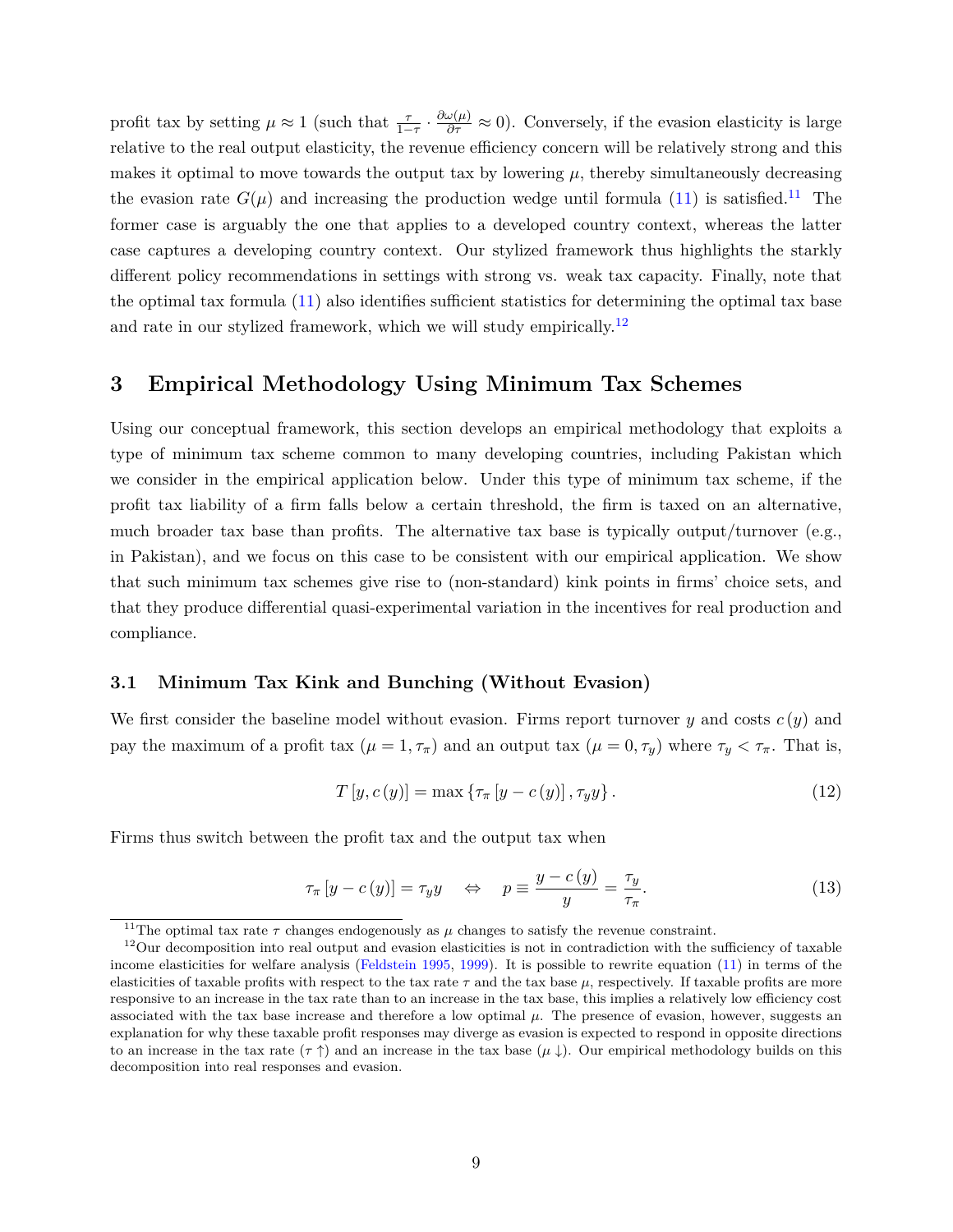profit tax by setting $\mu \approx 1$ (such that $\frac{\tau}{1-\tau} \cdot \frac{\partial \omega(\mu)}{\partial \tau} \approx 0$). Conversely, if the evasion elasticity is large relative to the real output elasticity, the revenue efficiency concern will be relatively strong and this makes it optimal to move towards the output tax by lowering $\mu$, thereby simultaneously decreasing the evasion rate $G(\mu)$ and increasing the production wedge until formula (11) is satisfied.[11] The former case is arguably the one that applies to a developed country context, whereas the latter case captures a developing country context. Our stylized framework thus highlights the starkly different policy recommendations in settings with strong vs. weak tax capacity. Finally, note that the optimal tax formula (11) also identifies sufficient statistics for determining the optimal tax base and rate in our stylized framework, which we will study empirically.[12]

## 3 Empirical Methodology Using Minimum Tax Schemes

Using our conceptual framework, this section develops an empirical methodology that exploits a type of minimum tax scheme common to many developing countries, including Pakistan which we consider in the empirical application below. Under this type of minimum tax scheme, if the profit tax liability of a firm falls below a certain threshold, the firm is taxed on an alternative, much broader tax base than profits. The alternative tax base is typically output/turnover (e.g., in Pakistan), and we focus on this case to be consistent with our empirical application. We show that such minimum tax schemes give rise to (non-standard) kink points in firms' choice sets, and that they produce differential quasi-experimental variation in the incentives for real production and compliance.

### 3.1 Minimum Tax Kink and Bunching (Without Evasion)

We first consider the baseline model without evasion. Firms report turnover $y$ and costs $c(y)$ and pay the maximum of a profit tax ($\mu = 1, \tau_\pi$) and an output tax ($\mu = 0, \tau_y$) where $\tau_y < \tau_\pi$. That is,

$$T[y, c(y)] = \max\{\tau_\pi [y - c(y)], \tau_y y\}. \tag{12}$$

Firms thus switch between the profit tax and the output tax when

$$\tau_\pi [y - c(y)] = \tau_y y \quad \Leftrightarrow \quad p \equiv \frac{y - c(y)}{y} = \frac{\tau_y}{\tau_\pi}. \tag{13}$$

[11] The optimal tax rate $\tau$ changes endogenously as $\mu$ changes to satisfy the revenue constraint.

[12] Our decomposition into real output and evasion elasticities is not in contradiction with the sufficiency of taxable income elasticities for welfare analysis (Feldstein 1995, 1999). It is possible to rewrite equation (11) in terms of the elasticities of taxable profits with respect to the tax rate $\tau$ and the tax base $\mu$, respectively. If taxable profits are more responsive to an increase in the tax rate than to an increase in the tax base, this implies a relatively low efficiency cost associated with the tax base increase and therefore a low optimal $\mu$. The presence of evasion, however, suggests an explanation for why these taxable profit responses may diverge as evasion is expected to respond in opposite directions to an increase in the tax rate ($\tau \uparrow$) and an increase in the tax base ($\mu \downarrow$). Our empirical methodology builds on this decomposition into real responses and evasion.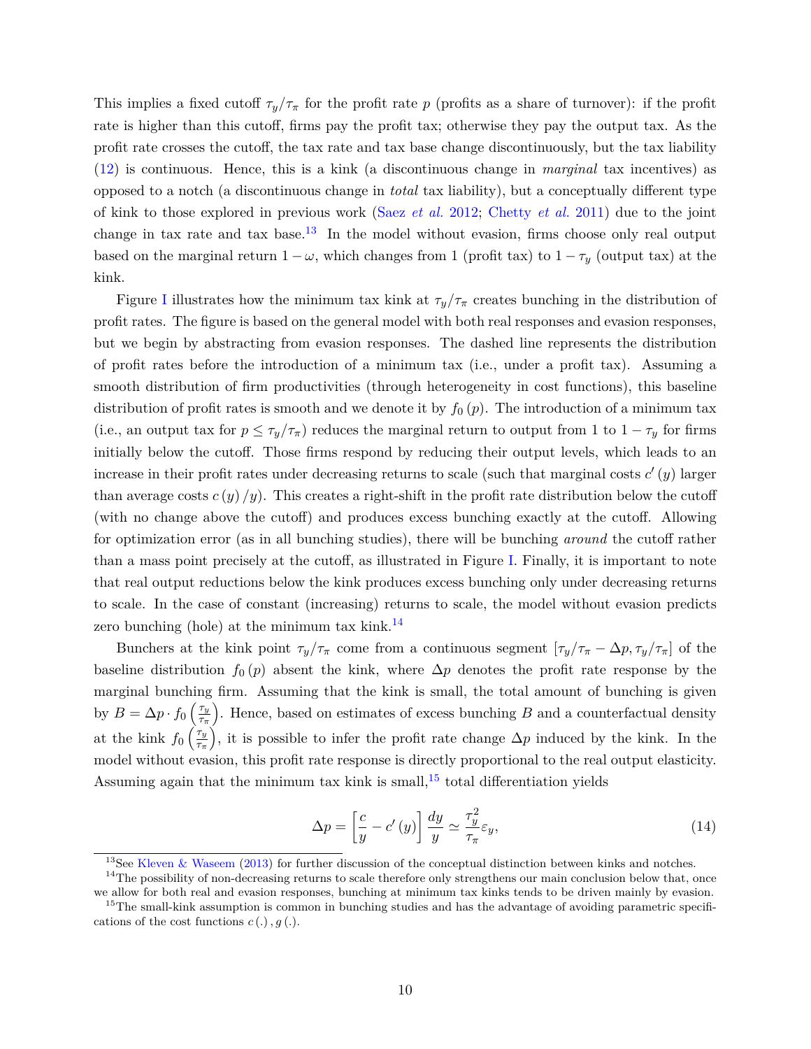This implies a fixed cutoff $\tau_y/\tau_\pi$ for the profit rate $p$ (profits as a share of turnover): if the profit rate is higher than this cutoff, firms pay the profit tax; otherwise they pay the output tax. As the profit rate crosses the cutoff, the tax rate and tax base change discontinuously, but the tax liability (12) is continuous. Hence, this is a kink (a discontinuous change in *marginal* tax incentives) as opposed to a notch (a discontinuous change in *total* tax liability), but a conceptually different type of kink to those explored in previous work (Saez *et al.* 2012; Chetty *et al.* 2011) due to the joint change in tax rate and tax base.[13] In the model without evasion, firms choose only real output based on the marginal return $1-\omega$, which changes from 1 (profit tax) to $1-\tau_y$ (output tax) at the kink.

Figure I illustrates how the minimum tax kink at $\tau_y/\tau_\pi$ creates bunching in the distribution of profit rates. The figure is based on the general model with both real responses and evasion responses, but we begin by abstracting from evasion responses. The dashed line represents the distribution of profit rates before the introduction of a minimum tax (i.e., under a profit tax). Assuming a smooth distribution of firm productivities (through heterogeneity in cost functions), this baseline distribution of profit rates is smooth and we denote it by $f_0(p)$. The introduction of a minimum tax (i.e., an output tax for $p \leq \tau_y/\tau_\pi$) reduces the marginal return to output from 1 to $1-\tau_y$ for firms initially below the cutoff. Those firms respond by reducing their output levels, which leads to an increase in their profit rates under decreasing returns to scale (such that marginal costs $c'(y)$ larger than average costs $c(y)/y$). This creates a right-shift in the profit rate distribution below the cutoff (with no change above the cutoff) and produces excess bunching exactly at the cutoff. Allowing for optimization error (as in all bunching studies), there will be bunching *around* the cutoff rather than a mass point precisely at the cutoff, as illustrated in Figure I. Finally, it is important to note that real output reductions below the kink produces excess bunching only under decreasing returns to scale. In the case of constant (increasing) returns to scale, the model without evasion predicts zero bunching (hole) at the minimum tax kink.[14]

Bunchers at the kink point $\tau_y/\tau_\pi$ come from a continuous segment $[\tau_y/\tau_\pi - \Delta p, \tau_y/\tau_\pi]$ of the baseline distribution $f_0(p)$ absent the kink, where $\Delta p$ denotes the profit rate response by the marginal bunching firm. Assuming that the kink is small, the total amount of bunching is given by $B = \Delta p \cdot f_0\left(\frac{\tau_y}{\tau_\pi}\right)$. Hence, based on estimates of excess bunching $B$ and a counterfactual density at the kink $f_0\left(\frac{\tau_y}{\tau_\pi}\right)$, it is possible to infer the profit rate change $\Delta p$ induced by the kink. In the model without evasion, this profit rate response is directly proportional to the real output elasticity. Assuming again that the minimum tax kink is small,[15] total differentiation yields

$$\Delta p = \left[\frac{c}{y} - c'(y)\right]\frac{dy}{y} \simeq \frac{\tau_y^2}{\tau_\pi}\varepsilon_y, \tag{14}$$

[13] See Kleven & Waseem (2013) for further discussion of the conceptual distinction between kinks and notches.

[14] The possibility of non-decreasing returns to scale therefore only strengthens our main conclusion below that, once we allow for both real and evasion responses, bunching at minimum tax kinks tends to be driven mainly by evasion.

[15] The small-kink assumption is common in bunching studies and has the advantage of avoiding parametric specifications of the cost functions $c(.)$, $g(.)$.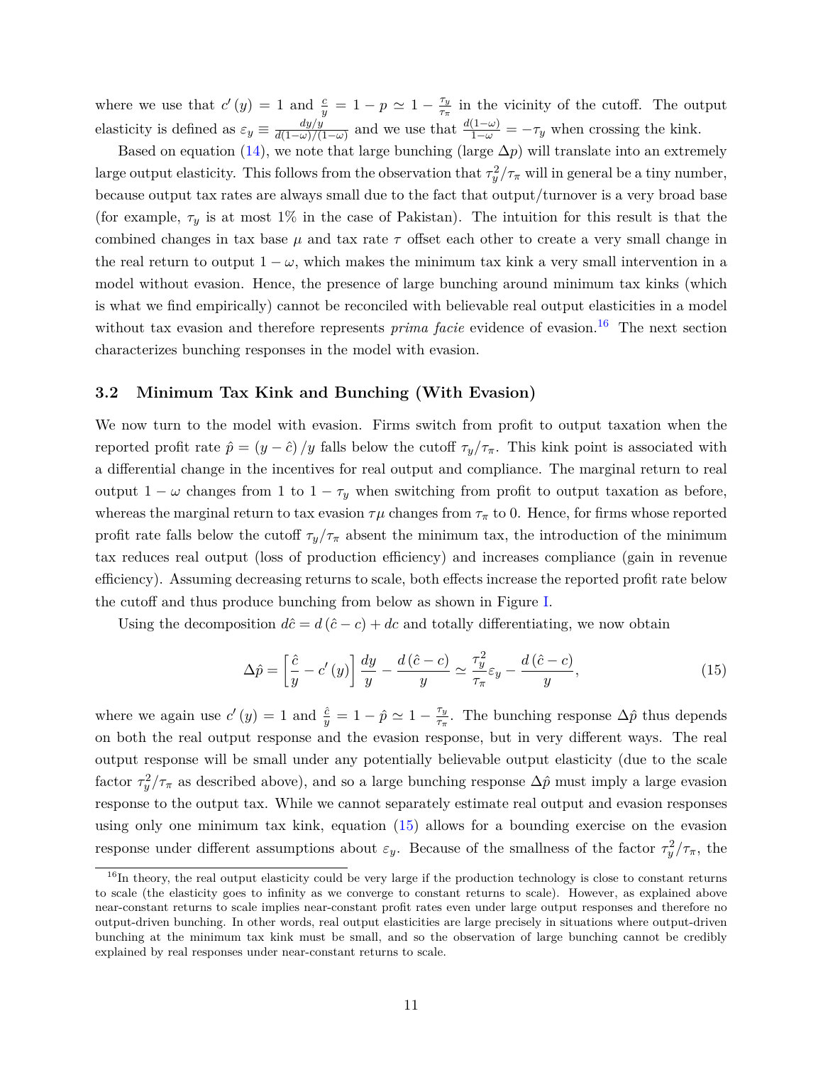where we use that $c'(y) = 1$ and $\frac{c}{y} = 1 - p \simeq 1 - \frac{\tau_y}{\tau_\pi}$ in the vicinity of the cutoff. The output elasticity is defined as $\varepsilon_y \equiv \frac{dy/y}{d(1-\omega)/(1-\omega)}$ and we use that $\frac{d(1-\omega)}{1-\omega} = -\tau_y$ when crossing the kink.

Based on equation (14), we note that large bunching (large $\Delta p$) will translate into an extremely large output elasticity. This follows from the observation that $\tau_y^2/\tau_\pi$ will in general be a tiny number, because output tax rates are always small due to the fact that output/turnover is a very broad base (for example, $\tau_y$ is at most 1% in the case of Pakistan). The intuition for this result is that the combined changes in tax base $\mu$ and tax rate $\tau$ offset each other to create a very small change in the real return to output $1 - \omega$, which makes the minimum tax kink a very small intervention in a model without evasion. Hence, the presence of large bunching around minimum tax kinks (which is what we find empirically) cannot be reconciled with believable real output elasticities in a model without tax evasion and therefore represents *prima facie* evidence of evasion.[16] The next section characterizes bunching responses in the model with evasion.

### 3.2 Minimum Tax Kink and Bunching (With Evasion)

We now turn to the model with evasion. Firms switch from profit to output taxation when the reported profit rate $\hat{p} = (y - \hat{c})/y$ falls below the cutoff $\tau_y/\tau_\pi$. This kink point is associated with a differential change in the incentives for real output and compliance. The marginal return to real output $1 - \omega$ changes from 1 to $1 - \tau_y$ when switching from profit to output taxation as before, whereas the marginal return to tax evasion $\tau\mu$ changes from $\tau_\pi$ to 0. Hence, for firms whose reported profit rate falls below the cutoff $\tau_y/\tau_\pi$ absent the minimum tax, the introduction of the minimum tax reduces real output (loss of production efficiency) and increases compliance (gain in revenue efficiency). Assuming decreasing returns to scale, both effects increase the reported profit rate below the cutoff and thus produce bunching from below as shown in Figure I.

Using the decomposition $d\hat{c} = d(\hat{c} - c) + dc$ and totally differentiating, we now obtain

$$\Delta\hat{p} = \left[\frac{\hat{c}}{y} - c'(y)\right]\frac{dy}{y} - \frac{d(\hat{c} - c)}{y} \simeq \frac{\tau_y^2}{\tau_\pi}\varepsilon_y - \frac{d(\hat{c} - c)}{y}, \tag{15}$$

where we again use $c'(y) = 1$ and $\frac{\hat{c}}{y} = 1 - \hat{p} \simeq 1 - \frac{\tau_y}{\tau_\pi}$. The bunching response $\Delta\hat{p}$ thus depends on both the real output response and the evasion response, but in very different ways. The real output response will be small under any potentially believable output elasticity (due to the scale factor $\tau_y^2/\tau_\pi$ as described above), and so a large bunching response $\Delta\hat{p}$ must imply a large evasion response to the output tax. While we cannot separately estimate real output and evasion responses using only one minimum tax kink, equation (15) allows for a bounding exercise on the evasion response under different assumptions about $\varepsilon_y$. Because of the smallness of the factor $\tau_y^2/\tau_\pi$, the

[16] In theory, the real output elasticity could be very large if the production technology is close to constant returns to scale (the elasticity goes to infinity as we converge to constant returns to scale). However, as explained above near-constant returns to scale implies near-constant profit rates even under large output responses and therefore no output-driven bunching. In other words, real output elasticities are large precisely in situations where output-driven bunching at the minimum tax kink must be small, and so the observation of large bunching cannot be credibly explained by real responses under near-constant returns to scale.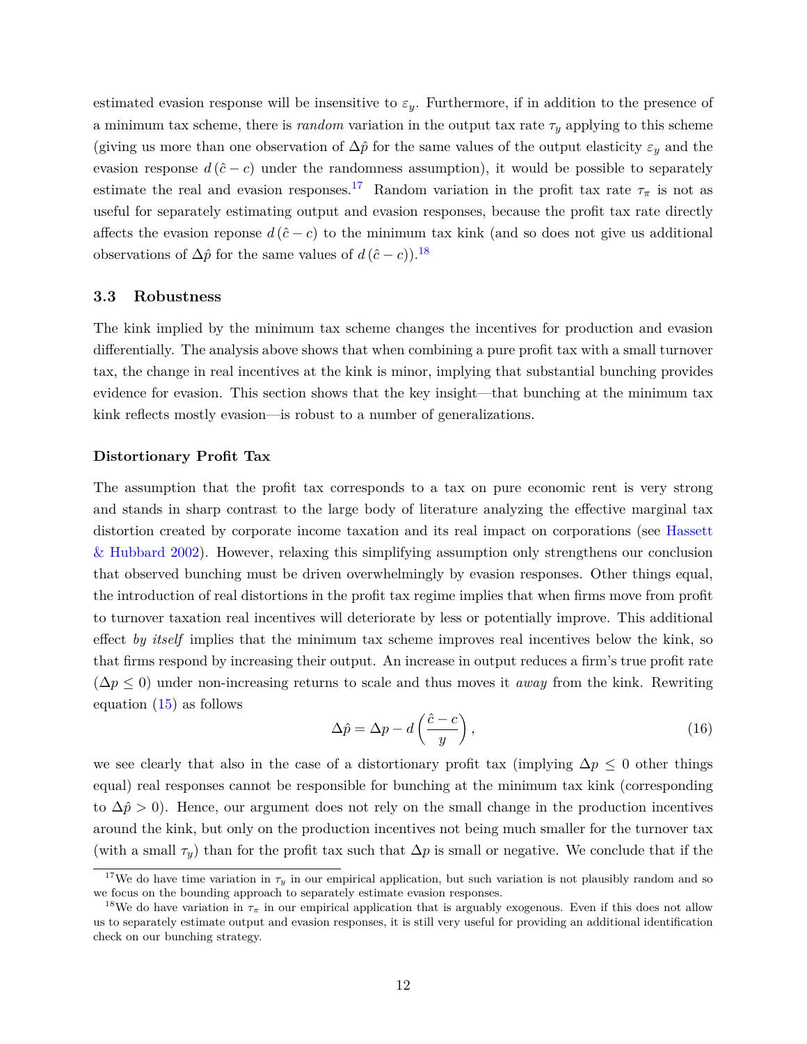estimated evasion response will be insensitive to $\varepsilon_y$. Furthermore, if in addition to the presence of a minimum tax scheme, there is *random* variation in the output tax rate $\tau_y$ applying to this scheme (giving us more than one observation of $\Delta\hat{p}$ for the same values of the output elasticity $\varepsilon_y$ and the evasion response $d(\hat{c}-c)$ under the randomness assumption), it would be possible to separately estimate the real and evasion responses.[17] Random variation in the profit tax rate $\tau_\pi$ is not as useful for separately estimating output and evasion responses, because the profit tax rate directly affects the evasion reponse $d(\hat{c}-c)$ to the minimum tax kink (and so does not give us additional observations of $\Delta\hat{p}$ for the same values of $d(\hat{c}-c)$).[18]

### 3.3 Robustness

The kink implied by the minimum tax scheme changes the incentives for production and evasion differentially. The analysis above shows that when combining a pure profit tax with a small turnover tax, the change in real incentives at the kink is minor, implying that substantial bunching provides evidence for evasion. This section shows that the key insight—that bunching at the minimum tax kink reflects mostly evasion—is robust to a number of generalizations.

**Distortionary Profit Tax**

The assumption that the profit tax corresponds to a tax on pure economic rent is very strong and stands in sharp contrast to the large body of literature analyzing the effective marginal tax distortion created by corporate income taxation and its real impact on corporations (see Hassett & Hubbard 2002). However, relaxing this simplifying assumption only strengthens our conclusion that observed bunching must be driven overwhelmingly by evasion responses. Other things equal, the introduction of real distortions in the profit tax regime implies that when firms move from profit to turnover taxation real incentives will deteriorate by less or potentially improve. This additional effect *by itself* implies that the minimum tax scheme improves real incentives below the kink, so that firms respond by increasing their output. An increase in output reduces a firm's true profit rate ($\Delta p \leq 0$) under non-increasing returns to scale and thus moves it *away* from the kink. Rewriting equation (15) as follows

$$\Delta\hat{p} = \Delta p - d\left(\frac{\hat{c}-c}{y}\right), \tag{16}$$

we see clearly that also in the case of a distortionary profit tax (implying $\Delta p \leq 0$ other things equal) real responses cannot be responsible for bunching at the minimum tax kink (corresponding to $\Delta\hat{p} > 0$). Hence, our argument does not rely on the small change in the production incentives around the kink, but only on the production incentives not being much smaller for the turnover tax (with a small $\tau_y$) than for the profit tax such that $\Delta p$ is small or negative. We conclude that if the

[17] We do have time variation in $\tau_y$ in our empirical application, but such variation is not plausibly random and so we focus on the bounding approach to separately estimate evasion responses.

[18] We do have variation in $\tau_\pi$ in our empirical application that is arguably exogenous. Even if this does not allow us to separately estimate output and evasion responses, it is still very useful for providing an additional identification check on our bunching strategy.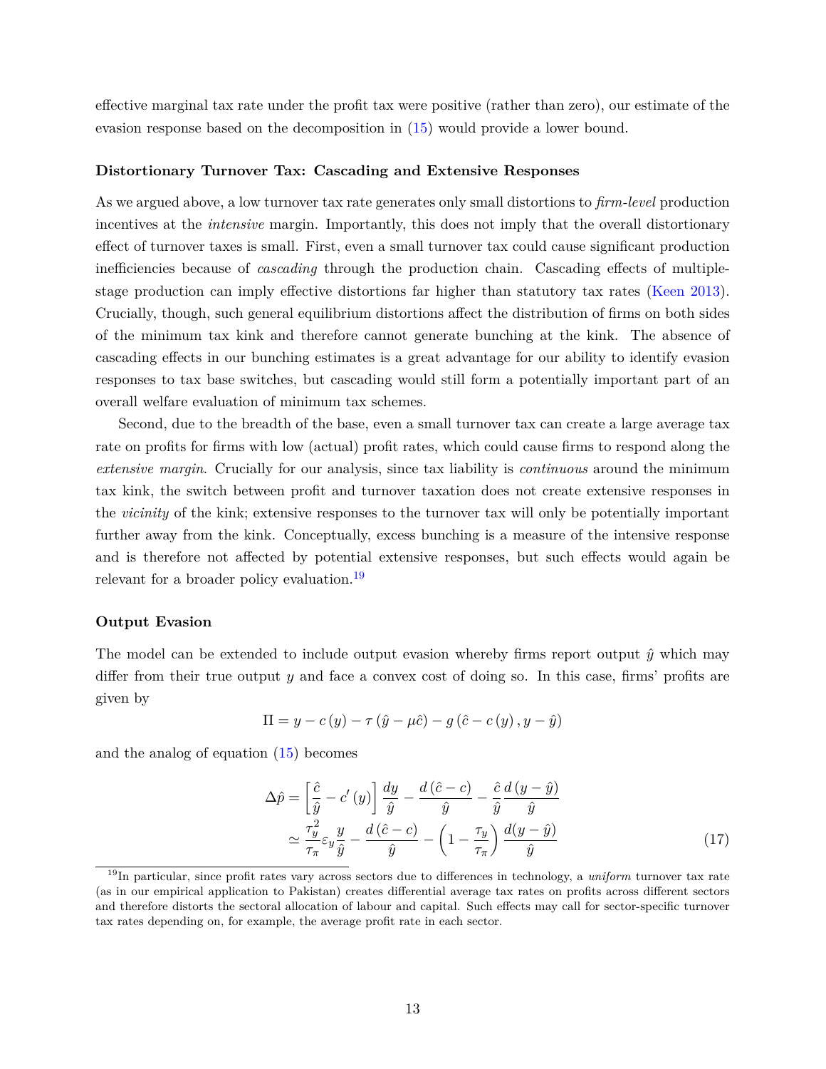effective marginal tax rate under the profit tax were positive (rather than zero), our estimate of the evasion response based on the decomposition in (15) would provide a lower bound.

#### Distortionary Turnover Tax: Cascading and Extensive Responses

As we argued above, a low turnover tax rate generates only small distortions to *firm-level* production incentives at the *intensive* margin. Importantly, this does not imply that the overall distortionary effect of turnover taxes is small. First, even a small turnover tax could cause significant production inefficiencies because of *cascading* through the production chain. Cascading effects of multiple-stage production can imply effective distortions far higher than statutory tax rates (Keen 2013). Crucially, though, such general equilibrium distortions affect the distribution of firms on both sides of the minimum tax kink and therefore cannot generate bunching at the kink. The absence of cascading effects in our bunching estimates is a great advantage for our ability to identify evasion responses to tax base switches, but cascading would still form a potentially important part of an overall welfare evaluation of minimum tax schemes.

Second, due to the breadth of the base, even a small turnover tax can create a large average tax rate on profits for firms with low (actual) profit rates, which could cause firms to respond along the *extensive margin*. Crucially for our analysis, since tax liability is *continuous* around the minimum tax kink, the switch between profit and turnover taxation does not create extensive responses in the *vicinity* of the kink; extensive responses to the turnover tax will only be potentially important further away from the kink. Conceptually, excess bunching is a measure of the intensive response and is therefore not affected by potential extensive responses, but such effects would again be relevant for a broader policy evaluation.[19]

#### Output Evasion

The model can be extended to include output evasion whereby firms report output $\hat{y}$ which may differ from their true output $y$ and face a convex cost of doing so. In this case, firms' profits are given by

$$\Pi = y - c\left(y\right) - \tau\left(\hat{y} - \mu\hat{c}\right) - g\left(\hat{c} - c\left(y\right), y - \hat{y}\right)$$

and the analog of equation (15) becomes

$$\begin{aligned}
\Delta\hat{p} &= \left[\frac{\hat{c}}{\hat{y}} - c'\left(y\right)\right]\frac{dy}{\hat{y}} - \frac{d\left(\hat{c} - c\right)}{\hat{y}} - \frac{\hat{c}}{\hat{y}}\frac{d\left(y - \hat{y}\right)}{\hat{y}} \\
&\simeq \frac{\tau_y^2}{\tau_\pi}\varepsilon_y\frac{y}{\hat{y}} - \frac{d\left(\hat{c} - c\right)}{\hat{y}} - \left(1 - \frac{\tau_y}{\tau_\pi}\right)\frac{d(y - \hat{y})}{\hat{y}}
\end{aligned} \tag{17}$$

[19] In particular, since profit rates vary across sectors due to differences in technology, a *uniform* turnover tax rate (as in our empirical application to Pakistan) creates differential average tax rates on profits across different sectors and therefore distorts the sectoral allocation of labour and capital. Such effects may call for sector-specific turnover tax rates depending on, for example, the average profit rate in each sector.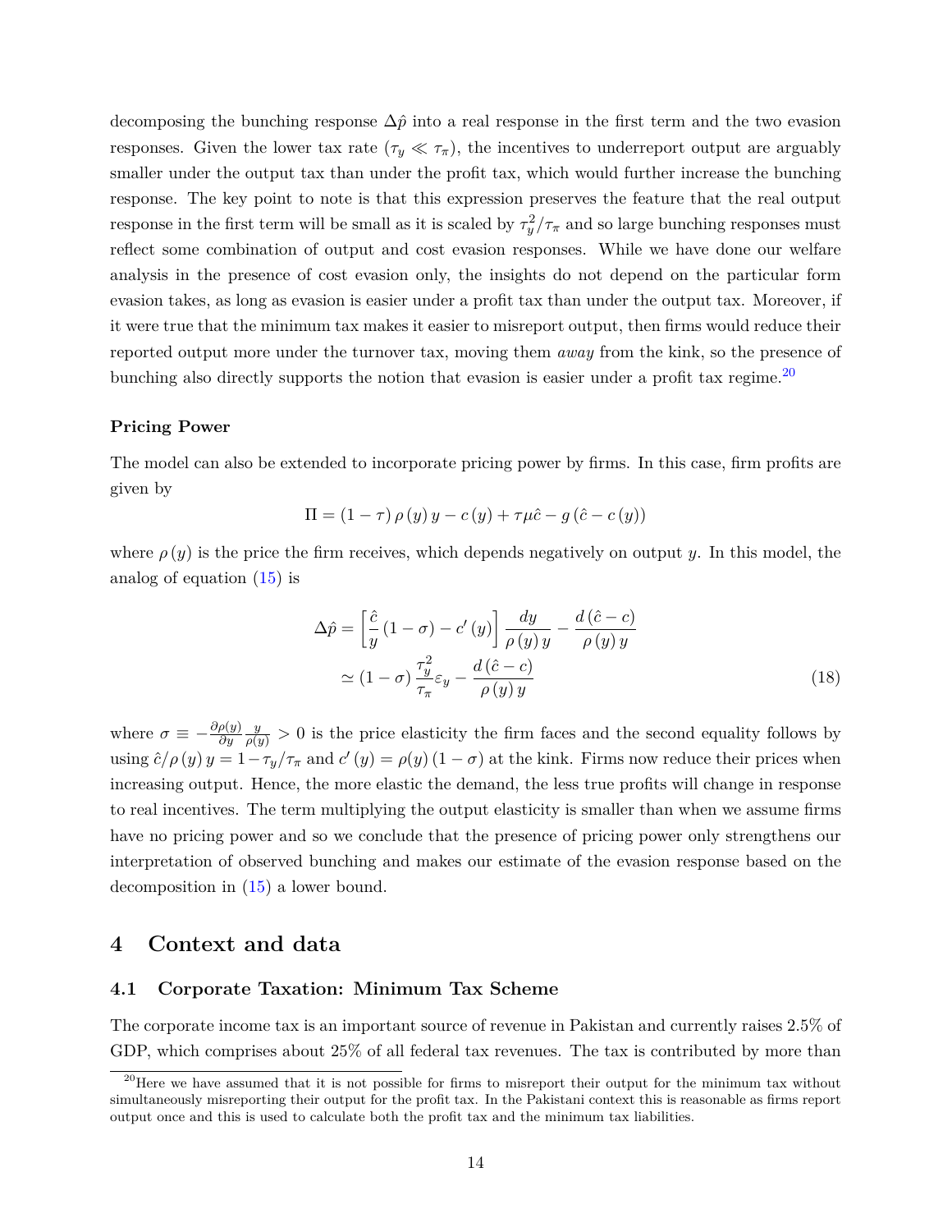decomposing the bunching response $\Delta\hat{p}$ into a real response in the first term and the two evasion responses. Given the lower tax rate ($\tau_y \ll \tau_\pi$), the incentives to underreport output are arguably smaller under the output tax than under the profit tax, which would further increase the bunching response. The key point to note is that this expression preserves the feature that the real output response in the first term will be small as it is scaled by $\tau_y^2/\tau_\pi$ and so large bunching responses must reflect some combination of output and cost evasion responses. While we have done our welfare analysis in the presence of cost evasion only, the insights do not depend on the particular form evasion takes, as long as evasion is easier under a profit tax than under the output tax. Moreover, if it were true that the minimum tax makes it easier to misreport output, then firms would reduce their reported output more under the turnover tax, moving them *away* from the kink, so the presence of bunching also directly supports the notion that evasion is easier under a profit tax regime.[20]

### Pricing Power

The model can also be extended to incorporate pricing power by firms. In this case, firm profits are given by

$$\Pi = (1-\tau)\,\rho(y)\,y - c(y) + \tau\mu\hat{c} - g(\hat{c} - c(y))$$

where $\rho(y)$ is the price the firm receives, which depends negatively on output $y$. In this model, the analog of equation (15) is

$$\begin{aligned}
\Delta\hat{p} &= \left[\frac{\hat{c}}{y}(1-\sigma) - c'(y)\right]\frac{dy}{\rho(y)\,y} - \frac{d(\hat{c}-c)}{\rho(y)\,y} \\
&\simeq (1-\sigma)\frac{\tau_y^2}{\tau_\pi}\varepsilon_y - \frac{d(\hat{c}-c)}{\rho(y)\,y}
\end{aligned} \tag{18}$$

where $\sigma \equiv -\frac{\partial\rho(y)}{\partial y}\frac{y}{\rho(y)} > 0$ is the price elasticity the firm faces and the second equality follows by using $\hat{c}/\rho(y)\,y = 1-\tau_y/\tau_\pi$ and $c'(y) = \rho(y)(1-\sigma)$ at the kink. Firms now reduce their prices when increasing output. Hence, the more elastic the demand, the less true profits will change in response to real incentives. The term multiplying the output elasticity is smaller than when we assume firms have no pricing power and so we conclude that the presence of pricing power only strengthens our interpretation of observed bunching and makes our estimate of the evasion response based on the decomposition in (15) a lower bound.

# 4 Context and data

## 4.1 Corporate Taxation: Minimum Tax Scheme

The corporate income tax is an important source of revenue in Pakistan and currently raises 2.5% of GDP, which comprises about 25% of all federal tax revenues. The tax is contributed by more than

[20] Here we have assumed that it is not possible for firms to misreport their output for the minimum tax without simultaneously misreporting their output for the profit tax. In the Pakistani context this is reasonable as firms report output once and this is used to calculate both the profit tax and the minimum tax liabilities.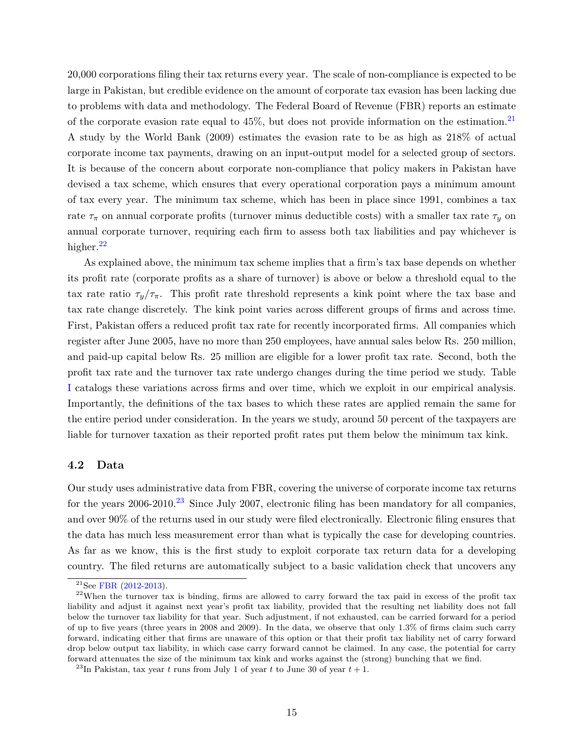20,000 corporations filing their tax returns every year. The scale of non-compliance is expected to be large in Pakistan, but credible evidence on the amount of corporate tax evasion has been lacking due to problems with data and methodology. The Federal Board of Revenue (FBR) reports an estimate of the corporate evasion rate equal to 45%, but does not provide information on the estimation.[21] A study by the World Bank (2009) estimates the evasion rate to be as high as 218% of actual corporate income tax payments, drawing on an input-output model for a selected group of sectors. It is because of the concern about corporate non-compliance that policy makers in Pakistan have devised a tax scheme, which ensures that every operational corporation pays a minimum amount of tax every year. The minimum tax scheme, which has been in place since 1991, combines a tax rate $\tau_\pi$ on annual corporate profits (turnover minus deductible costs) with a smaller tax rate $\tau_y$ on annual corporate turnover, requiring each firm to assess both tax liabilities and pay whichever is higher.[22]

As explained above, the minimum tax scheme implies that a firm's tax base depends on whether its profit rate (corporate profits as a share of turnover) is above or below a threshold equal to the tax rate ratio $\tau_y/\tau_\pi$. This profit rate threshold represents a kink point where the tax base and tax rate change discretely. The kink point varies across different groups of firms and across time. First, Pakistan offers a reduced profit tax rate for recently incorporated firms. All companies which register after June 2005, have no more than 250 employees, have annual sales below Rs. 250 million, and paid-up capital below Rs. 25 million are eligible for a lower profit tax rate. Second, both the profit tax rate and the turnover tax rate undergo changes during the time period we study. Table I catalogs these variations across firms and over time, which we exploit in our empirical analysis. Importantly, the definitions of the tax bases to which these rates are applied remain the same for the entire period under consideration. In the years we study, around 50 percent of the taxpayers are liable for turnover taxation as their reported profit rates put them below the minimum tax kink.

### 4.2 Data

Our study uses administrative data from FBR, covering the universe of corporate income tax returns for the years 2006-2010.[23] Since July 2007, electronic filing has been mandatory for all companies, and over 90% of the returns used in our study were filed electronically. Electronic filing ensures that the data has much less measurement error than what is typically the case for developing countries. As far as we know, this is the first study to exploit corporate tax return data for a developing country. The filed returns are automatically subject to a basic validation check that uncovers any

[21] See FBR (2012-2013).

[22] When the turnover tax is binding, firms are allowed to carry forward the tax paid in excess of the profit tax liability and adjust it against next year's profit tax liability, provided that the resulting net liability does not fall below the turnover tax liability for that year. Such adjustment, if not exhausted, can be carried forward for a period of up to five years (three years in 2008 and 2009). In the data, we observe that only 1.3% of firms claim such carry forward, indicating either that firms are unaware of this option or that their profit tax liability net of carry forward drop below output tax liability, in which case carry forward cannot be claimed. In any case, the potential for carry forward attenuates the size of the minimum tax kink and works against the (strong) bunching that we find.

[23] In Pakistan, tax year $t$ runs from July 1 of year $t$ to June 30 of year $t+1$.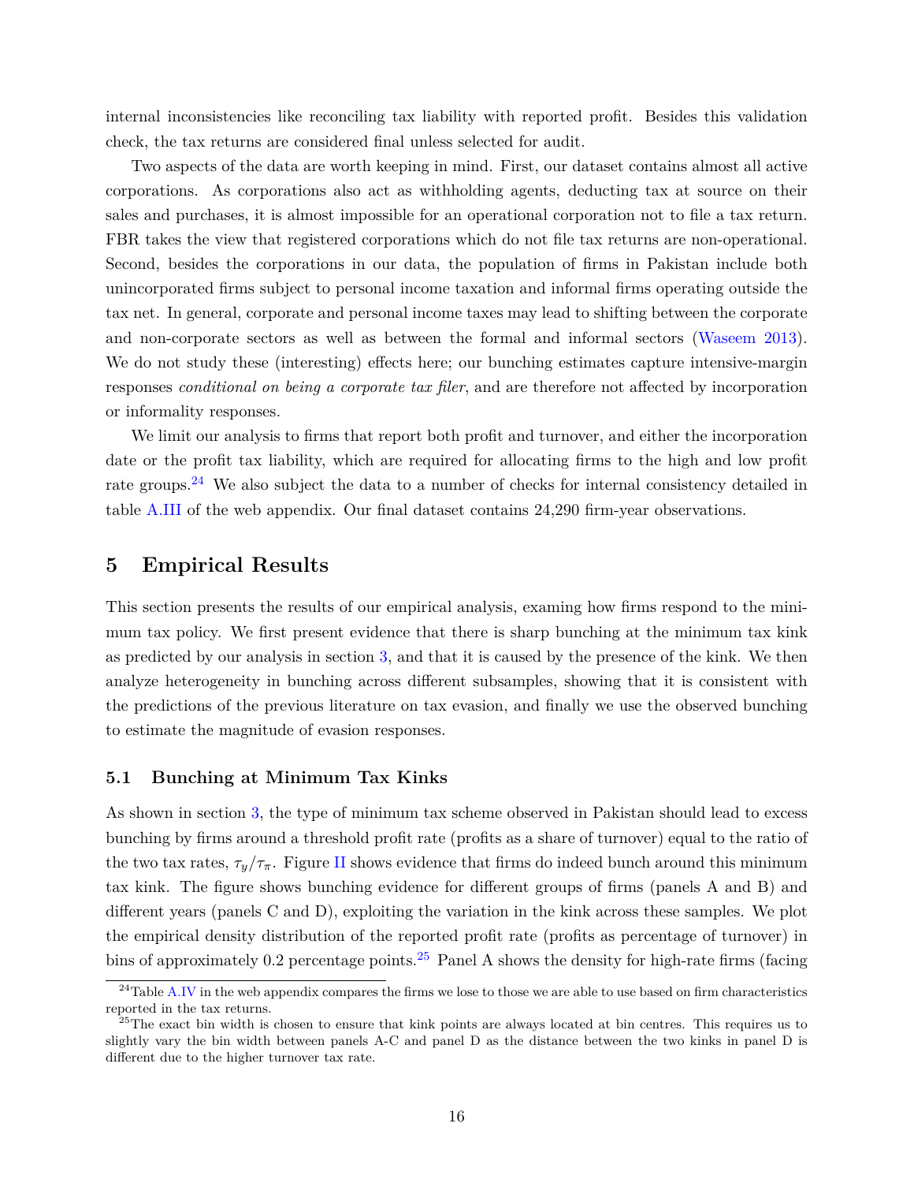internal inconsistencies like reconciling tax liability with reported profit. Besides this validation check, the tax returns are considered final unless selected for audit.

Two aspects of the data are worth keeping in mind. First, our dataset contains almost all active corporations. As corporations also act as withholding agents, deducting tax at source on their sales and purchases, it is almost impossible for an operational corporation not to file a tax return. FBR takes the view that registered corporations which do not file tax returns are non-operational. Second, besides the corporations in our data, the population of firms in Pakistan include both unincorporated firms subject to personal income taxation and informal firms operating outside the tax net. In general, corporate and personal income taxes may lead to shifting between the corporate and non-corporate sectors as well as between the formal and informal sectors (Waseem 2013). We do not study these (interesting) effects here; our bunching estimates capture intensive-margin responses *conditional on being a corporate tax filer*, and are therefore not affected by incorporation or informality responses.

We limit our analysis to firms that report both profit and turnover, and either the incorporation date or the profit tax liability, which are required for allocating firms to the high and low profit rate groups.[24] We also subject the data to a number of checks for internal consistency detailed in table A.III of the web appendix. Our final dataset contains 24,290 firm-year observations.

## 5 Empirical Results

This section presents the results of our empirical analysis, examing how firms respond to the minimum tax policy. We first present evidence that there is sharp bunching at the minimum tax kink as predicted by our analysis in section 3, and that it is caused by the presence of the kink. We then analyze heterogeneity in bunching across different subsamples, showing that it is consistent with the predictions of the previous literature on tax evasion, and finally we use the observed bunching to estimate the magnitude of evasion responses.

### 5.1 Bunching at Minimum Tax Kinks

As shown in section 3, the type of minimum tax scheme observed in Pakistan should lead to excess bunching by firms around a threshold profit rate (profits as a share of turnover) equal to the ratio of the two tax rates, $\tau_y/\tau_\pi$. Figure II shows evidence that firms do indeed bunch around this minimum tax kink. The figure shows bunching evidence for different groups of firms (panels A and B) and different years (panels C and D), exploiting the variation in the kink across these samples. We plot the empirical density distribution of the reported profit rate (profits as percentage of turnover) in bins of approximately 0.2 percentage points.[25] Panel A shows the density for high-rate firms (facing

[24] Table A.IV in the web appendix compares the firms we lose to those we are able to use based on firm characteristics reported in the tax returns.

[25] The exact bin width is chosen to ensure that kink points are always located at bin centres. This requires us to slightly vary the bin width between panels A-C and panel D as the distance between the two kinks in panel D is different due to the higher turnover tax rate.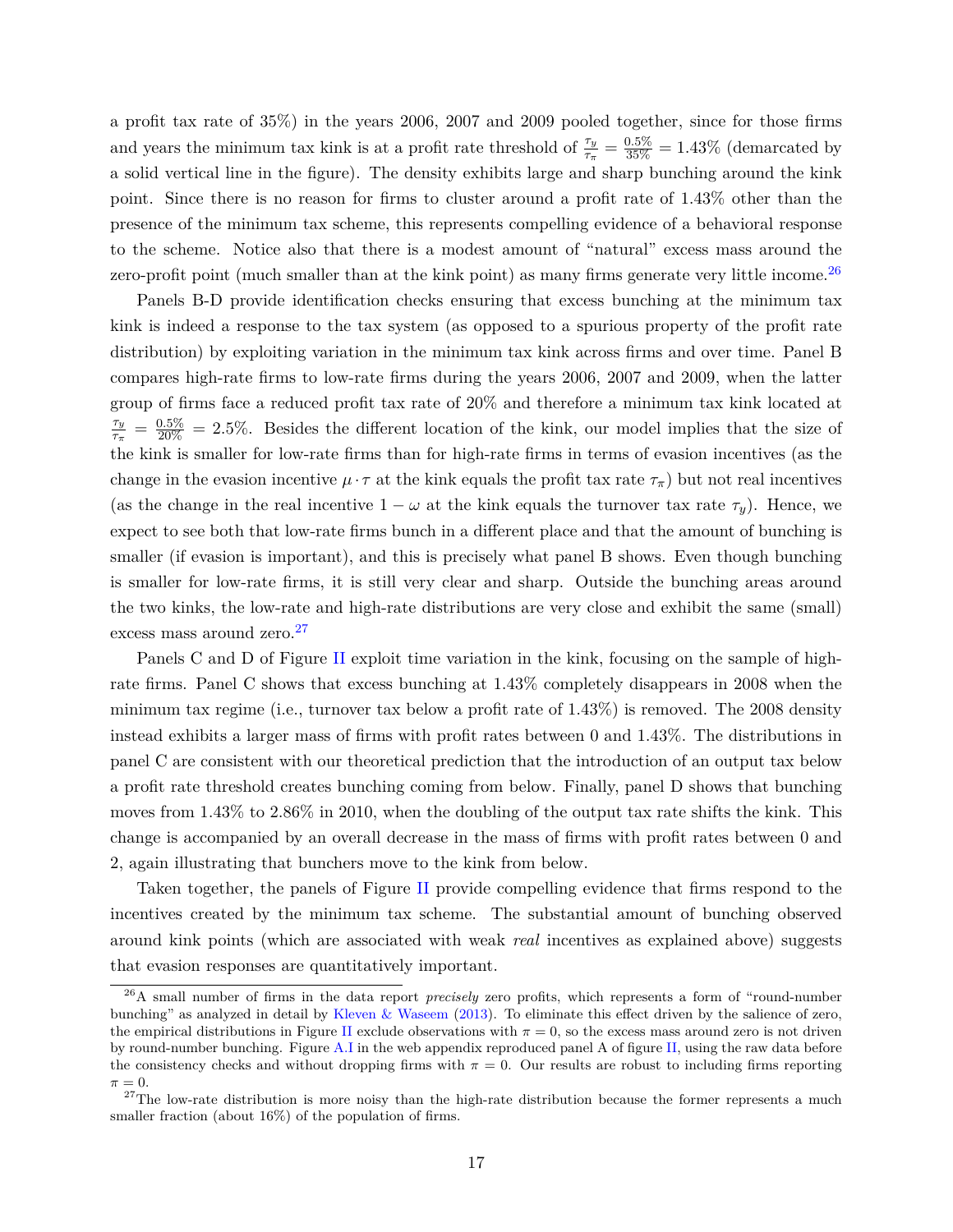a profit tax rate of 35%) in the years 2006, 2007 and 2009 pooled together, since for those firms and years the minimum tax kink is at a profit rate threshold of $\frac{\tau_y}{\tau_\pi} = \frac{0.5\%}{35\%} = 1.43\%$ (demarcated by a solid vertical line in the figure). The density exhibits large and sharp bunching around the kink point. Since there is no reason for firms to cluster around a profit rate of 1.43% other than the presence of the minimum tax scheme, this represents compelling evidence of a behavioral response to the scheme. Notice also that there is a modest amount of "natural" excess mass around the zero-profit point (much smaller than at the kink point) as many firms generate very little income.[26]

Panels B-D provide identification checks ensuring that excess bunching at the minimum tax kink is indeed a response to the tax system (as opposed to a spurious property of the profit rate distribution) by exploiting variation in the minimum tax kink across firms and over time. Panel B compares high-rate firms to low-rate firms during the years 2006, 2007 and 2009, when the latter group of firms face a reduced profit tax rate of 20% and therefore a minimum tax kink located at $\frac{\tau_y}{\tau_\pi} = \frac{0.5\%}{20\%} = 2.5\%$. Besides the different location of the kink, our model implies that the size of the kink is smaller for low-rate firms than for high-rate firms in terms of evasion incentives (as the change in the evasion incentive $\mu \cdot \tau$ at the kink equals the profit tax rate $\tau_\pi$) but not real incentives (as the change in the real incentive $1 - \omega$ at the kink equals the turnover tax rate $\tau_y$). Hence, we expect to see both that low-rate firms bunch in a different place and that the amount of bunching is smaller (if evasion is important), and this is precisely what panel B shows. Even though bunching is smaller for low-rate firms, it is still very clear and sharp. Outside the bunching areas around the two kinks, the low-rate and high-rate distributions are very close and exhibit the same (small) excess mass around zero.[27]

Panels C and D of Figure II exploit time variation in the kink, focusing on the sample of high-rate firms. Panel C shows that excess bunching at 1.43% completely disappears in 2008 when the minimum tax regime (i.e., turnover tax below a profit rate of 1.43%) is removed. The 2008 density instead exhibits a larger mass of firms with profit rates between 0 and 1.43%. The distributions in panel C are consistent with our theoretical prediction that the introduction of an output tax below a profit rate threshold creates bunching coming from below. Finally, panel D shows that bunching moves from 1.43% to 2.86% in 2010, when the doubling of the output tax rate shifts the kink. This change is accompanied by an overall decrease in the mass of firms with profit rates between 0 and 2, again illustrating that bunchers move to the kink from below.

Taken together, the panels of Figure II provide compelling evidence that firms respond to the incentives created by the minimum tax scheme. The substantial amount of bunching observed around kink points (which are associated with weak *real* incentives as explained above) suggests that evasion responses are quantitatively important.

[26] A small number of firms in the data report *precisely* zero profits, which represents a form of "round-number bunching" as analyzed in detail by Kleven & Waseem (2013). To eliminate this effect driven by the salience of zero, the empirical distributions in Figure II exclude observations with $\pi = 0$, so the excess mass around zero is not driven by round-number bunching. Figure A.I in the web appendix reproduced panel A of figure II, using the raw data before the consistency checks and without dropping firms with $\pi = 0$. Our results are robust to including firms reporting $\pi = 0$.

[27] The low-rate distribution is more noisy than the high-rate distribution because the former represents a much smaller fraction (about 16%) of the population of firms.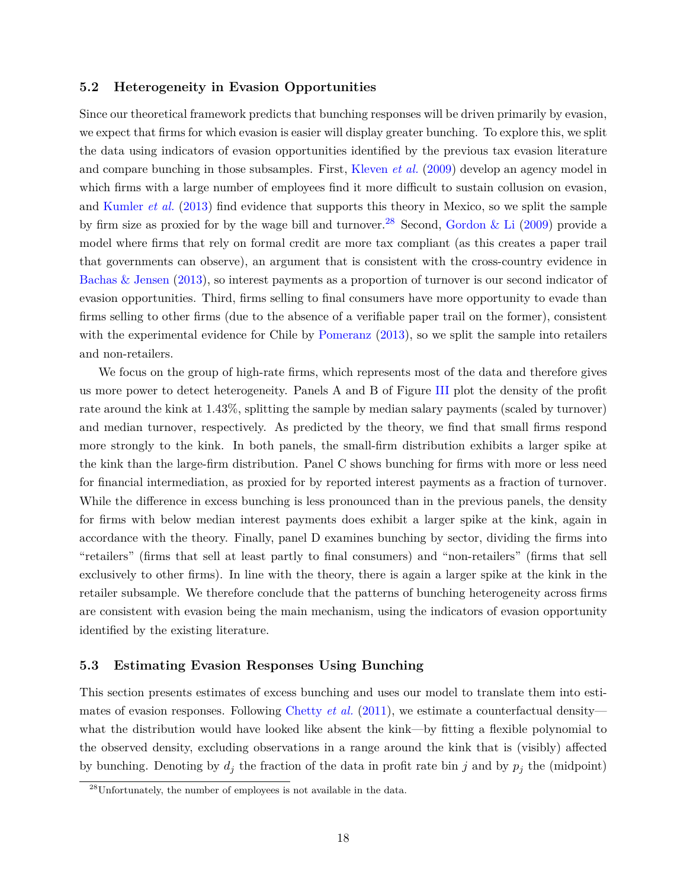### 5.2 Heterogeneity in Evasion Opportunities

Since our theoretical framework predicts that bunching responses will be driven primarily by evasion, we expect that firms for which evasion is easier will display greater bunching. To explore this, we split the data using indicators of evasion opportunities identified by the previous tax evasion literature and compare bunching in those subsamples. First, Kleven *et al.* (2009) develop an agency model in which firms with a large number of employees find it more difficult to sustain collusion on evasion, and Kumler *et al.* (2013) find evidence that supports this theory in Mexico, so we split the sample by firm size as proxied for by the wage bill and turnover.[28] Second, Gordon & Li (2009) provide a model where firms that rely on formal credit are more tax compliant (as this creates a paper trail that governments can observe), an argument that is consistent with the cross-country evidence in Bachas & Jensen (2013), so interest payments as a proportion of turnover is our second indicator of evasion opportunities. Third, firms selling to final consumers have more opportunity to evade than firms selling to other firms (due to the absence of a verifiable paper trail on the former), consistent with the experimental evidence for Chile by Pomeranz (2013), so we split the sample into retailers and non-retailers.

We focus on the group of high-rate firms, which represents most of the data and therefore gives us more power to detect heterogeneity. Panels A and B of Figure III plot the density of the profit rate around the kink at 1.43%, splitting the sample by median salary payments (scaled by turnover) and median turnover, respectively. As predicted by the theory, we find that small firms respond more strongly to the kink. In both panels, the small-firm distribution exhibits a larger spike at the kink than the large-firm distribution. Panel C shows bunching for firms with more or less need for financial intermediation, as proxied for by reported interest payments as a fraction of turnover. While the difference in excess bunching is less pronounced than in the previous panels, the density for firms with below median interest payments does exhibit a larger spike at the kink, again in accordance with the theory. Finally, panel D examines bunching by sector, dividing the firms into "retailers" (firms that sell at least partly to final consumers) and "non-retailers" (firms that sell exclusively to other firms). In line with the theory, there is again a larger spike at the kink in the retailer subsample. We therefore conclude that the patterns of bunching heterogeneity across firms are consistent with evasion being the main mechanism, using the indicators of evasion opportunity identified by the existing literature.

### 5.3 Estimating Evasion Responses Using Bunching

This section presents estimates of excess bunching and uses our model to translate them into estimates of evasion responses. Following Chetty *et al.* (2011), we estimate a counterfactual density—what the distribution would have looked like absent the kink—by fitting a flexible polynomial to the observed density, excluding observations in a range around the kink that is (visibly) affected by bunching. Denoting by $d_j$ the fraction of the data in profit rate bin $j$ and by $p_j$ the (midpoint)

[28] Unfortunately, the number of employees is not available in the data.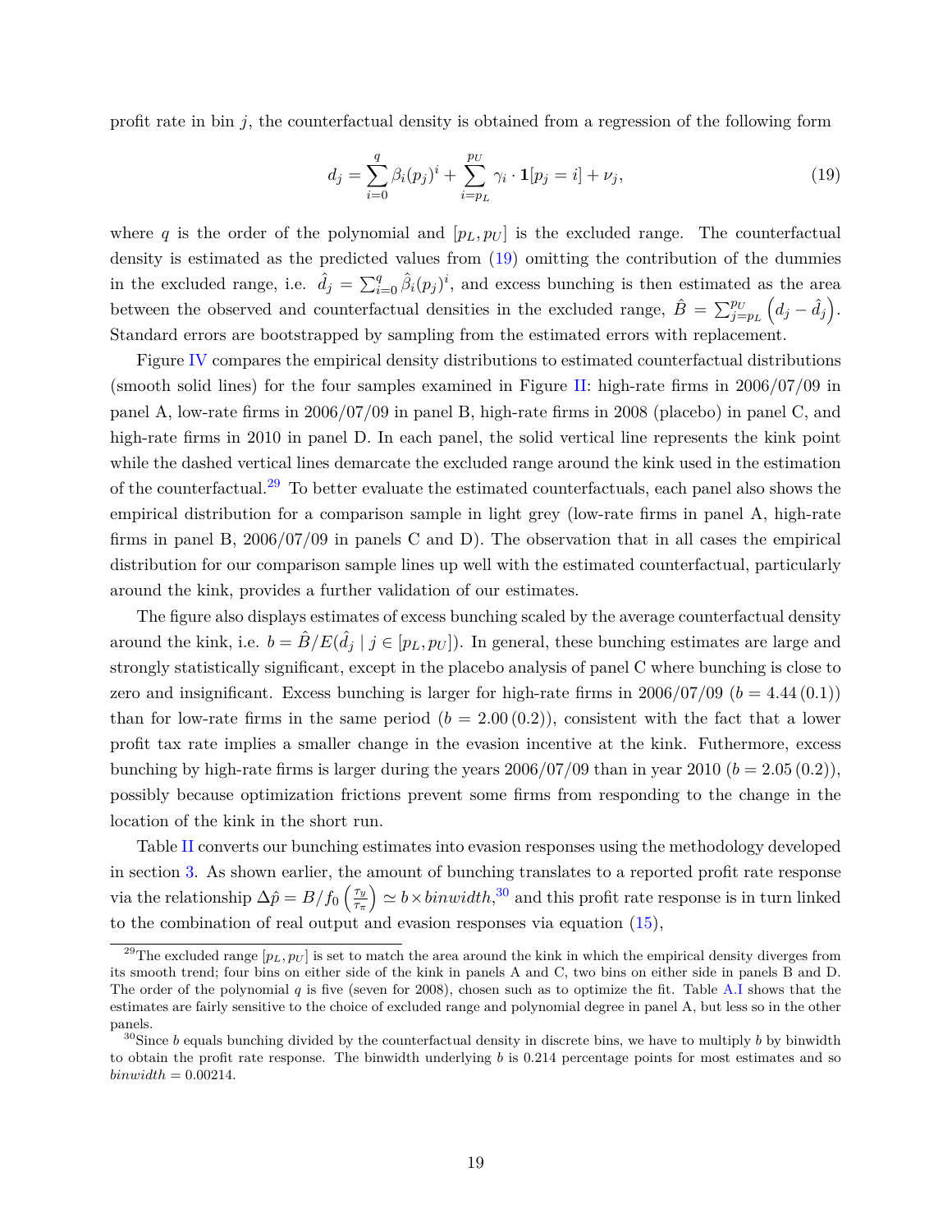profit rate in bin $j$, the counterfactual density is obtained from a regression of the following form

$$d_j = \sum_{i=0}^{q} \beta_i (p_j)^i + \sum_{i=p_L}^{p_U} \gamma_i \cdot \mathbf{1}[p_j = i] + \nu_j, \tag{19}$$

where $q$ is the order of the polynomial and $[p_L, p_U]$ is the excluded range. The counterfactual density is estimated as the predicted values from (19) omitting the contribution of the dummies in the excluded range, i.e. $\hat{d}_j = \sum_{i=0}^{q} \hat{\beta}_i (p_j)^i$, and excess bunching is then estimated as the area between the observed and counterfactual densities in the excluded range, $\hat{B} = \sum_{j=p_L}^{p_U} \left( d_j - \hat{d}_j \right)$. Standard errors are bootstrapped by sampling from the estimated errors with replacement.

Figure IV compares the empirical density distributions to estimated counterfactual distributions (smooth solid lines) for the four samples examined in Figure II: high-rate firms in 2006/07/09 in panel A, low-rate firms in 2006/07/09 in panel B, high-rate firms in 2008 (placebo) in panel C, and high-rate firms in 2010 in panel D. In each panel, the solid vertical line represents the kink point while the dashed vertical lines demarcate the excluded range around the kink used in the estimation of the counterfactual.[29] To better evaluate the estimated counterfactuals, each panel also shows the empirical distribution for a comparison sample in light grey (low-rate firms in panel A, high-rate firms in panel B, 2006/07/09 in panels C and D). The observation that in all cases the empirical distribution for our comparison sample lines up well with the estimated counterfactual, particularly around the kink, provides a further validation of our estimates.

The figure also displays estimates of excess bunching scaled by the average counterfactual density around the kink, i.e. $b = \hat{B}/E(\hat{d}_j \mid j \in [p_L, p_U])$. In general, these bunching estimates are large and strongly statistically significant, except in the placebo analysis of panel C where bunching is close to zero and insignificant. Excess bunching is larger for high-rate firms in 2006/07/09 ($b = 4.44\,(0.1)$) than for low-rate firms in the same period ($b = 2.00\,(0.2)$), consistent with the fact that a lower profit tax rate implies a smaller change in the evasion incentive at the kink. Futhermore, excess bunching by high-rate firms is larger during the years 2006/07/09 than in year 2010 ($b = 2.05\,(0.2)$), possibly because optimization frictions prevent some firms from responding to the change in the location of the kink in the short run.

Table II converts our bunching estimates into evasion responses using the methodology developed in section 3. As shown earlier, the amount of bunching translates to a reported profit rate response via the relationship $\Delta \hat{p} = B/f_0 \left( \frac{\tau_y}{\tau_\pi} \right) \simeq b \times binwidth$,[30] and this profit rate response is in turn linked to the combination of real output and evasion responses via equation (15),

[29] The excluded range $[p_L, p_U]$ is set to match the area around the kink in which the empirical density diverges from its smooth trend; four bins on either side of the kink in panels A and C, two bins on either side in panels B and D. The order of the polynomial $q$ is five (seven for 2008), chosen such as to optimize the fit. Table A.I shows that the estimates are fairly sensitive to the choice of excluded range and polynomial degree in panel A, but less so in the other panels.

[30] Since $b$ equals bunching divided by the counterfactual density in discrete bins, we have to multiply $b$ by binwidth to obtain the profit rate response. The binwidth underlying $b$ is 0.214 percentage points for most estimates and so $binwidth = 0.00214$.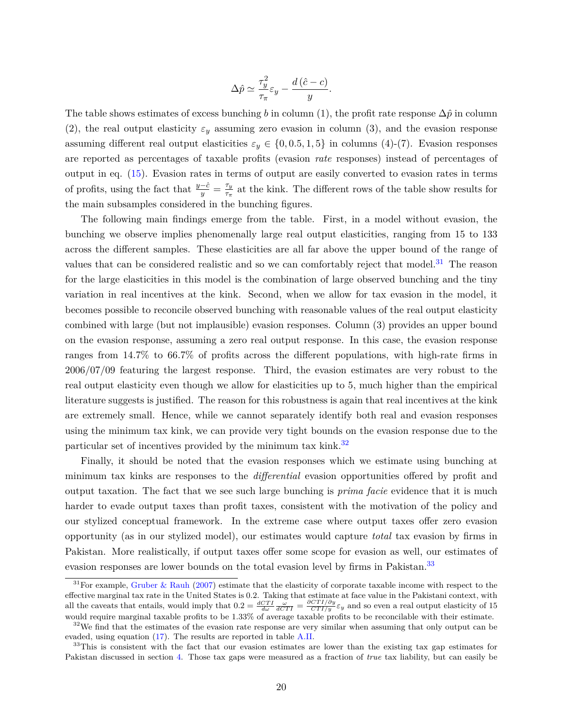$$\Delta\hat{p} \simeq \frac{\tau_y^2}{\tau_\pi}\varepsilon_y - \frac{d\left(\hat{c}-c\right)}{y}.$$

The table shows estimates of excess bunching $b$ in column (1), the profit rate response $\Delta\hat{p}$ in column (2), the real output elasticity $\varepsilon_y$ assuming zero evasion in column (3), and the evasion response assuming different real output elasticities $\varepsilon_y \in \{0, 0.5, 1, 5\}$ in columns (4)-(7). Evasion responses are reported as percentages of taxable profits (evasion *rate* responses) instead of percentages of output in eq. (15). Evasion rates in terms of output are easily converted to evasion rates in terms of profits, using the fact that $\frac{y-\hat{c}}{y} = \frac{\tau_y}{\tau_\pi}$ at the kink. The different rows of the table show results for the main subsamples considered in the bunching figures.

The following main findings emerge from the table. First, in a model without evasion, the bunching we observe implies phenomenally large real output elasticities, ranging from 15 to 133 across the different samples. These elasticities are all far above the upper bound of the range of values that can be considered realistic and so we can comfortably reject that model.[31] The reason for the large elasticities in this model is the combination of large observed bunching and the tiny variation in real incentives at the kink. Second, when we allow for tax evasion in the model, it becomes possible to reconcile observed bunching with reasonable values of the real output elasticity combined with large (but not implausible) evasion responses. Column (3) provides an upper bound on the evasion response, assuming a zero real output response. In this case, the evasion response ranges from 14.7% to 66.7% of profits across the different populations, with high-rate firms in 2006/07/09 featuring the largest response. Third, the evasion estimates are very robust to the real output elasticity even though we allow for elasticities up to 5, much higher than the empirical literature suggests is justified. The reason for this robustness is again that real incentives at the kink are extremely small. Hence, while we cannot separately identify both real and evasion responses using the minimum tax kink, we can provide very tight bounds on the evasion response due to the particular set of incentives provided by the minimum tax kink.[32]

Finally, it should be noted that the evasion responses which we estimate using bunching at minimum tax kinks are responses to the *differential* evasion opportunities offered by profit and output taxation. The fact that we see such large bunching is *prima facie* evidence that it is much harder to evade output taxes than profit taxes, consistent with the motivation of the policy and our stylized conceptual framework. In the extreme case where output taxes offer zero evasion opportunity (as in our stylized model), our estimates would capture *total* tax evasion by firms in Pakistan. More realistically, if output taxes offer some scope for evasion as well, our estimates of evasion responses are lower bounds on the total evasion level by firms in Pakistan.[33]

---

[31] For example, Gruber & Rauh (2007) estimate that the elasticity of corporate taxable income with respect to the effective marginal tax rate in the United States is 0.2. Taking that estimate at face value in the Pakistani context, with all the caveats that entails, would imply that $0.2 = \frac{dCTI}{d\omega}\frac{\omega}{dCTI} = \frac{\partial CTI/\partial y}{CTI/y}\varepsilon_y$ and so even a real output elasticity of 15 would require marginal taxable profits to be 1.33% of average taxable profits to be reconcilable with their estimate.

[32] We find that the estimates of the evasion rate response are very similar when assuming that only output can be evaded, using equation (17). The results are reported in table A.II.

[33] This is consistent with the fact that our evasion estimates are lower than the existing tax gap estimates for Pakistan discussed in section 4. Those tax gaps were measured as a fraction of *true* tax liability, but can easily be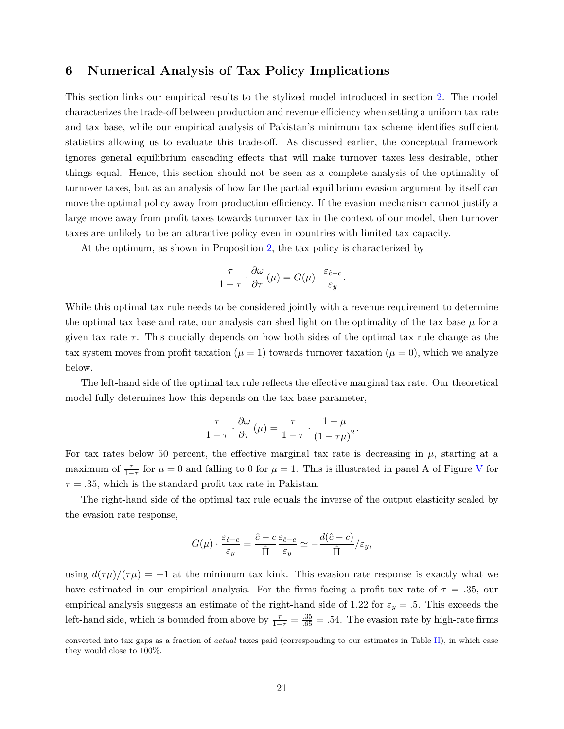## 6 Numerical Analysis of Tax Policy Implications

This section links our empirical results to the stylized model introduced in section 2. The model characterizes the trade-off between production and revenue efficiency when setting a uniform tax rate and tax base, while our empirical analysis of Pakistan's minimum tax scheme identifies sufficient statistics allowing us to evaluate this trade-off. As discussed earlier, the conceptual framework ignores general equilibrium cascading effects that will make turnover taxes less desirable, other things equal. Hence, this section should not be seen as a complete analysis of the optimality of turnover taxes, but as an analysis of how far the partial equilibrium evasion argument by itself can move the optimal policy away from production efficiency. If the evasion mechanism cannot justify a large move away from profit taxes towards turnover tax in the context of our model, then turnover taxes are unlikely to be an attractive policy even in countries with limited tax capacity.

At the optimum, as shown in Proposition 2, the tax policy is characterized by

$$\frac{\tau}{1-\tau} \cdot \frac{\partial \omega}{\partial \tau}(\mu) = G(\mu) \cdot \frac{\varepsilon_{\hat{c}-c}}{\varepsilon_y}.$$

While this optimal tax rule needs to be considered jointly with a revenue requirement to determine the optimal tax base and rate, our analysis can shed light on the optimality of the tax base $\mu$ for a given tax rate $\tau$. This crucially depends on how both sides of the optimal tax rule change as the tax system moves from profit taxation ($\mu = 1$) towards turnover taxation ($\mu = 0$), which we analyze below.

The left-hand side of the optimal tax rule reflects the effective marginal tax rate. Our theoretical model fully determines how this depends on the tax base parameter,

$$\frac{\tau}{1-\tau} \cdot \frac{\partial \omega}{\partial \tau}(\mu) = \frac{\tau}{1-\tau} \cdot \frac{1-\mu}{(1-\tau\mu)^2}.$$

For tax rates below 50 percent, the effective marginal tax rate is decreasing in $\mu$, starting at a maximum of $\frac{\tau}{1-\tau}$ for $\mu = 0$ and falling to 0 for $\mu = 1$. This is illustrated in panel A of Figure V for $\tau = .35$, which is the standard profit tax rate in Pakistan.

The right-hand side of the optimal tax rule equals the inverse of the output elasticity scaled by the evasion rate response,

$$G(\mu) \cdot \frac{\varepsilon_{\hat{c}-c}}{\varepsilon_y} = \frac{\hat{c}-c}{\hat{\Pi}} \frac{\varepsilon_{\hat{c}-c}}{\varepsilon_y} \simeq -\frac{d(\hat{c}-c)}{\hat{\Pi}} / \varepsilon_y,$$

using $d(\tau\mu)/(\tau\mu) = -1$ at the minimum tax kink. This evasion rate response is exactly what we have estimated in our empirical analysis. For the firms facing a profit tax rate of $\tau = .35$, our empirical analysis suggests an estimate of the right-hand side of 1.22 for $\varepsilon_y = .5$. This exceeds the left-hand side, which is bounded from above by $\frac{\tau}{1-\tau} = \frac{.35}{.65} = .54$. The evasion rate by high-rate firms

converted into tax gaps as a fraction of *actual* taxes paid (corresponding to our estimates in Table II), in which case they would close to 100%.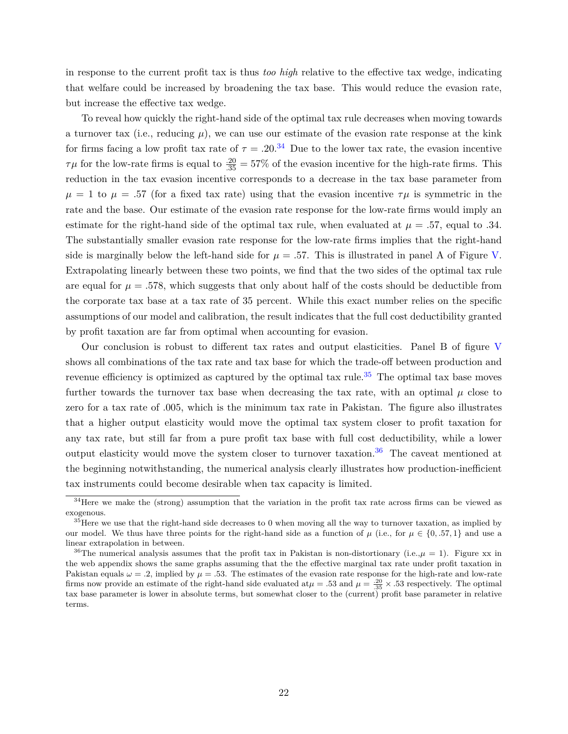in response to the current profit tax is thus *too high* relative to the effective tax wedge, indicating that welfare could be increased by broadening the tax base. This would reduce the evasion rate, but increase the effective tax wedge.

To reveal how quickly the right-hand side of the optimal tax rule decreases when moving towards a turnover tax (i.e., reducing $\mu$), we can use our estimate of the evasion rate response at the kink for firms facing a low profit tax rate of $\tau = .20$.[34] Due to the lower tax rate, the evasion incentive $\tau\mu$ for the low-rate firms is equal to $\frac{.20}{.35} = 57\%$ of the evasion incentive for the high-rate firms. This reduction in the tax evasion incentive corresponds to a decrease in the tax base parameter from $\mu = 1$ to $\mu = .57$ (for a fixed tax rate) using that the evasion incentive $\tau\mu$ is symmetric in the rate and the base. Our estimate of the evasion rate response for the low-rate firms would imply an estimate for the right-hand side of the optimal tax rule, when evaluated at $\mu = .57$, equal to .34. The substantially smaller evasion rate response for the low-rate firms implies that the right-hand side is marginally below the left-hand side for $\mu = .57$. This is illustrated in panel A of Figure V. Extrapolating linearly between these two points, we find that the two sides of the optimal tax rule are equal for $\mu = .578$, which suggests that only about half of the costs should be deductible from the corporate tax base at a tax rate of 35 percent. While this exact number relies on the specific assumptions of our model and calibration, the result indicates that the full cost deductibility granted by profit taxation are far from optimal when accounting for evasion.

Our conclusion is robust to different tax rates and output elasticities. Panel B of figure V shows all combinations of the tax rate and tax base for which the trade-off between production and revenue efficiency is optimized as captured by the optimal tax rule.[35] The optimal tax base moves further towards the turnover tax base when decreasing the tax rate, with an optimal $\mu$ close to zero for a tax rate of .005, which is the minimum tax rate in Pakistan. The figure also illustrates that a higher output elasticity would move the optimal tax system closer to profit taxation for any tax rate, but still far from a pure profit tax base with full cost deductibility, while a lower output elasticity would move the system closer to turnover taxation.[36] The caveat mentioned at the beginning notwithstanding, the numerical analysis clearly illustrates how production-inefficient tax instruments could become desirable when tax capacity is limited.

---

[34] Here we make the (strong) assumption that the variation in the profit tax rate across firms can be viewed as exogenous.

[35] Here we use that the right-hand side decreases to 0 when moving all the way to turnover taxation, as implied by our model. We thus have three points for the right-hand side as a function of $\mu$ (i.e., for $\mu \in \{0, .57, 1\}$ and use a linear extrapolation in between.

[36] The numerical analysis assumes that the profit tax in Pakistan is non-distortionary (i.e.,$\mu = 1$). Figure xx in the web appendix shows the same graphs assuming that the the effective marginal tax rate under profit taxation in Pakistan equals $\omega = .2$, implied by $\mu = .53$. The estimates of the evasion rate response for the high-rate and low-rate firms now provide an estimate of the right-hand side evaluated at$\mu = .53$ and $\mu = \frac{.20}{.35} \times .53$ respectively. The optimal tax base parameter is lower in absolute terms, but somewhat closer to the (current) profit base parameter in relative terms.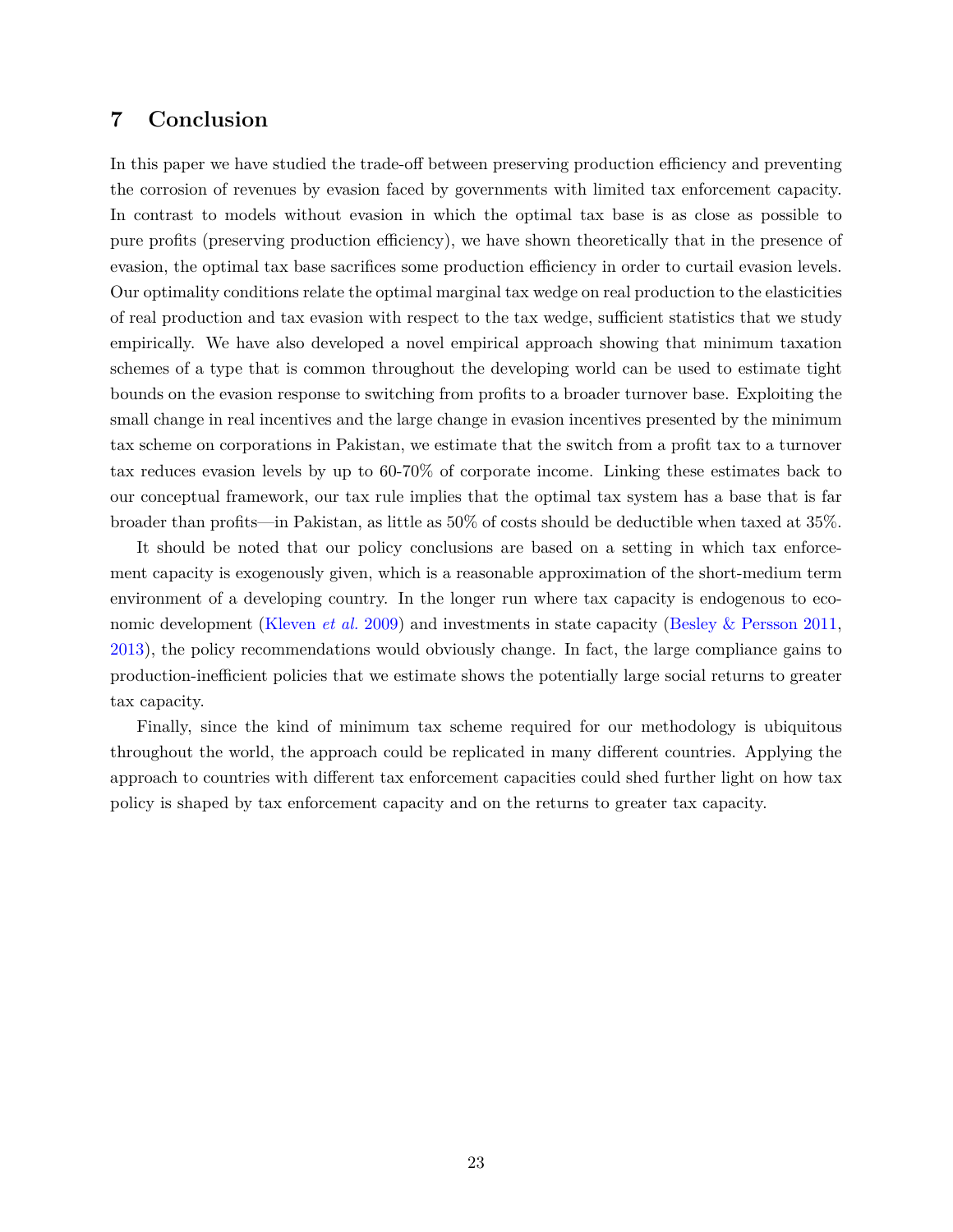## 7 Conclusion

In this paper we have studied the trade-off between preserving production efficiency and preventing the corrosion of revenues by evasion faced by governments with limited tax enforcement capacity. In contrast to models without evasion in which the optimal tax base is as close as possible to pure profits (preserving production efficiency), we have shown theoretically that in the presence of evasion, the optimal tax base sacrifices some production efficiency in order to curtail evasion levels. Our optimality conditions relate the optimal marginal tax wedge on real production to the elasticities of real production and tax evasion with respect to the tax wedge, sufficient statistics that we study empirically. We have also developed a novel empirical approach showing that minimum taxation schemes of a type that is common throughout the developing world can be used to estimate tight bounds on the evasion response to switching from profits to a broader turnover base. Exploiting the small change in real incentives and the large change in evasion incentives presented by the minimum tax scheme on corporations in Pakistan, we estimate that the switch from a profit tax to a turnover tax reduces evasion levels by up to 60-70% of corporate income. Linking these estimates back to our conceptual framework, our tax rule implies that the optimal tax system has a base that is far broader than profits—in Pakistan, as little as 50% of costs should be deductible when taxed at 35%.

It should be noted that our policy conclusions are based on a setting in which tax enforcement capacity is exogenously given, which is a reasonable approximation of the short-medium term environment of a developing country. In the longer run where tax capacity is endogenous to economic development (Kleven *et al.* 2009) and investments in state capacity (Besley & Persson 2011, 2013), the policy recommendations would obviously change. In fact, the large compliance gains to production-inefficient policies that we estimate shows the potentially large social returns to greater tax capacity.

Finally, since the kind of minimum tax scheme required for our methodology is ubiquitous throughout the world, the approach could be replicated in many different countries. Applying the approach to countries with different tax enforcement capacities could shed further light on how tax policy is shaped by tax enforcement capacity and on the returns to greater tax capacity.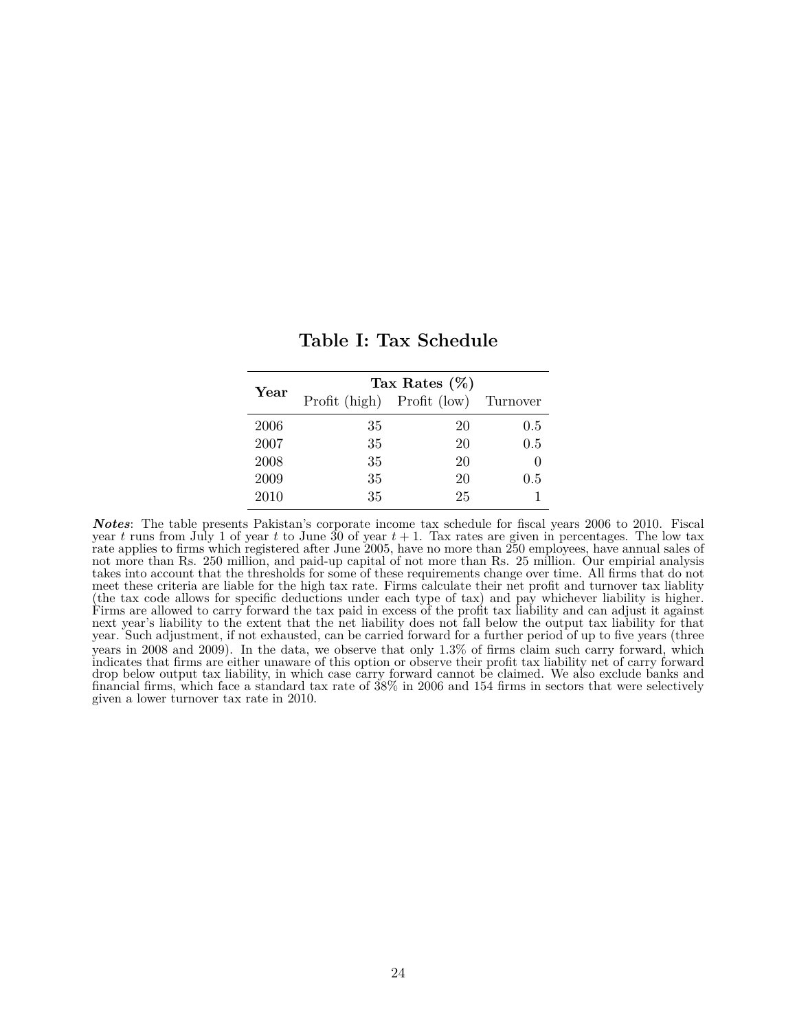## Table I: Tax Schedule

| Year | Tax Rates (%) | | |
|---|---|---|---|
| | Profit (high) | Profit (low) | Turnover |
| 2006 | 35 | 20 | 0.5 |
| 2007 | 35 | 20 | 0.5 |
| 2008 | 35 | 20 | 0 |
| 2009 | 35 | 20 | 0.5 |
| 2010 | 35 | 25 | 1 |

***Notes***: The table presents Pakistan's corporate income tax schedule for fiscal years 2006 to 2010. Fiscal year $t$ runs from July 1 of year $t$ to June 30 of year $t+1$. Tax rates are given in percentages. The low tax rate applies to firms which registered after June 2005, have no more than 250 employees, have annual sales of not more than Rs. 250 million, and paid-up capital of not more than Rs. 25 million. Our empirial analysis takes into account that the thresholds for some of these requirements change over time. All firms that do not meet these criteria are liable for the high tax rate. Firms calculate their net profit and turnover tax liablity (the tax code allows for specific deductions under each type of tax) and pay whichever liability is higher. Firms are allowed to carry forward the tax paid in excess of the profit tax liability and can adjust it against next year's liability to the extent that the net liability does not fall below the output tax liability for that year. Such adjustment, if not exhausted, can be carried forward for a further period of up to five years (three years in 2008 and 2009). In the data, we observe that only 1.3% of firms claim such carry forward, which indicates that firms are either unaware of this option or observe their profit tax liability net of carry forward drop below output tax liability, in which case carry forward cannot be claimed. We also exclude banks and financial firms, which face a standard tax rate of 38% in 2006 and 154 firms in sectors that were selectively given a lower turnover tax rate in 2010.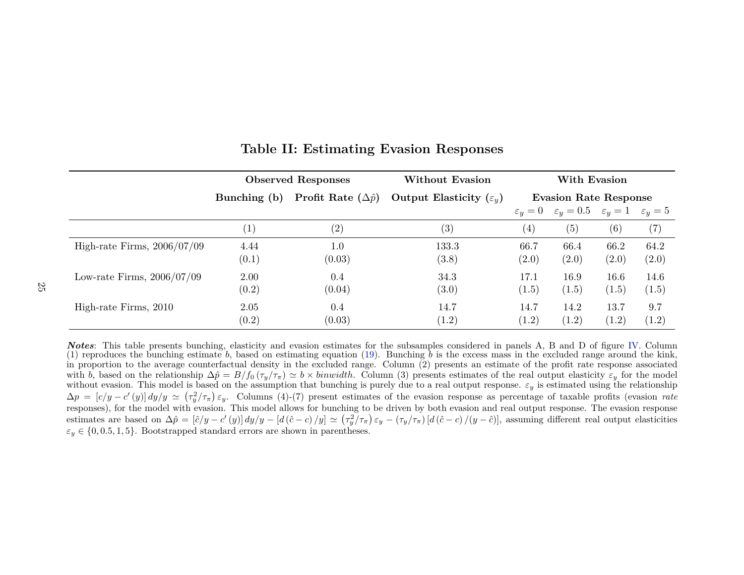## Table II: Estimating Evasion Responses

| | Observed Responses | | Without Evasion | With Evasion | | | |
|---|---|---|---|---|---|---|---|
| | Bunching (b) | Profit Rate ($\Delta\hat{p}$) | Output Elasticity ($\varepsilon_y$) | Evasion Rate Response | | | |
| | | | | $\varepsilon_y = 0$ | $\varepsilon_y = 0.5$ | $\varepsilon_y = 1$ | $\varepsilon_y = 5$ |
| | (1) | (2) | (3) | (4) | (5) | (6) | (7) |
| High-rate Firms, 2006/07/09 | 4.44 | 1.0 | 133.3 | 66.7 | 66.4 | 66.2 | 64.2 |
| | (0.1) | (0.03) | (3.8) | (2.0) | (2.0) | (2.0) | (2.0) |
| Low-rate Firms, 2006/07/09 | 2.00 | 0.4 | 34.3 | 17.1 | 16.9 | 16.6 | 14.6 |
| | (0.2) | (0.04) | (3.0) | (1.5) | (1.5) | (1.5) | (1.5) |
| High-rate Firms, 2010 | 2.05 | 0.4 | 14.7 | 14.7 | 14.2 | 13.7 | 9.7 |
| | (0.2) | (0.03) | (1.2) | (1.2) | (1.2) | (1.2) | (1.2) |

***Notes***: This table presents bunching, elasticity and evasion estimates for the subsamples considered in panels A, B and D of figure IV. Column (1) reproduces the bunching estimate $b$, based on estimating equation (19). Bunching $b$ is the excess mass in the excluded range around the kink, in proportion to the average counterfactual density in the excluded range. Column (2) presents an estimate of the profit rate response associated with $b$, based on the relationship $\Delta\hat{p} = B/f_0\left(\tau_y/\tau_\pi\right) \simeq b \times binwidth$. Column (3) presents estimates of the real output elasticity $\varepsilon_y$ for the model without evasion. This model is based on the assumption that bunching is purely due to a real output response. $\varepsilon_y$ is estimated using the relationship $\Delta p = \left[c/y - c'\left(y\right)\right] dy/y \simeq \left(\tau_y^2/\tau_\pi\right)\varepsilon_y$. Columns (4)-(7) present estimates of the evasion response as percentage of taxable profits (evasion *rate* responses), for the model with evasion. This model allows for bunching to be driven by both evasion and real output response. The evasion response estimates are based on $\Delta\hat{p} = \left[\hat{c}/y - c'\left(y\right)\right] dy/y - \left[d\left(\hat{c} - c\right)/y\right] \simeq \left(\tau_y^2/\tau_\pi\right)\varepsilon_y - \left(\tau_y/\tau_\pi\right)\left[d\left(\hat{c} - c\right)/\left(y - \hat{c}\right)\right]$, assuming different real output elasticities $\varepsilon_y \in \{0, 0.5, 1, 5\}$. Bootstrapped standard errors are shown in parentheses.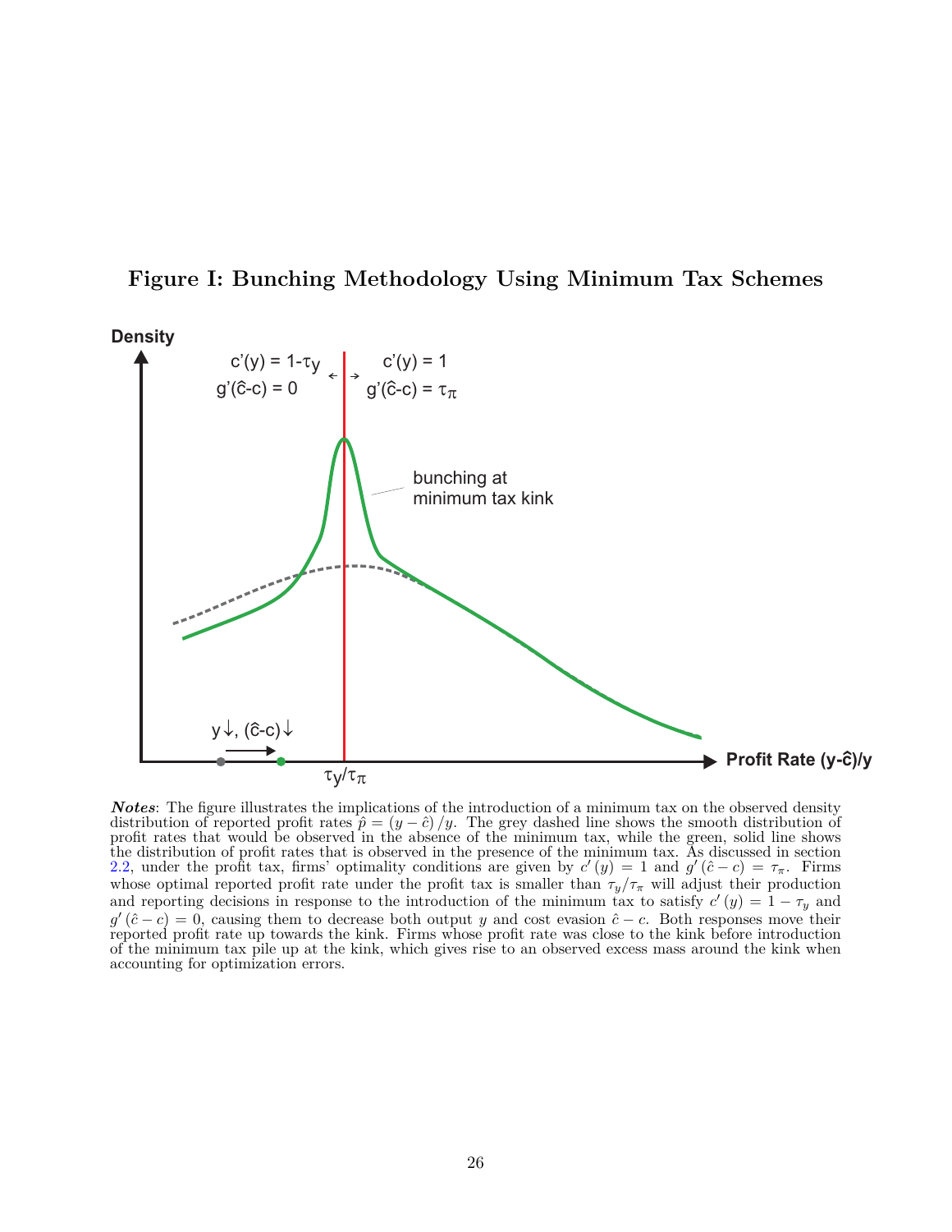**Figure I: Bunching Methodology Using Minimum Tax Schemes**

***Notes***: The figure illustrates the implications of the introduction of a minimum tax on the observed density distribution of reported profit rates $\hat{p} = (y - \hat{c})/y$. The grey dashed line shows the smooth distribution of profit rates that would be observed in the absence of the minimum tax, while the green, solid line shows the distribution of profit rates that is observed in the presence of the minimum tax. As discussed in section 2.2, under the profit tax, firms' optimality conditions are given by $c'(y) = 1$ and $g'(\hat{c} - c) = \tau_{\pi}$. Firms whose optimal reported profit rate under the profit tax is smaller than $\tau_y/\tau_{\pi}$ will adjust their production and reporting decisions in response to the introduction of the minimum tax to satisfy $c'(y) = 1 - \tau_y$ and $g'(\hat{c} - c) = 0$, causing them to decrease both output $y$ and cost evasion $\hat{c} - c$. Both responses move their reported profit rate up towards the kink. Firms whose profit rate was close to the kink before introduction of the minimum tax pile up at the kink, which gives rise to an observed excess mass around the kink when accounting for optimization errors.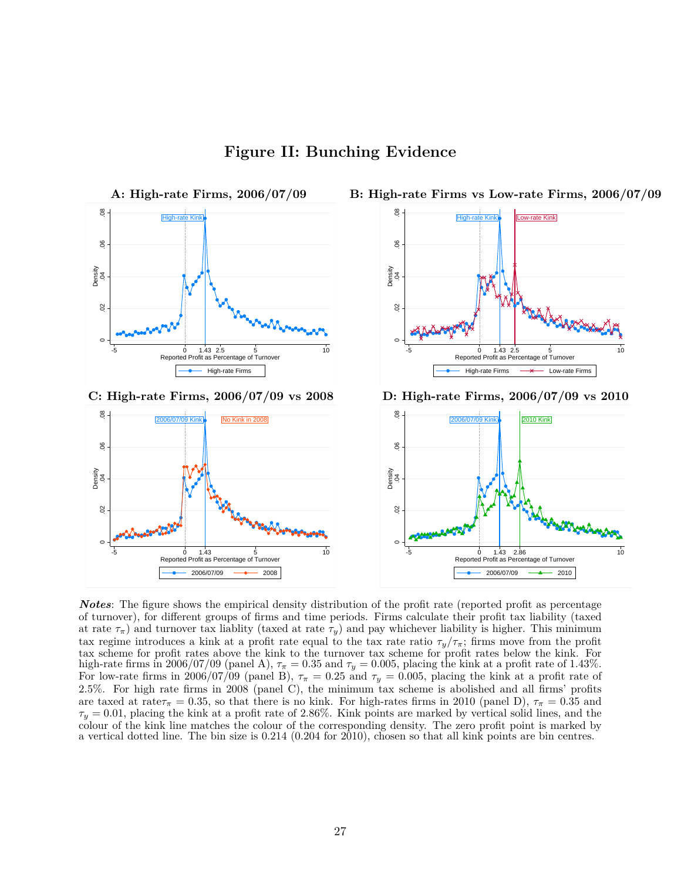# Figure II: Bunching Evidence

**A: High-rate Firms, 2006/07/09**

**B: High-rate Firms vs Low-rate Firms, 2006/07/09**

**C: High-rate Firms, 2006/07/09 vs 2008**

**D: High-rate Firms, 2006/07/09 vs 2010**

***Notes***: The figure shows the empirical density distribution of the profit rate (reported profit as percentage of turnover), for different groups of firms and time periods. Firms calculate their profit tax liability (taxed at rate $\tau_\pi$) and turnover tax liablity (taxed at rate $\tau_y$) and pay whichever liability is higher. This minimum tax regime introduces a kink at a profit rate equal to the tax rate ratio $\tau_y/\tau_\pi$; firms move from the profit tax scheme for profit rates above the kink to the turnover tax scheme for profit rates below the kink. For high-rate firms in 2006/07/09 (panel A), $\tau_\pi = 0.35$ and $\tau_y = 0.005$, placing the kink at a profit rate of 1.43%. For low-rate firms in 2006/07/09 (panel B), $\tau_\pi = 0.25$ and $\tau_y = 0.005$, placing the kink at a profit rate of 2.5%. For high rate firms in 2008 (panel C), the minimum tax scheme is abolished and all firms' profits are taxed at rate$\tau_\pi = 0.35$, so that there is no kink. For high-rates firms in 2010 (panel D), $\tau_\pi = 0.35$ and $\tau_y = 0.01$, placing the kink at a profit rate of 2.86%. Kink points are marked by vertical solid lines, and the colour of the kink line matches the colour of the corresponding density. The zero profit point is marked by a vertical dotted line. The bin size is 0.214 (0.204 for 2010), chosen so that all kink points are bin centres.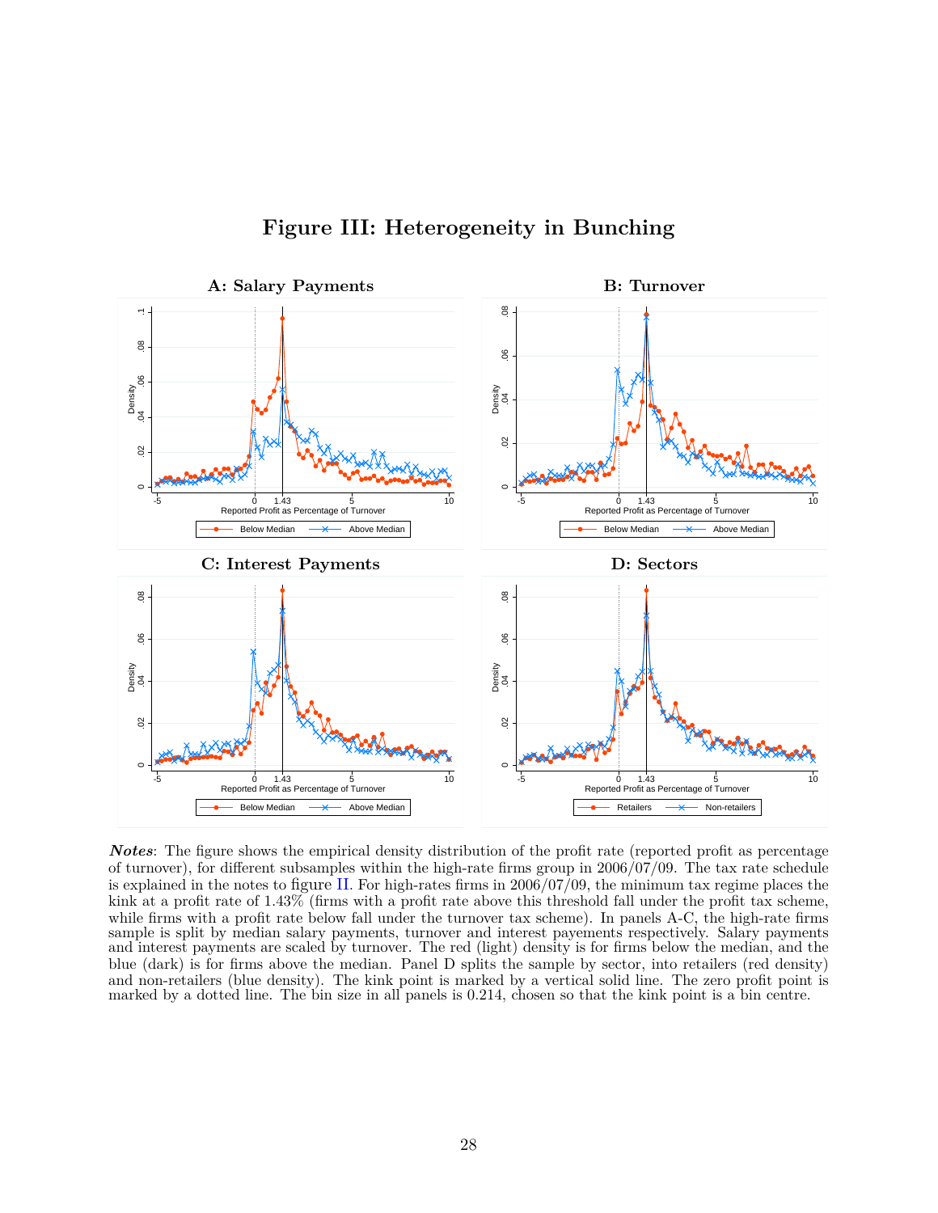# Figure III: Heterogeneity in Bunching

A: Salary Payments

B: Turnover

C: Interest Payments

D: Sectors

***Notes***: The figure shows the empirical density distribution of the profit rate (reported profit as percentage of turnover), for different subsamples within the high-rate firms group in 2006/07/09. The tax rate schedule is explained in the notes to figure II. For high-rates firms in 2006/07/09, the minimum tax regime places the kink at a profit rate of 1.43% (firms with a profit rate above this threshold fall under the profit tax scheme, while firms with a profit rate below fall under the turnover tax scheme). In panels A-C, the high-rate firms sample is split by median salary payments, turnover and interest payements respectively. Salary payments and interest payments are scaled by turnover. The red (light) density is for firms below the median, and the blue (dark) is for firms above the median. Panel D splits the sample by sector, into retailers (red density) and non-retailers (blue density). The kink point is marked by a vertical solid line. The zero profit point is marked by a dotted line. The bin size in all panels is 0.214, chosen so that the kink point is a bin centre.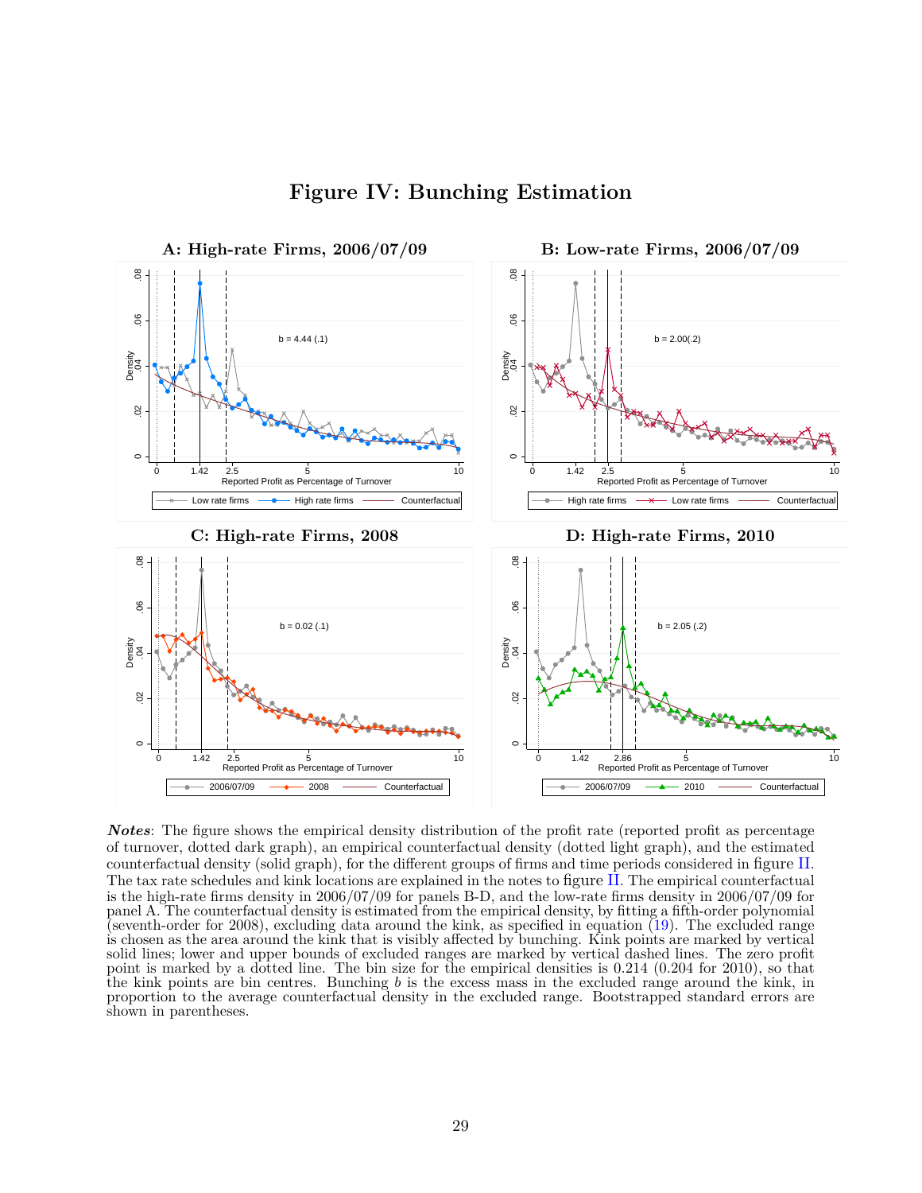# Figure IV: Bunching Estimation

***Notes***: The figure shows the empirical density distribution of the profit rate (reported profit as percentage of turnover, dotted dark graph), an empirical counterfactual density (dotted light graph), and the estimated counterfactual density (solid graph), for the different groups of firms and time periods considered in figure II. The tax rate schedules and kink locations are explained in the notes to figure II. The empirical counterfactual is the high-rate firms density in 2006/07/09 for panels B-D, and the low-rate firms density in 2006/07/09 for panel A. The counterfactual density is estimated from the empirical density, by fitting a fifth-order polynomial (seventh-order for 2008), excluding data around the kink, as specified in equation (19). The excluded range is chosen as the area around the kink that is visibly affected by bunching. Kink points are marked by vertical solid lines; lower and upper bounds of excluded ranges are marked by vertical dashed lines. The zero profit point is marked by a dotted line. The bin size for the empirical densities is 0.214 (0.204 for 2010), so that the kink points are bin centres. Bunching $b$ is the excess mass in the excluded range around the kink, in proportion to the average counterfactual density in the excluded range. Bootstrapped standard errors are shown in parentheses.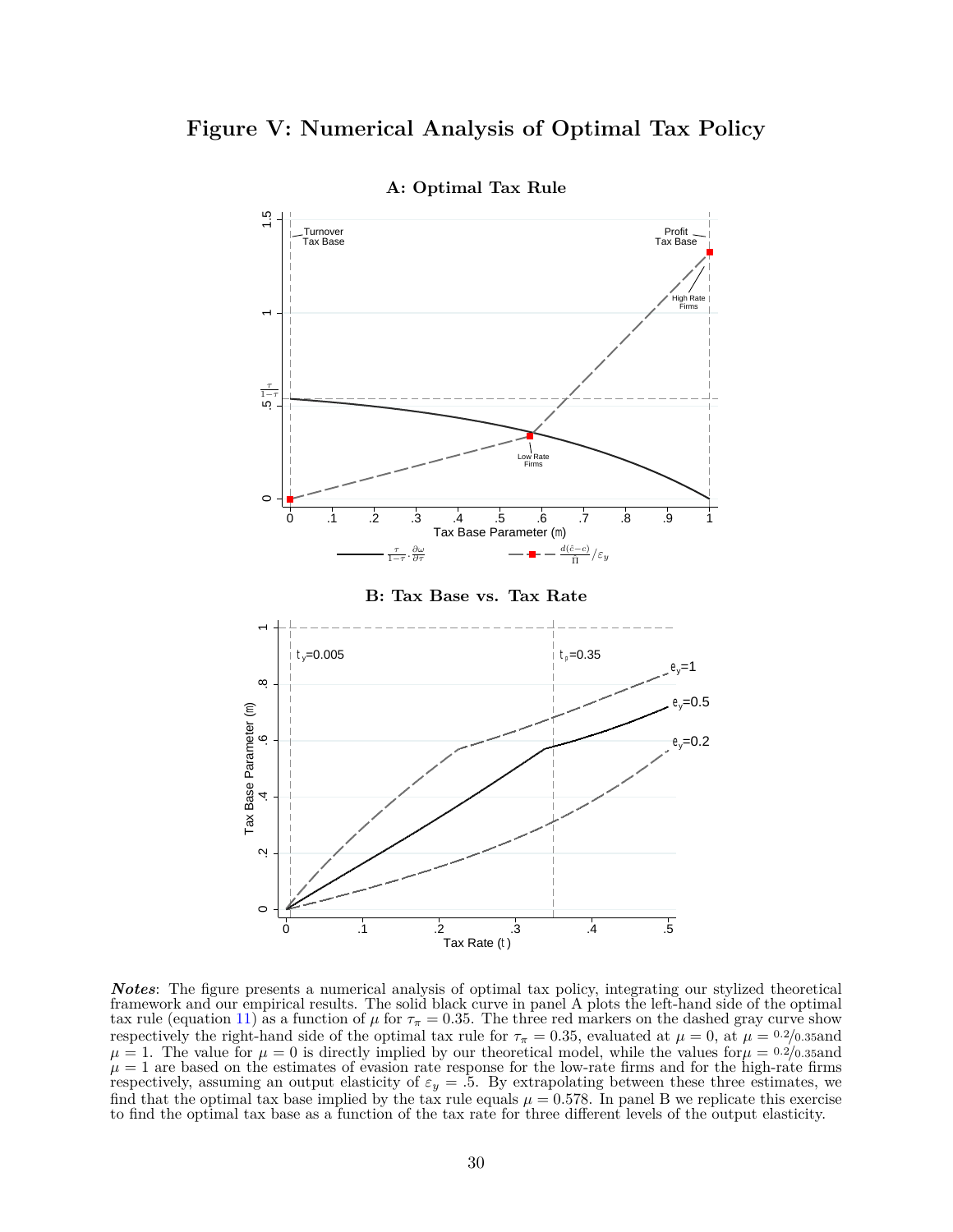# Figure V: Numerical Analysis of Optimal Tax Policy

**A: Optimal Tax Rule**

**B: Tax Base vs. Tax Rate**

***Notes***: The figure presents a numerical analysis of optimal tax policy, integrating our stylized theoretical framework and our empirical results. The solid black curve in panel A plots the left-hand side of the optimal tax rule (equation 11) as a function of $\mu$ for $\tau_\pi = 0.35$. The three red markers on the dashed gray curve show respectively the right-hand side of the optimal tax rule for $\tau_\pi = 0.35$, evaluated at $\mu = 0$, at $\mu = {}^{0.2}/_{0.35}$and $\mu = 1$. The value for $\mu = 0$ is directly implied by our theoretical model, while the values for$\mu = {}^{0.2}/_{0.35}$and $\mu = 1$ are based on the estimates of evasion rate response for the low-rate firms and for the high-rate firms respectively, assuming an output elasticity of $\varepsilon_y = .5$. By extrapolating between these three estimates, we find that the optimal tax base implied by the tax rule equals $\mu = 0.578$. In panel B we replicate this exercise to find the optimal tax base as a function of the tax rate for three different levels of the output elasticity.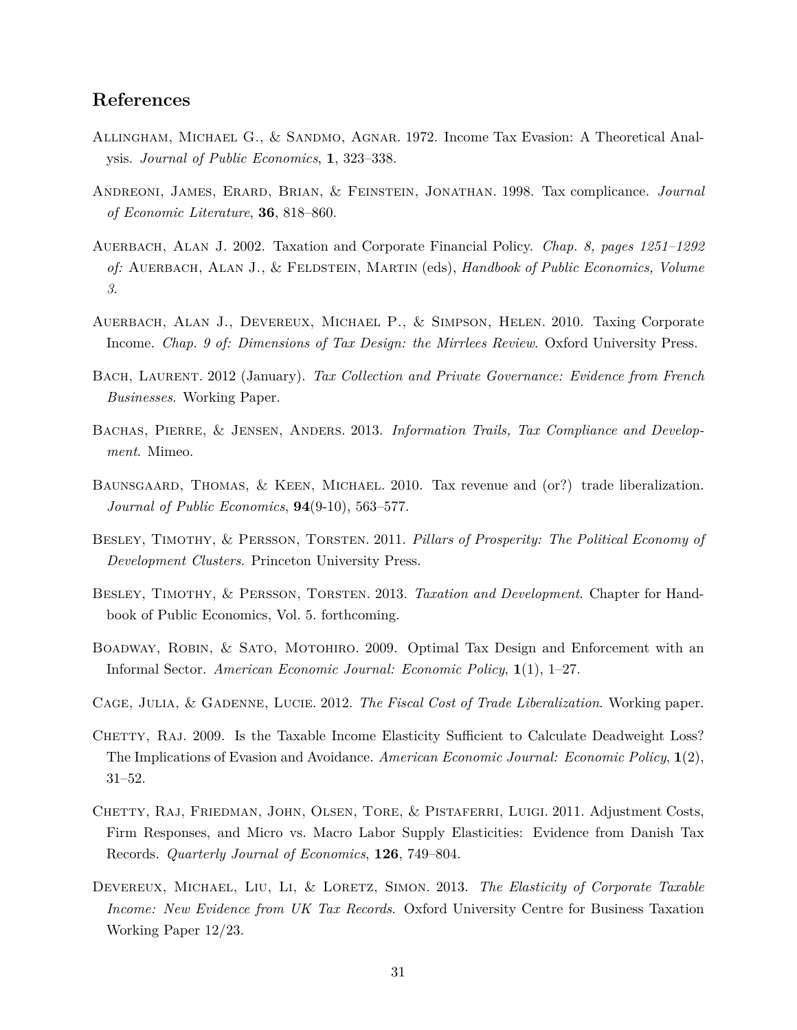## References

Allingham, Michael G., & Sandmo, Agnar. 1972. Income Tax Evasion: A Theoretical Analysis. *Journal of Public Economics*, **1**, 323–338.

Andreoni, James, Erard, Brian, & Feinstein, Jonathan. 1998. Tax complicance. *Journal of Economic Literature*, **36**, 818–860.

Auerbach, Alan J. 2002. Taxation and Corporate Financial Policy. *Chap. 8, pages 1251–1292 of:* Auerbach, Alan J., & Feldstein, Martin (eds), *Handbook of Public Economics, Volume 3*.

Auerbach, Alan J., Devereux, Michael P., & Simpson, Helen. 2010. Taxing Corporate Income. *Chap. 9 of: Dimensions of Tax Design: the Mirrlees Review*. Oxford University Press.

Bach, Laurent. 2012 (January). *Tax Collection and Private Governance: Evidence from French Businesses*. Working Paper.

Bachas, Pierre, & Jensen, Anders. 2013. *Information Trails, Tax Compliance and Development*. Mimeo.

Baunsgaard, Thomas, & Keen, Michael. 2010. Tax revenue and (or?) trade liberalization. *Journal of Public Economics*, **94**(9-10), 563–577.

Besley, Timothy, & Persson, Torsten. 2011. *Pillars of Prosperity: The Political Economy of Development Clusters*. Princeton University Press.

Besley, Timothy, & Persson, Torsten. 2013. *Taxation and Development*. Chapter for Handbook of Public Economics, Vol. 5. forthcoming.

Boadway, Robin, & Sato, Motohiro. 2009. Optimal Tax Design and Enforcement with an Informal Sector. *American Economic Journal: Economic Policy*, **1**(1), 1–27.

Cage, Julia, & Gadenne, Lucie. 2012. *The Fiscal Cost of Trade Liberalization*. Working paper.

Chetty, Raj. 2009. Is the Taxable Income Elasticity Sufficient to Calculate Deadweight Loss? The Implications of Evasion and Avoidance. *American Economic Journal: Economic Policy*, **1**(2), 31–52.

Chetty, Raj, Friedman, John, Olsen, Tore, & Pistaferri, Luigi. 2011. Adjustment Costs, Firm Responses, and Micro vs. Macro Labor Supply Elasticities: Evidence from Danish Tax Records. *Quarterly Journal of Economics*, **126**, 749–804.

Devereux, Michael, Liu, Li, & Loretz, Simon. 2013. *The Elasticity of Corporate Taxable Income: New Evidence from UK Tax Records*. Oxford University Centre for Business Taxation Working Paper 12/23.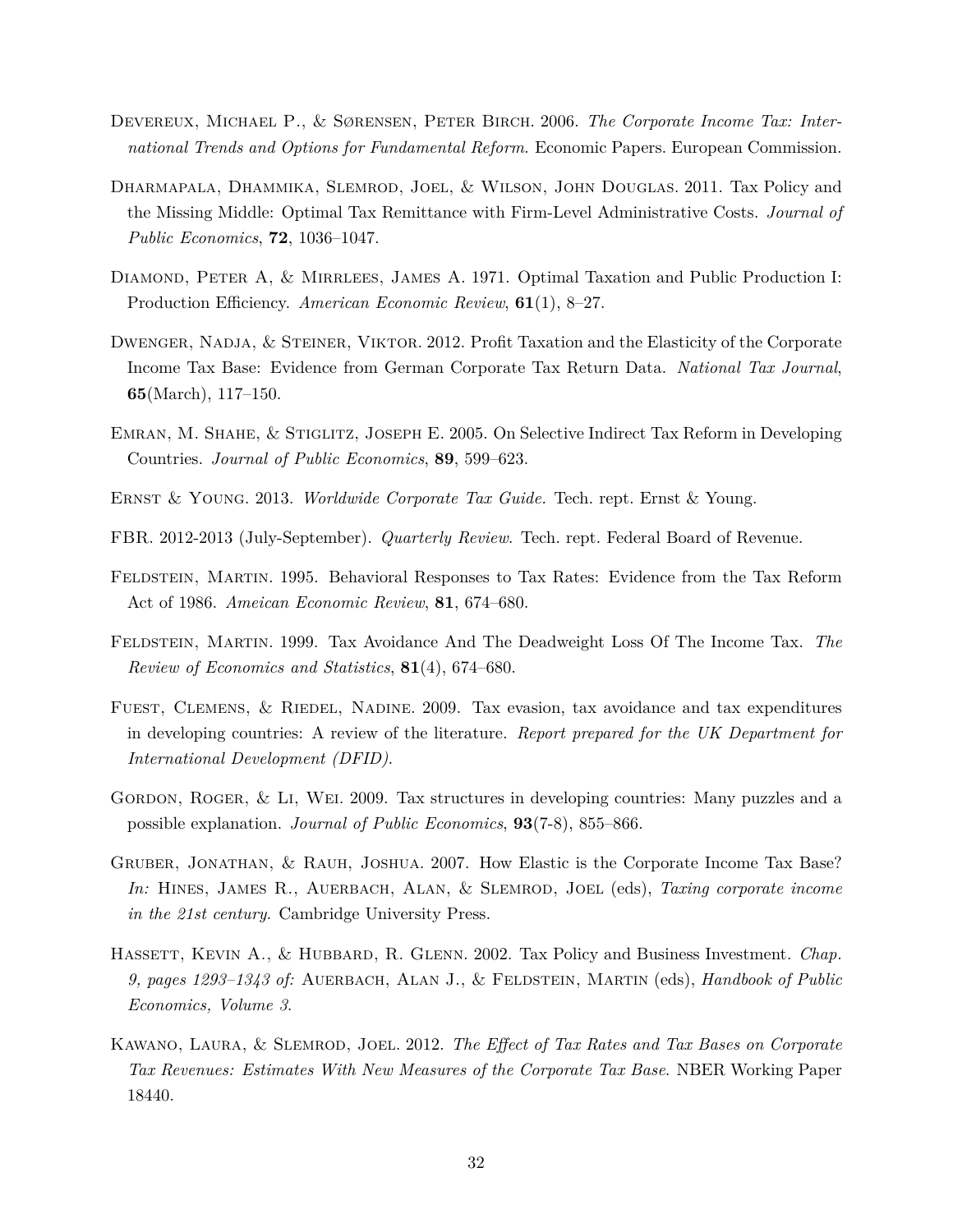Devereux, Michael P., & Sørensen, Peter Birch. 2006. *The Corporate Income Tax: International Trends and Options for Fundamental Reform*. Economic Papers. European Commission.

Dharmapala, Dhammika, Slemrod, Joel, & Wilson, John Douglas. 2011. Tax Policy and the Missing Middle: Optimal Tax Remittance with Firm-Level Administrative Costs. *Journal of Public Economics*, **72**, 1036–1047.

Diamond, Peter A, & Mirrlees, James A. 1971. Optimal Taxation and Public Production I: Production Efficiency. *American Economic Review*, **61**(1), 8–27.

Dwenger, Nadja, & Steiner, Viktor. 2012. Profit Taxation and the Elasticity of the Corporate Income Tax Base: Evidence from German Corporate Tax Return Data. *National Tax Journal*, **65**(March), 117–150.

Emran, M. Shahe, & Stiglitz, Joseph E. 2005. On Selective Indirect Tax Reform in Developing Countries. *Journal of Public Economics*, **89**, 599–623.

Ernst & Young. 2013. *Worldwide Corporate Tax Guide.* Tech. rept. Ernst & Young.

FBR. 2012-2013 (July-September). *Quarterly Review*. Tech. rept. Federal Board of Revenue.

Feldstein, Martin. 1995. Behavioral Responses to Tax Rates: Evidence from the Tax Reform Act of 1986. *Ameican Economic Review*, **81**, 674–680.

Feldstein, Martin. 1999. Tax Avoidance And The Deadweight Loss Of The Income Tax. *The Review of Economics and Statistics*, **81**(4), 674–680.

Fuest, Clemens, & Riedel, Nadine. 2009. Tax evasion, tax avoidance and tax expenditures in developing countries: A review of the literature. *Report prepared for the UK Department for International Development (DFID).*

Gordon, Roger, & Li, Wei. 2009. Tax structures in developing countries: Many puzzles and a possible explanation. *Journal of Public Economics*, **93**(7-8), 855–866.

Gruber, Jonathan, & Rauh, Joshua. 2007. How Elastic is the Corporate Income Tax Base? *In:* Hines, James R., Auerbach, Alan, & Slemrod, Joel (eds), *Taxing corporate income in the 21st century.* Cambridge University Press.

Hassett, Kevin A., & Hubbard, R. Glenn. 2002. Tax Policy and Business Investment. *Chap. 9, pages 1293–1343 of:* Auerbach, Alan J., & Feldstein, Martin (eds), *Handbook of Public Economics, Volume 3*.

Kawano, Laura, & Slemrod, Joel. 2012. *The Effect of Tax Rates and Tax Bases on Corporate Tax Revenues: Estimates With New Measures of the Corporate Tax Base*. NBER Working Paper 18440.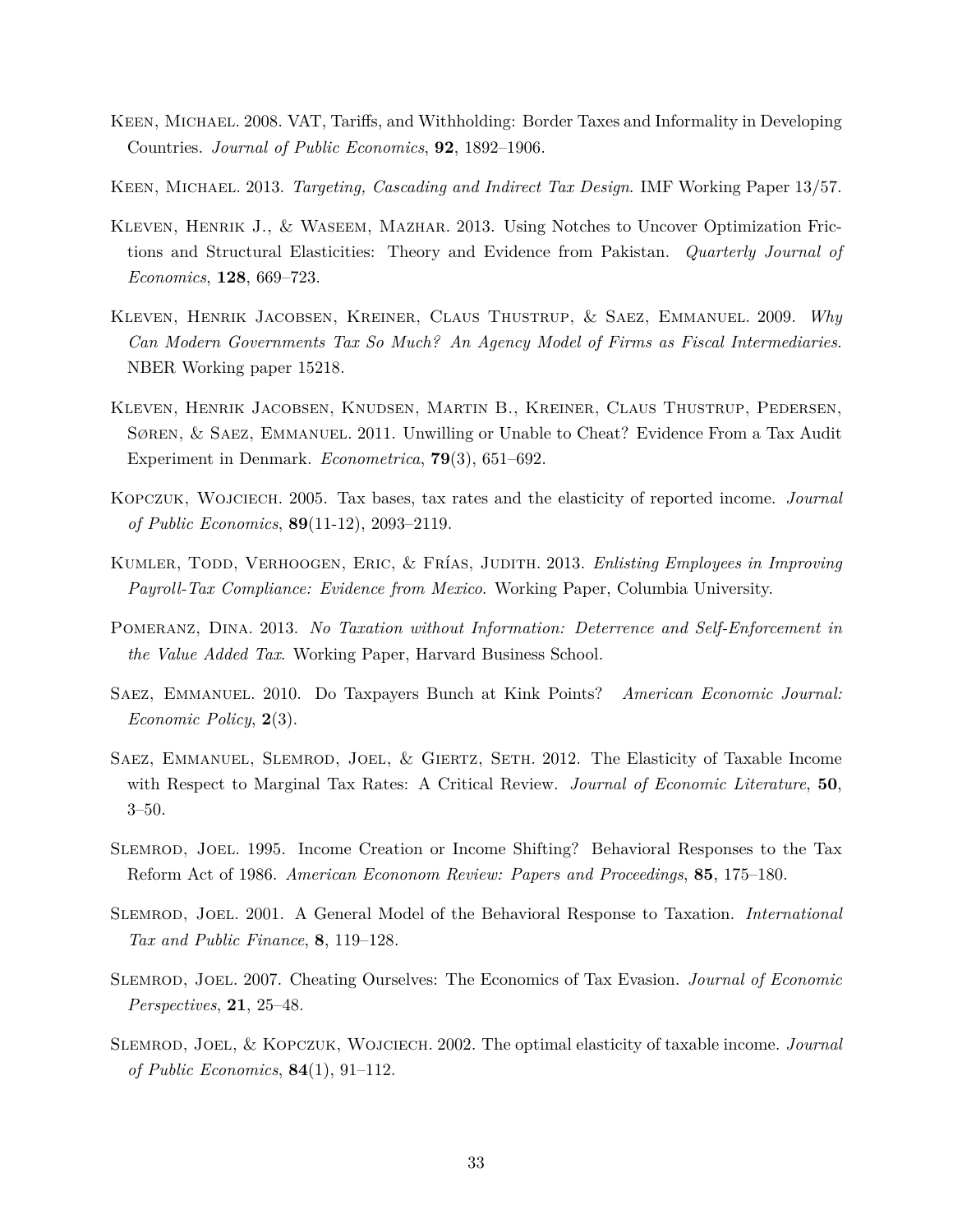Keen, Michael. 2008. VAT, Tariffs, and Withholding: Border Taxes and Informality in Developing Countries. *Journal of Public Economics*, **92**, 1892–1906.

Keen, Michael. 2013. *Targeting, Cascading and Indirect Tax Design*. IMF Working Paper 13/57.

Kleven, Henrik J., & Waseem, Mazhar. 2013. Using Notches to Uncover Optimization Frictions and Structural Elasticities: Theory and Evidence from Pakistan. *Quarterly Journal of Economics*, **128**, 669–723.

Kleven, Henrik Jacobsen, Kreiner, Claus Thustrup, & Saez, Emmanuel. 2009. *Why Can Modern Governments Tax So Much? An Agency Model of Firms as Fiscal Intermediaries*. NBER Working paper 15218.

Kleven, Henrik Jacobsen, Knudsen, Martin B., Kreiner, Claus Thustrup, Pedersen, Søren, & Saez, Emmanuel. 2011. Unwilling or Unable to Cheat? Evidence From a Tax Audit Experiment in Denmark. *Econometrica*, **79**(3), 651–692.

Kopczuk, Wojciech. 2005. Tax bases, tax rates and the elasticity of reported income. *Journal of Public Economics*, **89**(11-12), 2093–2119.

Kumler, Todd, Verhoogen, Eric, & Frías, Judith. 2013. *Enlisting Employees in Improving Payroll-Tax Compliance: Evidence from Mexico*. Working Paper, Columbia University.

Pomeranz, Dina. 2013. *No Taxation without Information: Deterrence and Self-Enforcement in the Value Added Tax*. Working Paper, Harvard Business School.

Saez, Emmanuel. 2010. Do Taxpayers Bunch at Kink Points? *American Economic Journal: Economic Policy*, **2**(3).

Saez, Emmanuel, Slemrod, Joel, & Giertz, Seth. 2012. The Elasticity of Taxable Income with Respect to Marginal Tax Rates: A Critical Review. *Journal of Economic Literature*, **50**, 3–50.

Slemrod, Joel. 1995. Income Creation or Income Shifting? Behavioral Responses to the Tax Reform Act of 1986. *American Econonom Review: Papers and Proceedings*, **85**, 175–180.

Slemrod, Joel. 2001. A General Model of the Behavioral Response to Taxation. *International Tax and Public Finance*, **8**, 119–128.

Slemrod, Joel. 2007. Cheating Ourselves: The Economics of Tax Evasion. *Journal of Economic Perspectives*, **21**, 25–48.

Slemrod, Joel, & Kopczuk, Wojciech. 2002. The optimal elasticity of taxable income. *Journal of Public Economics*, **84**(1), 91–112.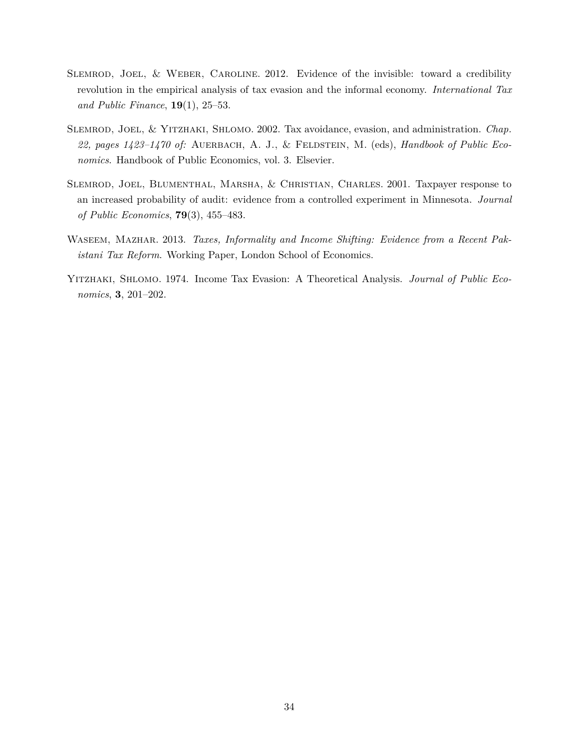Slemrod, Joel, & Weber, Caroline. 2012. Evidence of the invisible: toward a credibility revolution in the empirical analysis of tax evasion and the informal economy. *International Tax and Public Finance*, **19**(1), 25–53.

Slemrod, Joel, & Yitzhaki, Shlomo. 2002. Tax avoidance, evasion, and administration. *Chap. 22, pages 1423–1470 of:* Auerbach, A. J., & Feldstein, M. (eds), *Handbook of Public Economics*. Handbook of Public Economics, vol. 3. Elsevier.

Slemrod, Joel, Blumenthal, Marsha, & Christian, Charles. 2001. Taxpayer response to an increased probability of audit: evidence from a controlled experiment in Minnesota. *Journal of Public Economics*, **79**(3), 455–483.

Waseem, Mazhar. 2013. *Taxes, Informality and Income Shifting: Evidence from a Recent Pakistani Tax Reform*. Working Paper, London School of Economics.

Yitzhaki, Shlomo. 1974. Income Tax Evasion: A Theoretical Analysis. *Journal of Public Economics*, **3**, 201–202.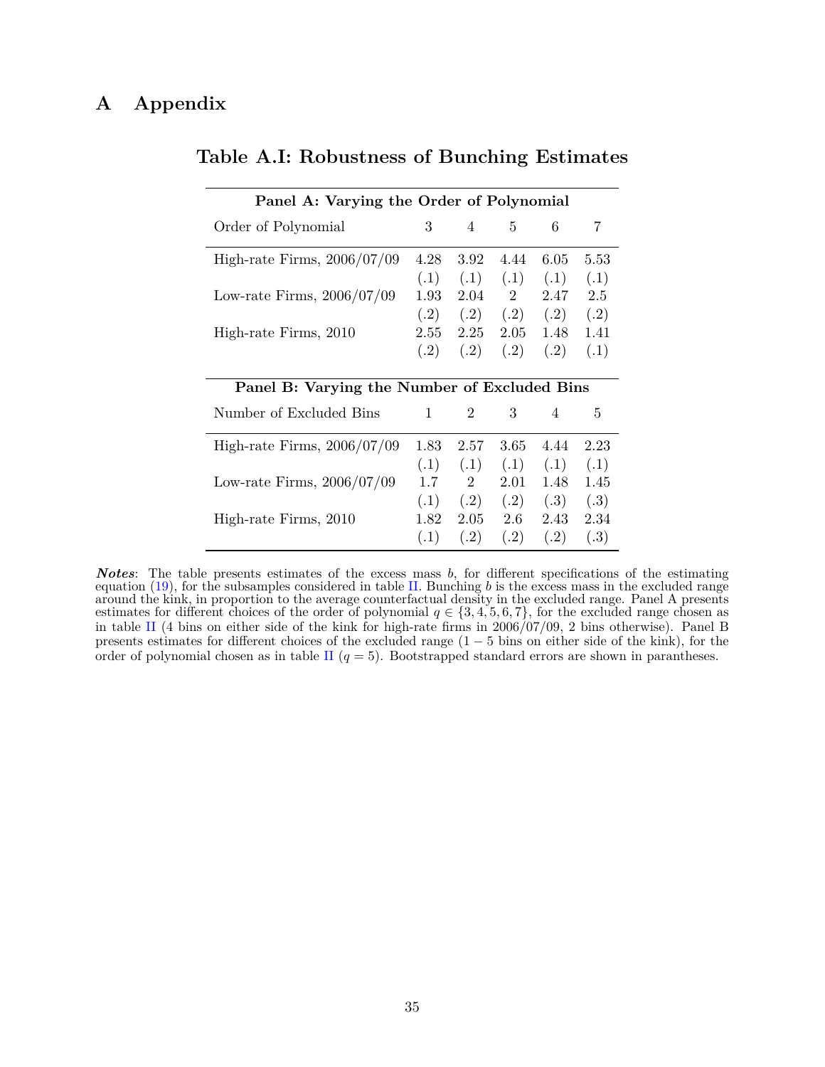# A Appendix

## Table A.I: Robustness of Bunching Estimates

| **Panel A: Varying the Order of Polynomial** | | | | | |
|---|---|---|---|---|---|
| Order of Polynomial | 3 | 4 | 5 | 6 | 7 |
| High-rate Firms, 2006/07/09 | 4.28 | 3.92 | 4.44 | 6.05 | 5.53 |
| | (.1) | (.1) | (.1) | (.1) | (.1) |
| Low-rate Firms, 2006/07/09 | 1.93 | 2.04 | 2 | 2.47 | 2.5 |
| | (.2) | (.2) | (.2) | (.2) | (.2) |
| High-rate Firms, 2010 | 2.55 | 2.25 | 2.05 | 1.48 | 1.41 |
| | (.2) | (.2) | (.2) | (.2) | (.1) |

| **Panel B: Varying the Number of Excluded Bins** | | | | | |
|---|---|---|---|---|---|
| Number of Excluded Bins | 1 | 2 | 3 | 4 | 5 |
| High-rate Firms, 2006/07/09 | 1.83 | 2.57 | 3.65 | 4.44 | 2.23 |
| | (.1) | (.1) | (.1) | (.1) | (.1) |
| Low-rate Firms, 2006/07/09 | 1.7 | 2 | 2.01 | 1.48 | 1.45 |
| | (.1) | (.2) | (.2) | (.3) | (.3) |
| High-rate Firms, 2010 | 1.82 | 2.05 | 2.6 | 2.43 | 2.34 |
| | (.1) | (.2) | (.2) | (.2) | (.3) |

***Notes***: The table presents estimates of the excess mass $b$, for different specifications of the estimating equation (19), for the subsamples considered in table II. Bunching $b$ is the excess mass in the excluded range around the kink, in proportion to the average counterfactual density in the excluded range. Panel A presents estimates for different choices of the order of polynomial $q \in \{3, 4, 5, 6, 7\}$, for the excluded range chosen as in table II (4 bins on either side of the kink for high-rate firms in 2006/07/09, 2 bins otherwise). Panel B presents estimates for different choices of the excluded range ($1-5$ bins on either side of the kink), for the order of polynomial chosen as in table II ($q = 5$). Bootstrapped standard errors are shown in parantheses.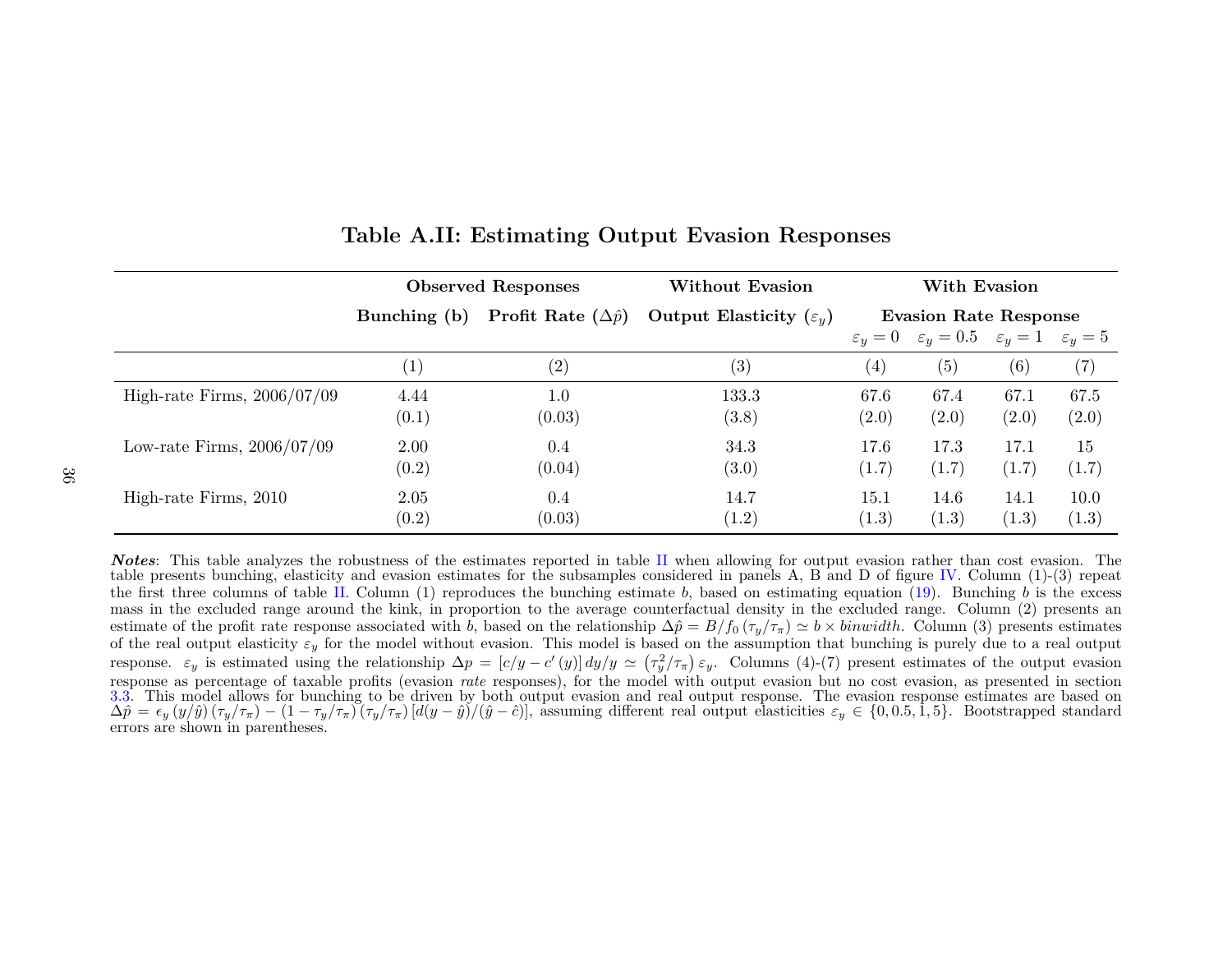## Table A.II: Estimating Output Evasion Responses

| | Observed Responses | | Without Evasion | With Evasion | | | |
|---|---|---|---|---|---|---|---|
| | Bunching (b) | Profit Rate ($\Delta\hat{p}$) | Output Elasticity ($\varepsilon_y$) | Evasion Rate Response | | | |
| | | | | $\varepsilon_y = 0$ | $\varepsilon_y = 0.5$ | $\varepsilon_y = 1$ | $\varepsilon_y = 5$ |
| | (1) | (2) | (3) | (4) | (5) | (6) | (7) |
| High-rate Firms, 2006/07/09 | 4.44 | 1.0 | 133.3 | 67.6 | 67.4 | 67.1 | 67.5 |
| | (0.1) | (0.03) | (3.8) | (2.0) | (2.0) | (2.0) | (2.0) |
| Low-rate Firms, 2006/07/09 | 2.00 | 0.4 | 34.3 | 17.6 | 17.3 | 17.1 | 15 |
| | (0.2) | (0.04) | (3.0) | (1.7) | (1.7) | (1.7) | (1.7) |
| High-rate Firms, 2010 | 2.05 | 0.4 | 14.7 | 15.1 | 14.6 | 14.1 | 10.0 |
| | (0.2) | (0.03) | (1.2) | (1.3) | (1.3) | (1.3) | (1.3) |

***Notes***: This table analyzes the robustness of the estimates reported in table II when allowing for output evasion rather than cost evasion. The table presents bunching, elasticity and evasion estimates for the subsamples considered in panels A, B and D of figure IV. Column (1)-(3) repeat the first three columns of table II. Column (1) reproduces the bunching estimate $b$, based on estimating equation (19). Bunching $b$ is the excess mass in the excluded range around the kink, in proportion to the average counterfactual density in the excluded range. Column (2) presents an estimate of the profit rate response associated with $b$, based on the relationship $\Delta\hat{p} = B/f_0\left(\tau_y/\tau_\pi\right) \simeq b \times binwidth$. Column (3) presents estimates of the real output elasticity $\varepsilon_y$ for the model without evasion. This model is based on the assumption that bunching is purely due to a real output response. $\varepsilon_y$ is estimated using the relationship $\Delta p = \left[c/y - c'\left(y\right)\right] dy/y \simeq \left(\tau_y^2/\tau_\pi\right)\varepsilon_y$. Columns (4)-(7) present estimates of the output evasion response as percentage of taxable profits (evasion *rate* responses), for the model with output evasion but no cost evasion, as presented in section 3.3. This model allows for bunching to be driven by both output evasion and real output response. The evasion response estimates are based on $\Delta\hat{p} = \epsilon_y\left(y/\hat{y}\right)\left(\tau_y/\tau_\pi\right) - \left(1 - \tau_y/\tau_\pi\right)\left(\tau_y/\tau_\pi\right)\left[d(y-\hat{y})/(\hat{y}-\hat{c})\right]$, assuming different real output elasticities $\varepsilon_y \in \{0, 0.5, 1, 5\}$. Bootstrapped standard errors are shown in parentheses.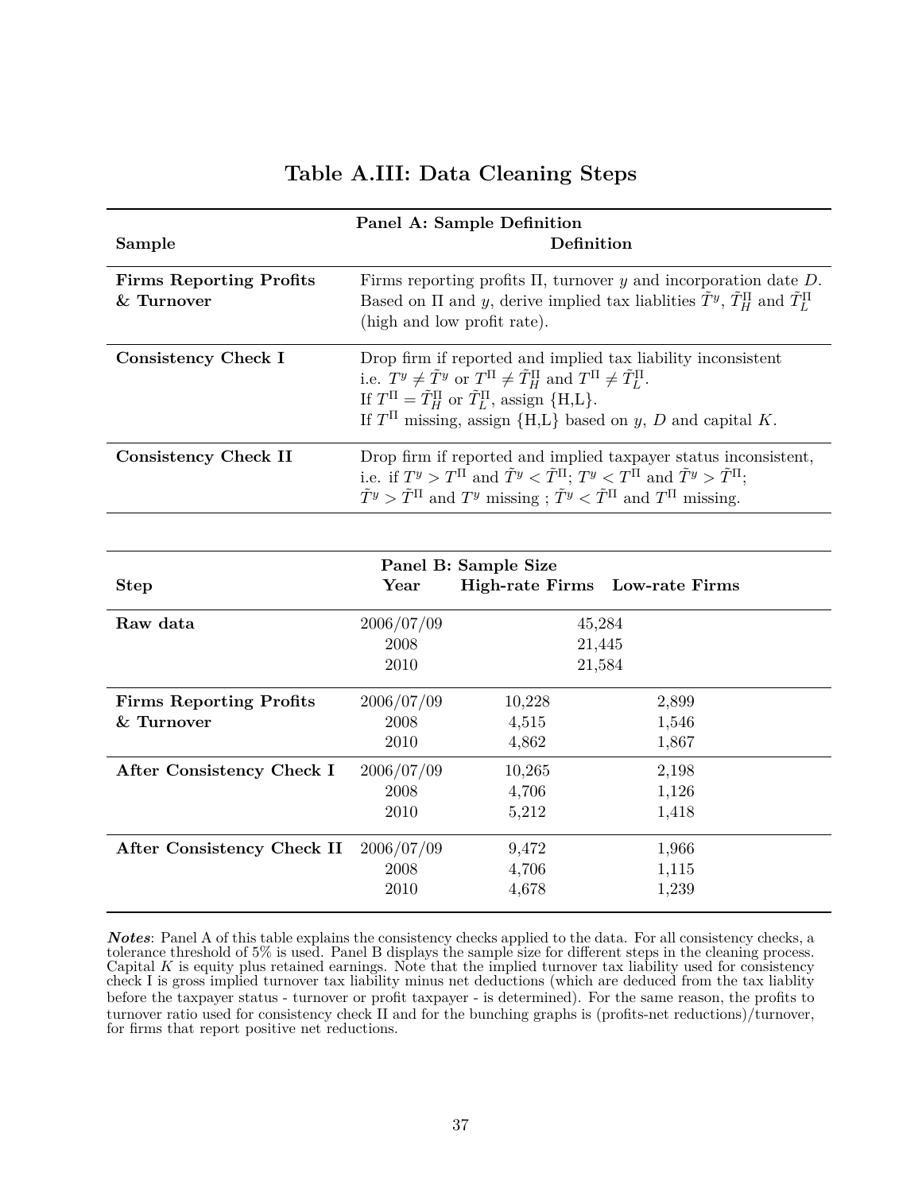# Table A.III: Data Cleaning Steps

| Panel A: Sample Definition | |
|---|---|
| **Sample** | **Definition** |
| **Firms Reporting Profits & Turnover** | Firms reporting profits $\Pi$, turnover $y$ and incorporation date $D$. Based on $\Pi$ and $y$, derive implied tax liablities $\tilde{T}^y$, $\tilde{T}^{\Pi}_H$ and $\tilde{T}^{\Pi}_L$ (high and low profit rate). |
| **Consistency Check I** | Drop firm if reported and implied tax liability inconsistent i.e. $T^y \neq \tilde{T}^y$ or $T^{\Pi} \neq \tilde{T}^{\Pi}_H$ and $T^{\Pi} \neq \tilde{T}^{\Pi}_L$. If $T^{\Pi} = \tilde{T}^{\Pi}_H$ or $\tilde{T}^{\Pi}_L$, assign {H,L}. If $T^{\Pi}$ missing, assign {H,L} based on $y$, $D$ and capital $K$. |
| **Consistency Check II** | Drop firm if reported and implied taxpayer status inconsistent, i.e. if $T^y > T^{\Pi}$ and $\tilde{T}^y < \tilde{T}^{\Pi}$; $T^y < T^{\Pi}$ and $\tilde{T}^y > \tilde{T}^{\Pi}$; $\tilde{T}^y > \tilde{T}^{\Pi}$ and $T^y$ missing ; $\tilde{T}^y < \tilde{T}^{\Pi}$ and $T^{\Pi}$ missing. |

| Panel B: Sample Size | | | |
|---|---|---|---|
| **Step** | **Year** | **High-rate Firms** | **Low-rate Firms** |
| **Raw data** | 2006/07/09 | 45,284 | |
| | 2008 | 21,445 | |
| | 2010 | 21,584 | |
| **Firms Reporting Profits & Turnover** | 2006/07/09 | 10,228 | 2,899 |
| | 2008 | 4,515 | 1,546 |
| | 2010 | 4,862 | 1,867 |
| **After Consistency Check I** | 2006/07/09 | 10,265 | 2,198 |
| | 2008 | 4,706 | 1,126 |
| | 2010 | 5,212 | 1,418 |
| **After Consistency Check II** | 2006/07/09 | 9,472 | 1,966 |
| | 2008 | 4,706 | 1,115 |
| | 2010 | 4,678 | 1,239 |

***Notes***: Panel A of this table explains the consistency checks applied to the data. For all consistency checks, a tolerance threshold of 5% is used. Panel B displays the sample size for different steps in the cleaning process. Capital $K$ is equity plus retained earnings. Note that the implied turnover tax liability used for consistency check I is gross implied turnover tax liability minus net deductions (which are deduced from the tax liablity before the taxpayer status - turnover or profit taxpayer - is determined). For the same reason, the profits to turnover ratio used for consistency check II and for the bunching graphs is (profits-net reductions)/turnover, for firms that report positive net reductions.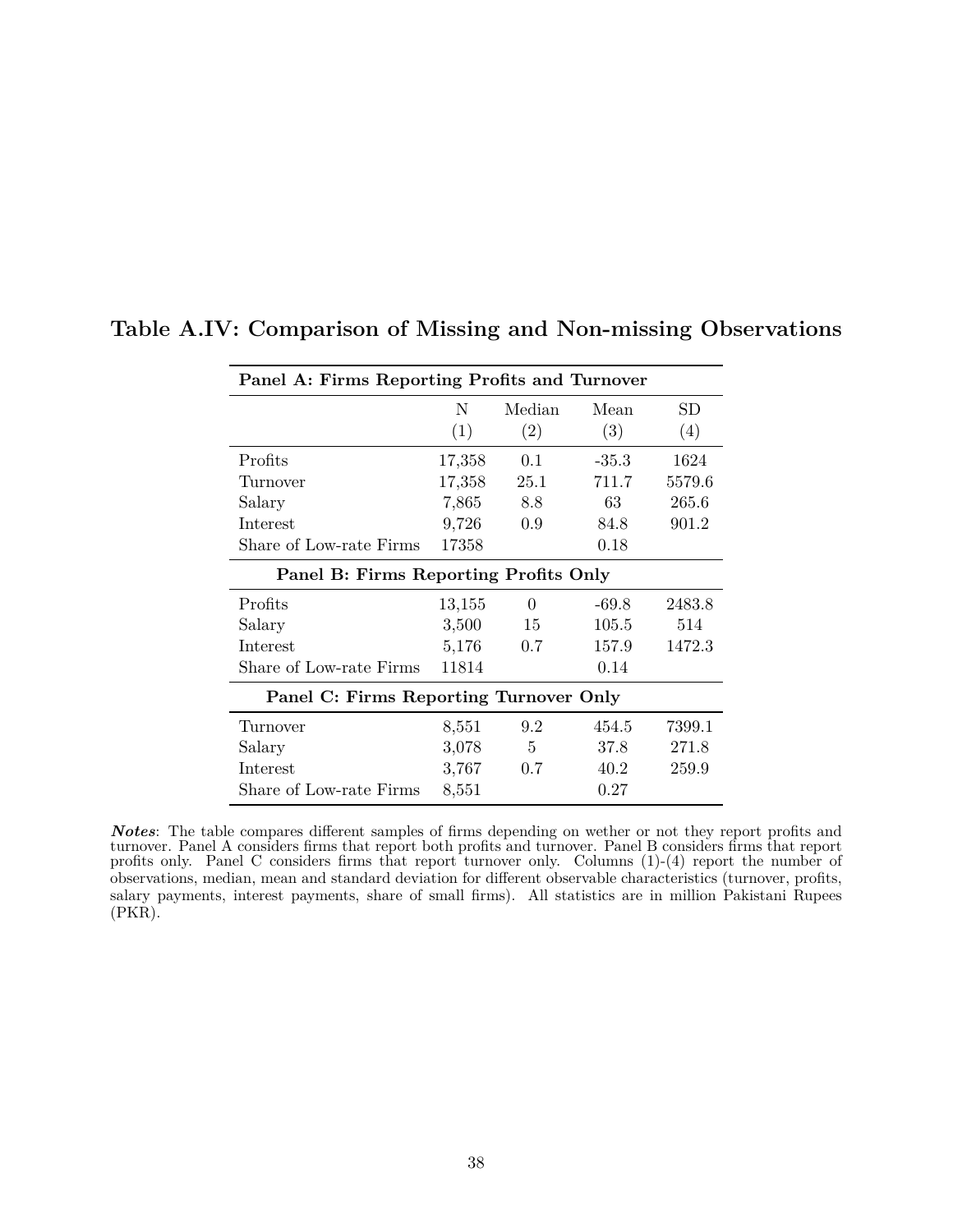## Table A.IV: Comparison of Missing and Non-missing Observations

| Panel A: Firms Reporting Profits and Turnover | | | | |
|---|---|---|---|---|
| | N<br>(1) | Median<br>(2) | Mean<br>(3) | SD<br>(4) |
| Profits | 17,358 | 0.1 | -35.3 | 1624 |
| Turnover | 17,358 | 25.1 | 711.7 | 5579.6 |
| Salary | 7,865 | 8.8 | 63 | 265.6 |
| Interest | 9,726 | 0.9 | 84.8 | 901.2 |
| Share of Low-rate Firms | 17358 | | 0.18 | |
| **Panel B: Firms Reporting Profits Only** | | | | |
| Profits | 13,155 | 0 | -69.8 | 2483.8 |
| Salary | 3,500 | 15 | 105.5 | 514 |
| Interest | 5,176 | 0.7 | 157.9 | 1472.3 |
| Share of Low-rate Firms | 11814 | | 0.14 | |
| **Panel C: Firms Reporting Turnover Only** | | | | |
| Turnover | 8,551 | 9.2 | 454.5 | 7399.1 |
| Salary | 3,078 | 5 | 37.8 | 271.8 |
| Interest | 3,767 | 0.7 | 40.2 | 259.9 |
| Share of Low-rate Firms | 8,551 | | 0.27 | |

***Notes***: The table compares different samples of firms depending on wether or not they report profits and turnover. Panel A considers firms that report both profits and turnover. Panel B considers firms that report profits only. Panel C considers firms that report turnover only. Columns (1)-(4) report the number of observations, median, mean and standard deviation for different observable characteristics (turnover, profits, salary payments, interest payments, share of small firms). All statistics are in million Pakistani Rupees (PKR).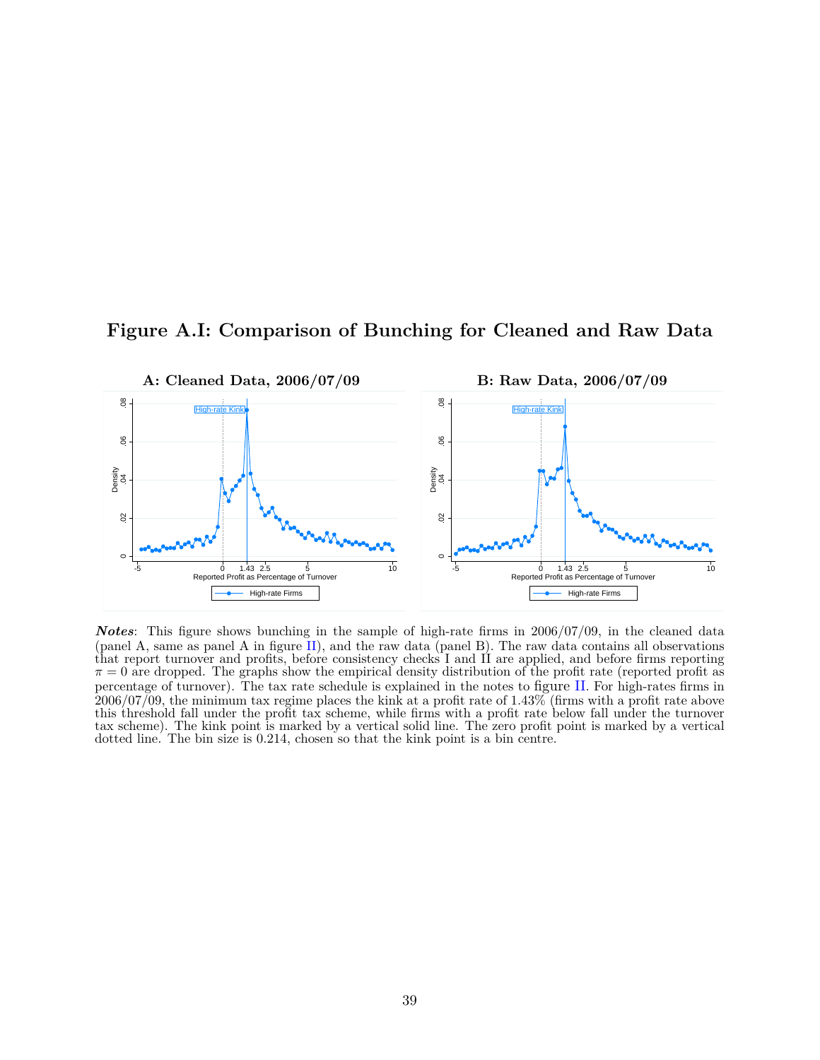# Figure A.I: Comparison of Bunching for Cleaned and Raw Data

**A: Cleaned Data, 2006/07/09**

**B: Raw Data, 2006/07/09**

***Notes***: This figure shows bunching in the sample of high-rate firms in 2006/07/09, in the cleaned data (panel A, same as panel A in figure II), and the raw data (panel B). The raw data contains all observations that report turnover and profits, before consistency checks I and II are applied, and before firms reporting $\pi = 0$ are dropped. The graphs show the empirical density distribution of the profit rate (reported profit as percentage of turnover). The tax rate schedule is explained in the notes to figure II. For high-rates firms in 2006/07/09, the minimum tax regime places the kink at a profit rate of 1.43% (firms with a profit rate above this threshold fall under the profit tax scheme, while firms with a profit rate below fall under the turnover tax scheme). The kink point is marked by a vertical solid line. The zero profit point is marked by a vertical dotted line. The bin size is 0.214, chosen so that the kink point is a bin centre.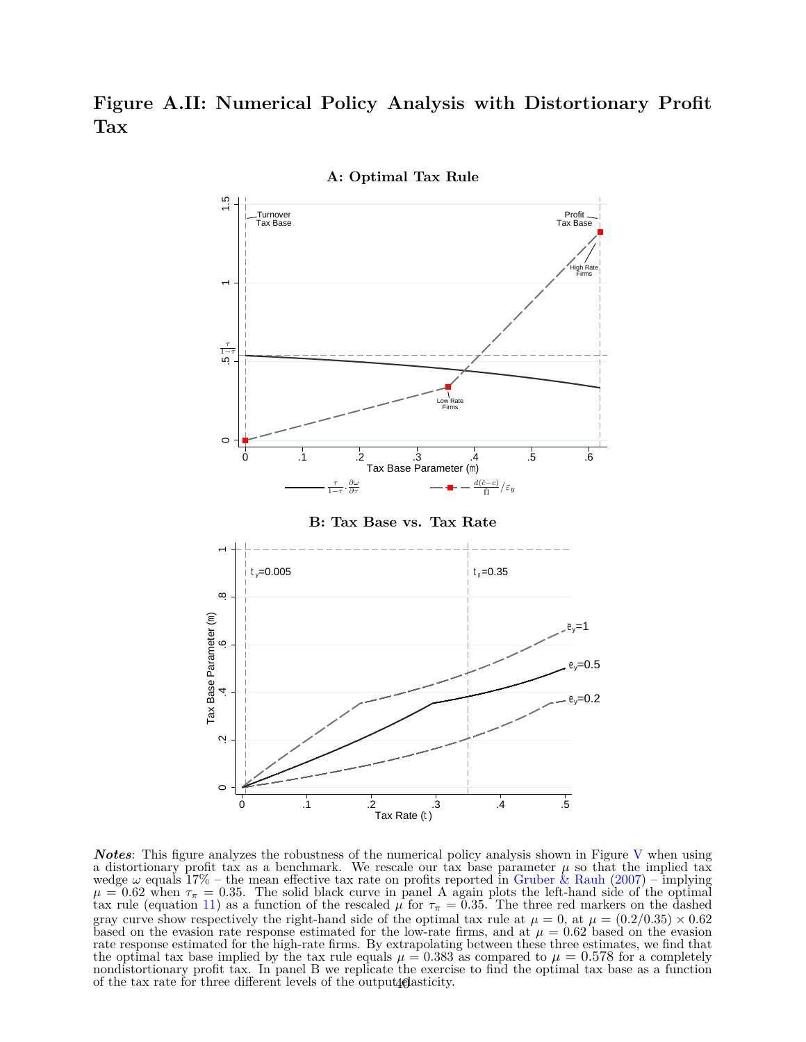# Figure A.II: Numerical Policy Analysis with Distortionary Profit Tax

**A: Optimal Tax Rule**

Turnover Tax Base

Profit Tax Base

High Rate Firms

Low Rate Firms

$\frac{\tau}{1-\tau}$

0

.5

1

1.5

0

.1

.2

.3

.4

.5

.6

Tax Base Parameter ($\mu$)

$\frac{\tau}{1-\tau} \cdot \frac{\partial \omega}{\partial \tau}$

$\frac{d(\hat{c}-c)}{\hat{\Pi}} / \varepsilon_y$

**B: Tax Base vs. Tax Rate**

$t_y$=0.005

$t_\pi$=0.35

$e_y$=1

$e_y$=0.5

$e_y$=0.2

0

.2

.4

.6

.8

1

0

.1

.2

.3

.4

.5

Tax Base Parameter ($\mu$)

Tax Rate ($t$)

***Notes***: This figure analyzes the robustness of the numerical policy analysis shown in Figure V when using a distortionary profit tax as a benchmark. We rescale our tax base parameter $\mu$ so that the implied tax wedge $\omega$ equals 17% – the mean effective tax rate on profits reported in Gruber & Rauh (2007) – implying $\mu = 0.62$ when $\tau_\pi = 0.35$. The solid black curve in panel A again plots the left-hand side of the optimal tax rule (equation 11) as a function of the rescaled $\mu$ for $\tau_\pi = 0.35$. The three red markers on the dashed gray curve show respectively the right-hand side of the optimal tax rule at $\mu = 0$, at $\mu = (0.2/0.35) \times 0.62$ based on the evasion rate response estimated for the low-rate firms, and at $\mu = 0.62$ based on the evasion rate response estimated for the high-rate firms. By extrapolating between these three estimates, we find that the optimal tax base implied by the tax rule equals $\mu = 0.383$ as compared to $\mu = 0.578$ for a completely nondistortionary profit tax. In panel B we replicate the exercise to find the optimal tax base as a function of the tax rate for three different levels of the output elasticity.